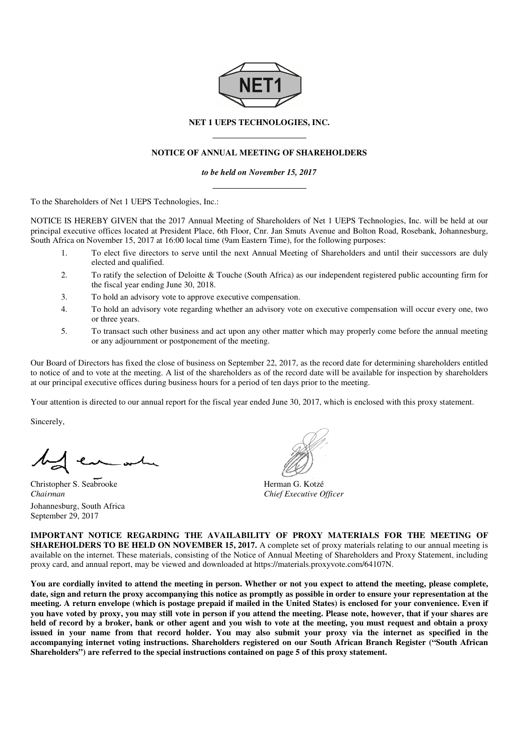NET1

# NET 1 UEPS TECHNOLOGIES, INC.

## NOTICE OF ANNUAL MEETING OF SHAREHOLDERS

***to be held on November 15, 2017***

To the Shareholders of Net 1 UEPS Technologies, Inc.:

NOTICE IS HEREBY GIVEN that the 2017 Annual Meeting of Shareholders of Net 1 UEPS Technologies, Inc. will be held at our principal executive offices located at President Place, 6th Floor, Cnr. Jan Smuts Avenue and Bolton Road, Rosebank, Johannesburg, South Africa on November 15, 2017 at 16:00 local time (9am Eastern Time), for the following purposes:

1. To elect five directors to serve until the next Annual Meeting of Shareholders and until their successors are duly elected and qualified.
2. To ratify the selection of Deloitte & Touche (South Africa) as our independent registered public accounting firm for the fiscal year ending June 30, 2018.
3. To hold an advisory vote to approve executive compensation.
4. To hold an advisory vote regarding whether an advisory vote on executive compensation will occur every one, two or three years.
5. To transact such other business and act upon any other matter which may properly come before the annual meeting or any adjournment or postponement of the meeting.

Our Board of Directors has fixed the close of business on September 22, 2017, as the record date for determining shareholders entitled to notice of and to vote at the meeting. A list of the shareholders as of the record date will be available for inspection by shareholders at our principal executive offices during business hours for a period of ten days prior to the meeting.

Your attention is directed to our annual report for the fiscal year ended June 30, 2017, which is enclosed with this proxy statement.

Sincerely,

Christopher S. Seabrooke
*Chairman*

Herman G. Kotzé
*Chief Executive Officer*

Johannesburg, South Africa
September 29, 2017

**IMPORTANT NOTICE REGARDING THE AVAILABILITY OF PROXY MATERIALS FOR THE MEETING OF SHAREHOLDERS TO BE HELD ON NOVEMBER 15, 2017.** A complete set of proxy materials relating to our annual meeting is available on the internet. These materials, consisting of the Notice of Annual Meeting of Shareholders and Proxy Statement, including proxy card, and annual report, may be viewed and downloaded at https://materials.proxyvote.com/64107N.

**You are cordially invited to attend the meeting in person. Whether or not you expect to attend the meeting, please complete, date, sign and return the proxy accompanying this notice as promptly as possible in order to ensure your representation at the meeting. A return envelope (which is postage prepaid if mailed in the United States) is enclosed for your convenience. Even if you have voted by proxy, you may still vote in person if you attend the meeting. Please note, however, that if your shares are held of record by a broker, bank or other agent and you wish to vote at the meeting, you must request and obtain a proxy issued in your name from that record holder. You may also submit your proxy via the internet as specified in the accompanying internet voting instructions. Shareholders registered on our South African Branch Register ("South African Shareholders") are referred to the special instructions contained on page 5 of this proxy statement.**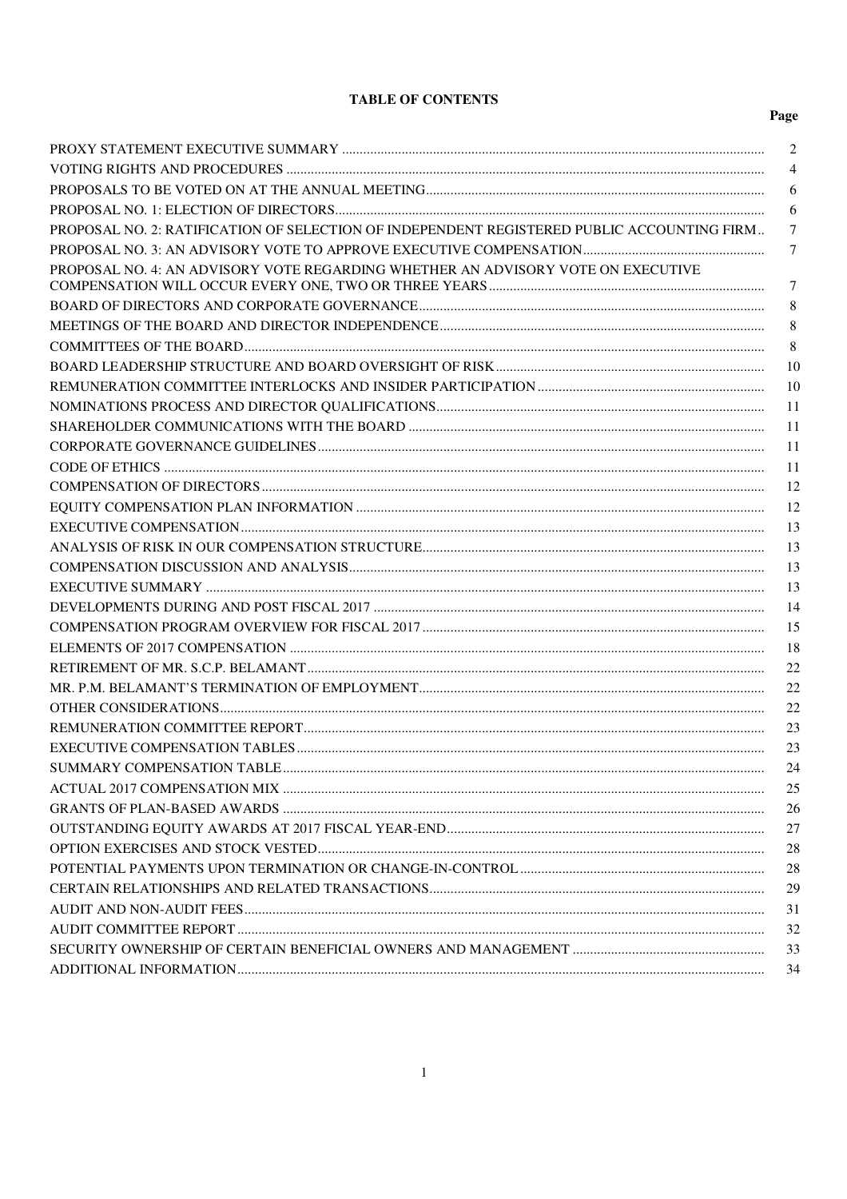# TABLE OF CONTENTS

| | Page |
|---|---|
| PROXY STATEMENT EXECUTIVE SUMMARY | 2 |
| VOTING RIGHTS AND PROCEDURES | 4 |
| PROPOSALS TO BE VOTED ON AT THE ANNUAL MEETING | 6 |
| PROPOSAL NO. 1: ELECTION OF DIRECTORS | 6 |
| PROPOSAL NO. 2: RATIFICATION OF SELECTION OF INDEPENDENT REGISTERED PUBLIC ACCOUNTING FIRM | 7 |
| PROPOSAL NO. 3: AN ADVISORY VOTE TO APPROVE EXECUTIVE COMPENSATION | 7 |
| PROPOSAL NO. 4: AN ADVISORY VOTE REGARDING WHETHER AN ADVISORY VOTE ON EXECUTIVE COMPENSATION WILL OCCUR EVERY ONE, TWO OR THREE YEARS | 7 |
| BOARD OF DIRECTORS AND CORPORATE GOVERNANCE | 8 |
| MEETINGS OF THE BOARD AND DIRECTOR INDEPENDENCE | 8 |
| COMMITTEES OF THE BOARD | 8 |
| BOARD LEADERSHIP STRUCTURE AND BOARD OVERSIGHT OF RISK | 10 |
| REMUNERATION COMMITTEE INTERLOCKS AND INSIDER PARTICIPATION | 10 |
| NOMINATIONS PROCESS AND DIRECTOR QUALIFICATIONS | 11 |
| SHAREHOLDER COMMUNICATIONS WITH THE BOARD | 11 |
| CORPORATE GOVERNANCE GUIDELINES | 11 |
| CODE OF ETHICS | 11 |
| COMPENSATION OF DIRECTORS | 12 |
| EQUITY COMPENSATION PLAN INFORMATION | 12 |
| EXECUTIVE COMPENSATION | 13 |
| ANALYSIS OF RISK IN OUR COMPENSATION STRUCTURE | 13 |
| COMPENSATION DISCUSSION AND ANALYSIS | 13 |
| EXECUTIVE SUMMARY | 13 |
| DEVELOPMENTS DURING AND POST FISCAL 2017 | 14 |
| COMPENSATION PROGRAM OVERVIEW FOR FISCAL 2017 | 15 |
| ELEMENTS OF 2017 COMPENSATION | 18 |
| RETIREMENT OF MR. S.C.P. BELAMANT | 22 |
| MR. P.M. BELAMANT'S TERMINATION OF EMPLOYMENT | 22 |
| OTHER CONSIDERATIONS | 22 |
| REMUNERATION COMMITTEE REPORT | 23 |
| EXECUTIVE COMPENSATION TABLES | 23 |
| SUMMARY COMPENSATION TABLE | 24 |
| ACTUAL 2017 COMPENSATION MIX | 25 |
| GRANTS OF PLAN-BASED AWARDS | 26 |
| OUTSTANDING EQUITY AWARDS AT 2017 FISCAL YEAR-END | 27 |
| OPTION EXERCISES AND STOCK VESTED | 28 |
| POTENTIAL PAYMENTS UPON TERMINATION OR CHANGE-IN-CONTROL | 28 |
| CERTAIN RELATIONSHIPS AND RELATED TRANSACTIONS | 29 |
| AUDIT AND NON-AUDIT FEES | 31 |
| AUDIT COMMITTEE REPORT | 32 |
| SECURITY OWNERSHIP OF CERTAIN BENEFICIAL OWNERS AND MANAGEMENT | 33 |
| ADDITIONAL INFORMATION | 34 |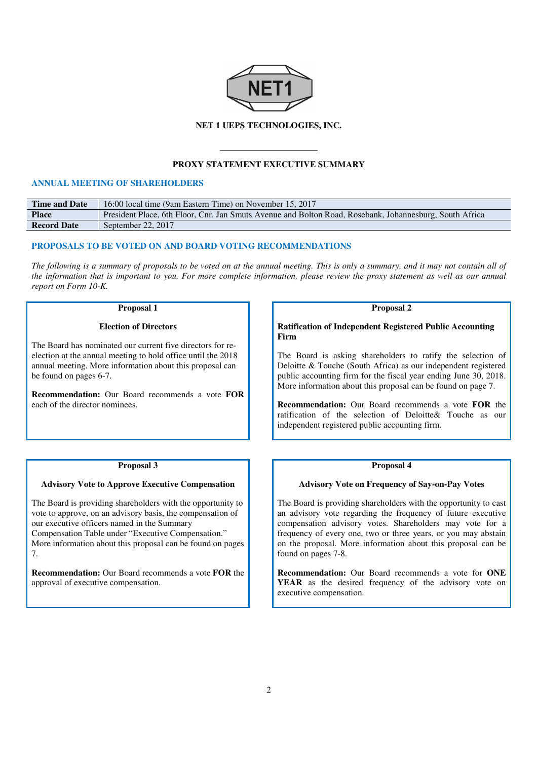**NET 1 UEPS TECHNOLOGIES, INC.**

---

## PROXY STATEMENT EXECUTIVE SUMMARY

### ANNUAL MEETING OF SHAREHOLDERS

| | |
|---|---|
| **Time and Date** | 16:00 local time (9am Eastern Time) on November 15, 2017 |
| **Place** | President Place, 6th Floor, Cnr. Jan Smuts Avenue and Bolton Road, Rosebank, Johannesburg, South Africa |
| **Record Date** | September 22, 2017 |

### PROPOSALS TO BE VOTED ON AND BOARD VOTING RECOMMENDATIONS

*The following is a summary of proposals to be voted on at the annual meeting. This is only a summary, and it may not contain all of the information that is important to you. For more complete information, please review the proxy statement as well as our annual report on Form 10-K.*

**Proposal 1**

**Election of Directors**

The Board has nominated our current five directors for re-election at the annual meeting to hold office until the 2018 annual meeting. More information about this proposal can be found on pages 6-7.

**Recommendation:** Our Board recommends a vote **FOR** each of the director nominees.

**Proposal 2**

**Ratification of Independent Registered Public Accounting Firm**

The Board is asking shareholders to ratify the selection of Deloitte & Touche (South Africa) as our independent registered public accounting firm for the fiscal year ending June 30, 2018. More information about this proposal can be found on page 7.

**Recommendation:** Our Board recommends a vote **FOR** the ratification of the selection of Deloitte& Touche as our independent registered public accounting firm.

**Proposal 3**

**Advisory Vote to Approve Executive Compensation**

The Board is providing shareholders with the opportunity to vote to approve, on an advisory basis, the compensation of our executive officers named in the Summary Compensation Table under "Executive Compensation." More information about this proposal can be found on pages 7.

**Recommendation:** Our Board recommends a vote **FOR** the approval of executive compensation.

**Proposal 4**

**Advisory Vote on Frequency of Say-on-Pay Votes**

The Board is providing shareholders with the opportunity to cast an advisory vote regarding the frequency of future executive compensation advisory votes. Shareholders may vote for a frequency of every one, two or three years, or you may abstain on the proposal. More information about this proposal can be found on pages 7-8.

**Recommendation:** Our Board recommends a vote for **ONE YEAR** as the desired frequency of the advisory vote on executive compensation.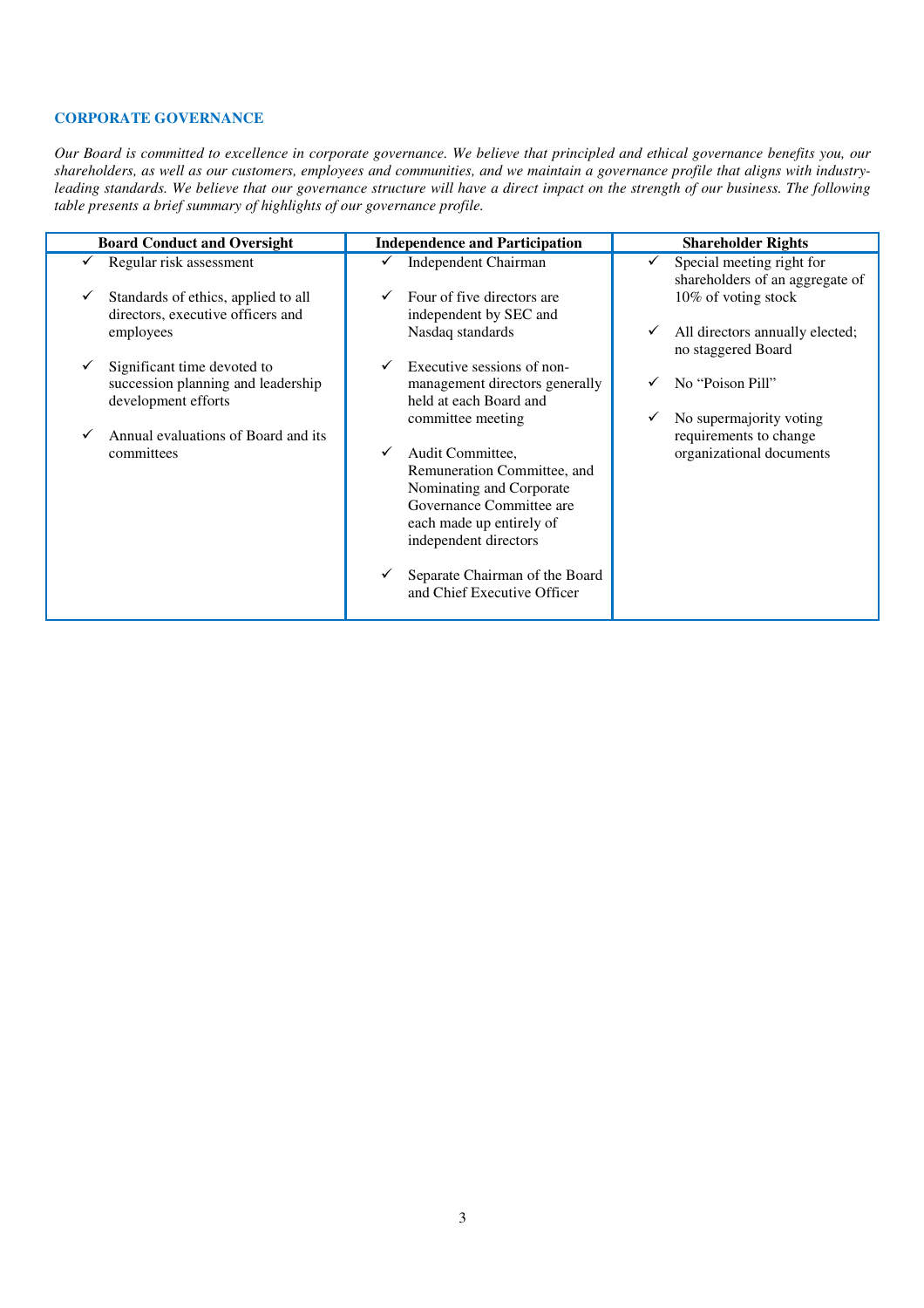## CORPORATE GOVERNANCE

*Our Board is committed to excellence in corporate governance. We believe that principled and ethical governance benefits you, our shareholders, as well as our customers, employees and communities, and we maintain a governance profile that aligns with industry-leading standards. We believe that our governance structure will have a direct impact on the strength of our business. The following table presents a brief summary of highlights of our governance profile.*

| Board Conduct and Oversight | Independence and Participation | Shareholder Rights |
|---|---|---|
| ✓ Regular risk assessment | ✓ Independent Chairman | ✓ Special meeting right for shareholders of an aggregate of 10% of voting stock |
| ✓ Standards of ethics, applied to all directors, executive officers and employees | ✓ Four of five directors are independent by SEC and Nasdaq standards | ✓ All directors annually elected; no staggered Board |
| ✓ Significant time devoted to succession planning and leadership development efforts | ✓ Executive sessions of non-management directors generally held at each Board and committee meeting | ✓ No "Poison Pill" |
| ✓ Annual evaluations of Board and its committees | ✓ Audit Committee, Remuneration Committee, and Nominating and Corporate Governance Committee are each made up entirely of independent directors | ✓ No supermajority voting requirements to change organizational documents |
| | ✓ Separate Chairman of the Board and Chief Executive Officer | |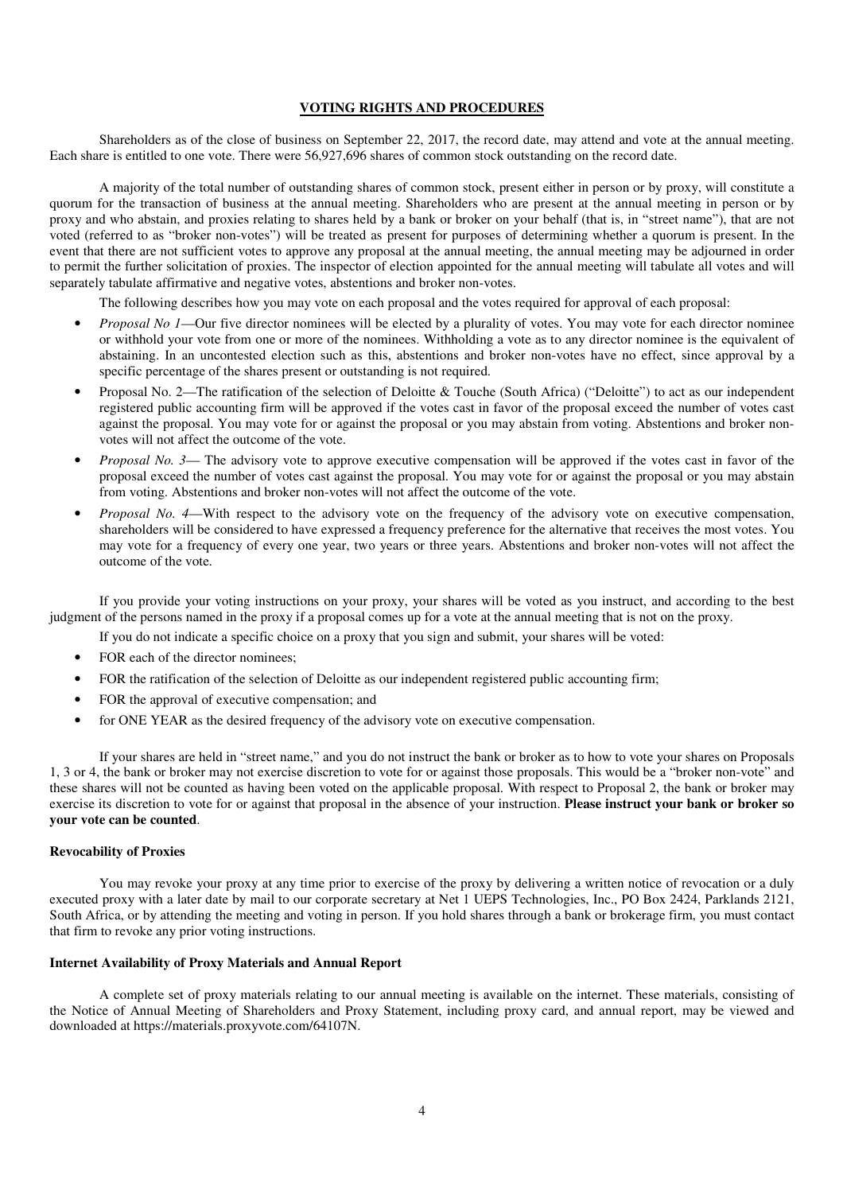## VOTING RIGHTS AND PROCEDURES

Shareholders as of the close of business on September 22, 2017, the record date, may attend and vote at the annual meeting. Each share is entitled to one vote. There were 56,927,696 shares of common stock outstanding on the record date.

A majority of the total number of outstanding shares of common stock, present either in person or by proxy, will constitute a quorum for the transaction of business at the annual meeting. Shareholders who are present at the annual meeting in person or by proxy and who abstain, and proxies relating to shares held by a bank or broker on your behalf (that is, in "street name"), that are not voted (referred to as "broker non-votes") will be treated as present for purposes of determining whether a quorum is present. In the event that there are not sufficient votes to approve any proposal at the annual meeting, the annual meeting may be adjourned in order to permit the further solicitation of proxies. The inspector of election appointed for the annual meeting will tabulate all votes and will separately tabulate affirmative and negative votes, abstentions and broker non-votes.

The following describes how you may vote on each proposal and the votes required for approval of each proposal:

- *Proposal No 1*—Our five director nominees will be elected by a plurality of votes. You may vote for each director nominee or withhold your vote from one or more of the nominees. Withholding a vote as to any director nominee is the equivalent of abstaining. In an uncontested election such as this, abstentions and broker non-votes have no effect, since approval by a specific percentage of the shares present or outstanding is not required.
- Proposal No. 2—The ratification of the selection of Deloitte & Touche (South Africa) ("Deloitte") to act as our independent registered public accounting firm will be approved if the votes cast in favor of the proposal exceed the number of votes cast against the proposal. You may vote for or against the proposal or you may abstain from voting. Abstentions and broker non-votes will not affect the outcome of the vote.
- *Proposal No. 3*— The advisory vote to approve executive compensation will be approved if the votes cast in favor of the proposal exceed the number of votes cast against the proposal. You may vote for or against the proposal or you may abstain from voting. Abstentions and broker non-votes will not affect the outcome of the vote.
- *Proposal No. 4*—With respect to the advisory vote on the frequency of the advisory vote on executive compensation, shareholders will be considered to have expressed a frequency preference for the alternative that receives the most votes. You may vote for a frequency of every one year, two years or three years. Abstentions and broker non-votes will not affect the outcome of the vote.

If you provide your voting instructions on your proxy, your shares will be voted as you instruct, and according to the best judgment of the persons named in the proxy if a proposal comes up for a vote at the annual meeting that is not on the proxy.

If you do not indicate a specific choice on a proxy that you sign and submit, your shares will be voted:

- FOR each of the director nominees;
- FOR the ratification of the selection of Deloitte as our independent registered public accounting firm;
- FOR the approval of executive compensation; and
- for ONE YEAR as the desired frequency of the advisory vote on executive compensation.

If your shares are held in "street name," and you do not instruct the bank or broker as to how to vote your shares on Proposals 1, 3 or 4, the bank or broker may not exercise discretion to vote for or against those proposals. This would be a "broker non-vote" and these shares will not be counted as having been voted on the applicable proposal. With respect to Proposal 2, the bank or broker may exercise its discretion to vote for or against that proposal in the absence of your instruction. **Please instruct your bank or broker so your vote can be counted**.

### Revocability of Proxies

You may revoke your proxy at any time prior to exercise of the proxy by delivering a written notice of revocation or a duly executed proxy with a later date by mail to our corporate secretary at Net 1 UEPS Technologies, Inc., PO Box 2424, Parklands 2121, South Africa, or by attending the meeting and voting in person. If you hold shares through a bank or brokerage firm, you must contact that firm to revoke any prior voting instructions.

### Internet Availability of Proxy Materials and Annual Report

A complete set of proxy materials relating to our annual meeting is available on the internet. These materials, consisting of the Notice of Annual Meeting of Shareholders and Proxy Statement, including proxy card, and annual report, may be viewed and downloaded at https://materials.proxyvote.com/64107N.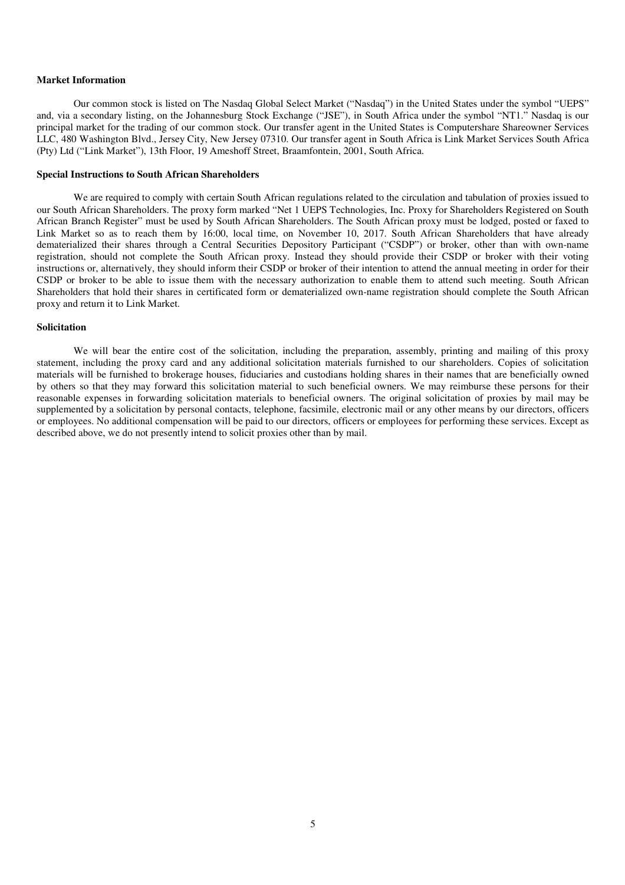**Market Information**

Our common stock is listed on The Nasdaq Global Select Market ("Nasdaq") in the United States under the symbol "UEPS" and, via a secondary listing, on the Johannesburg Stock Exchange ("JSE"), in South Africa under the symbol "NT1." Nasdaq is our principal market for the trading of our common stock. Our transfer agent in the United States is Computershare Shareowner Services LLC, 480 Washington Blvd., Jersey City, New Jersey 07310. Our transfer agent in South Africa is Link Market Services South Africa (Pty) Ltd ("Link Market"), 13th Floor, 19 Ameshoff Street, Braamfontein, 2001, South Africa.

**Special Instructions to South African Shareholders**

We are required to comply with certain South African regulations related to the circulation and tabulation of proxies issued to our South African Shareholders. The proxy form marked "Net 1 UEPS Technologies, Inc. Proxy for Shareholders Registered on South African Branch Register" must be used by South African Shareholders. The South African proxy must be lodged, posted or faxed to Link Market so as to reach them by 16:00, local time, on November 10, 2017. South African Shareholders that have already dematerialized their shares through a Central Securities Depository Participant ("CSDP") or broker, other than with own-name registration, should not complete the South African proxy. Instead they should provide their CSDP or broker with their voting instructions or, alternatively, they should inform their CSDP or broker of their intention to attend the annual meeting in order for their CSDP or broker to be able to issue them with the necessary authorization to enable them to attend such meeting. South African Shareholders that hold their shares in certificated form or dematerialized own-name registration should complete the South African proxy and return it to Link Market.

**Solicitation**

We will bear the entire cost of the solicitation, including the preparation, assembly, printing and mailing of this proxy statement, including the proxy card and any additional solicitation materials furnished to our shareholders. Copies of solicitation materials will be furnished to brokerage houses, fiduciaries and custodians holding shares in their names that are beneficially owned by others so that they may forward this solicitation material to such beneficial owners. We may reimburse these persons for their reasonable expenses in forwarding solicitation materials to beneficial owners. The original solicitation of proxies by mail may be supplemented by a solicitation by personal contacts, telephone, facsimile, electronic mail or any other means by our directors, officers or employees. No additional compensation will be paid to our directors, officers or employees for performing these services. Except as described above, we do not presently intend to solicit proxies other than by mail.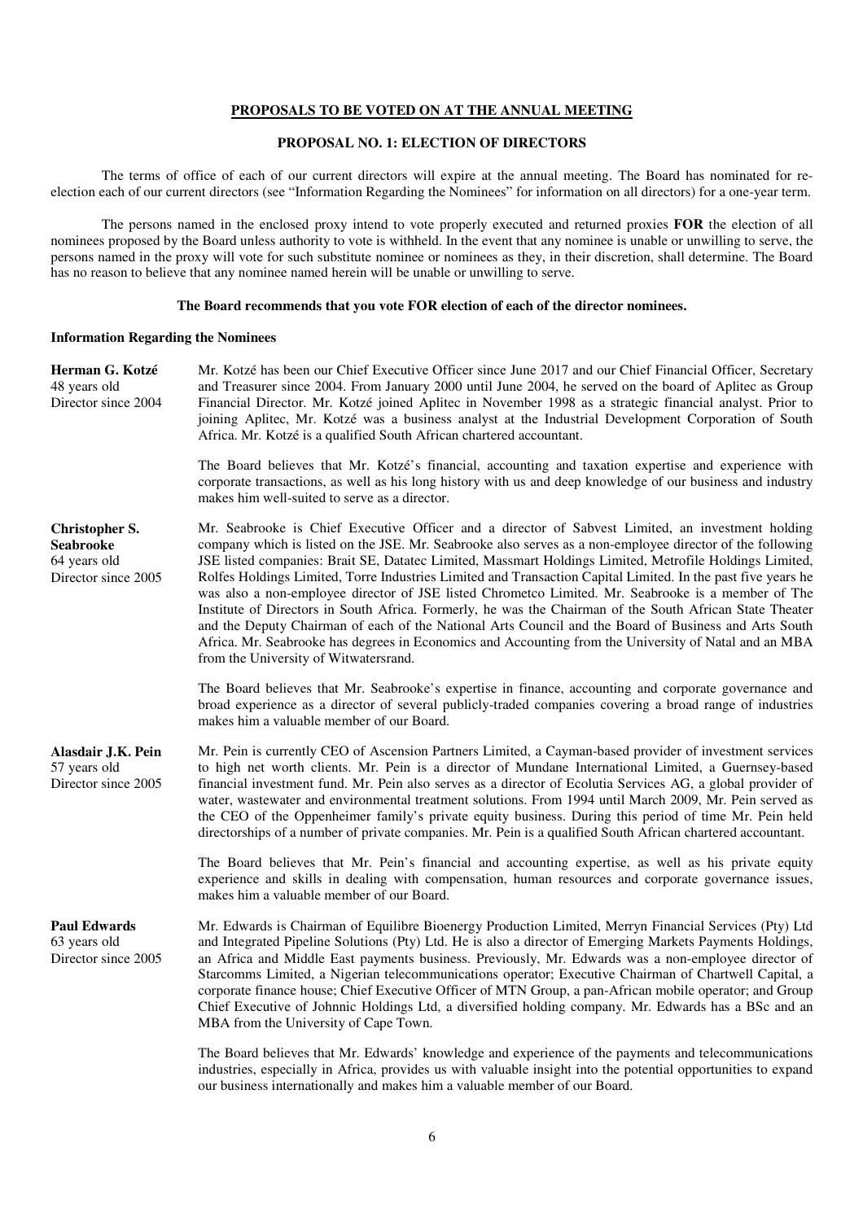## PROPOSALS TO BE VOTED ON AT THE ANNUAL MEETING

### PROPOSAL NO. 1: ELECTION OF DIRECTORS

The terms of office of each of our current directors will expire at the annual meeting. The Board has nominated for re-election each of our current directors (see "Information Regarding the Nominees" for information on all directors) for a one-year term.

The persons named in the enclosed proxy intend to vote properly executed and returned proxies **FOR** the election of all nominees proposed by the Board unless authority to vote is withheld. In the event that any nominee is unable or unwilling to serve, the persons named in the proxy will vote for such substitute nominee or nominees as they, in their discretion, shall determine. The Board has no reason to believe that any nominee named herein will be unable or unwilling to serve.

**The Board recommends that you vote FOR election of each of the director nominees.**

#### Information Regarding the Nominees

**Herman G. Kotzé**
48 years old
Director since 2004

Mr. Kotzé has been our Chief Executive Officer since June 2017 and our Chief Financial Officer, Secretary and Treasurer since 2004. From January 2000 until June 2004, he served on the board of Aplitec as Group Financial Director. Mr. Kotzé joined Aplitec in November 1998 as a strategic financial analyst. Prior to joining Aplitec, Mr. Kotzé was a business analyst at the Industrial Development Corporation of South Africa. Mr. Kotzé is a qualified South African chartered accountant.

The Board believes that Mr. Kotzé's financial, accounting and taxation expertise and experience with corporate transactions, as well as his long history with us and deep knowledge of our business and industry makes him well-suited to serve as a director.

**Christopher S. Seabrooke**
64 years old
Director since 2005

Mr. Seabrooke is Chief Executive Officer and a director of Sabvest Limited, an investment holding company which is listed on the JSE. Mr. Seabrooke also serves as a non-employee director of the following JSE listed companies: Brait SE, Datatec Limited, Massmart Holdings Limited, Metrofile Holdings Limited, Rolfes Holdings Limited, Torre Industries Limited and Transaction Capital Limited. In the past five years he was also a non-employee director of JSE listed Chrometco Limited. Mr. Seabrooke is a member of The Institute of Directors in South Africa. Formerly, he was the Chairman of the South African State Theater and the Deputy Chairman of each of the National Arts Council and the Board of Business and Arts South Africa. Mr. Seabrooke has degrees in Economics and Accounting from the University of Natal and an MBA from the University of Witwatersrand.

The Board believes that Mr. Seabrooke's expertise in finance, accounting and corporate governance and broad experience as a director of several publicly-traded companies covering a broad range of industries makes him a valuable member of our Board.

**Alasdair J.K. Pein**
57 years old
Director since 2005

Mr. Pein is currently CEO of Ascension Partners Limited, a Cayman-based provider of investment services to high net worth clients. Mr. Pein is a director of Mundane International Limited, a Guernsey-based financial investment fund. Mr. Pein also serves as a director of Ecolutia Services AG, a global provider of water, wastewater and environmental treatment solutions. From 1994 until March 2009, Mr. Pein served as the CEO of the Oppenheimer family's private equity business. During this period of time Mr. Pein held directorships of a number of private companies. Mr. Pein is a qualified South African chartered accountant.

The Board believes that Mr. Pein's financial and accounting expertise, as well as his private equity experience and skills in dealing with compensation, human resources and corporate governance issues, makes him a valuable member of our Board.

**Paul Edwards**
63 years old
Director since 2005

Mr. Edwards is Chairman of Equilibre Bioenergy Production Limited, Merryn Financial Services (Pty) Ltd and Integrated Pipeline Solutions (Pty) Ltd. He is also a director of Emerging Markets Payments Holdings, an Africa and Middle East payments business. Previously, Mr. Edwards was a non-employee director of Starcomms Limited, a Nigerian telecommunications operator; Executive Chairman of Chartwell Capital, a corporate finance house; Chief Executive Officer of MTN Group, a pan-African mobile operator; and Group Chief Executive of Johnnic Holdings Ltd, a diversified holding company. Mr. Edwards has a BSc and an MBA from the University of Cape Town.

The Board believes that Mr. Edwards' knowledge and experience of the payments and telecommunications industries, especially in Africa, provides us with valuable insight into the potential opportunities to expand our business internationally and makes him a valuable member of our Board.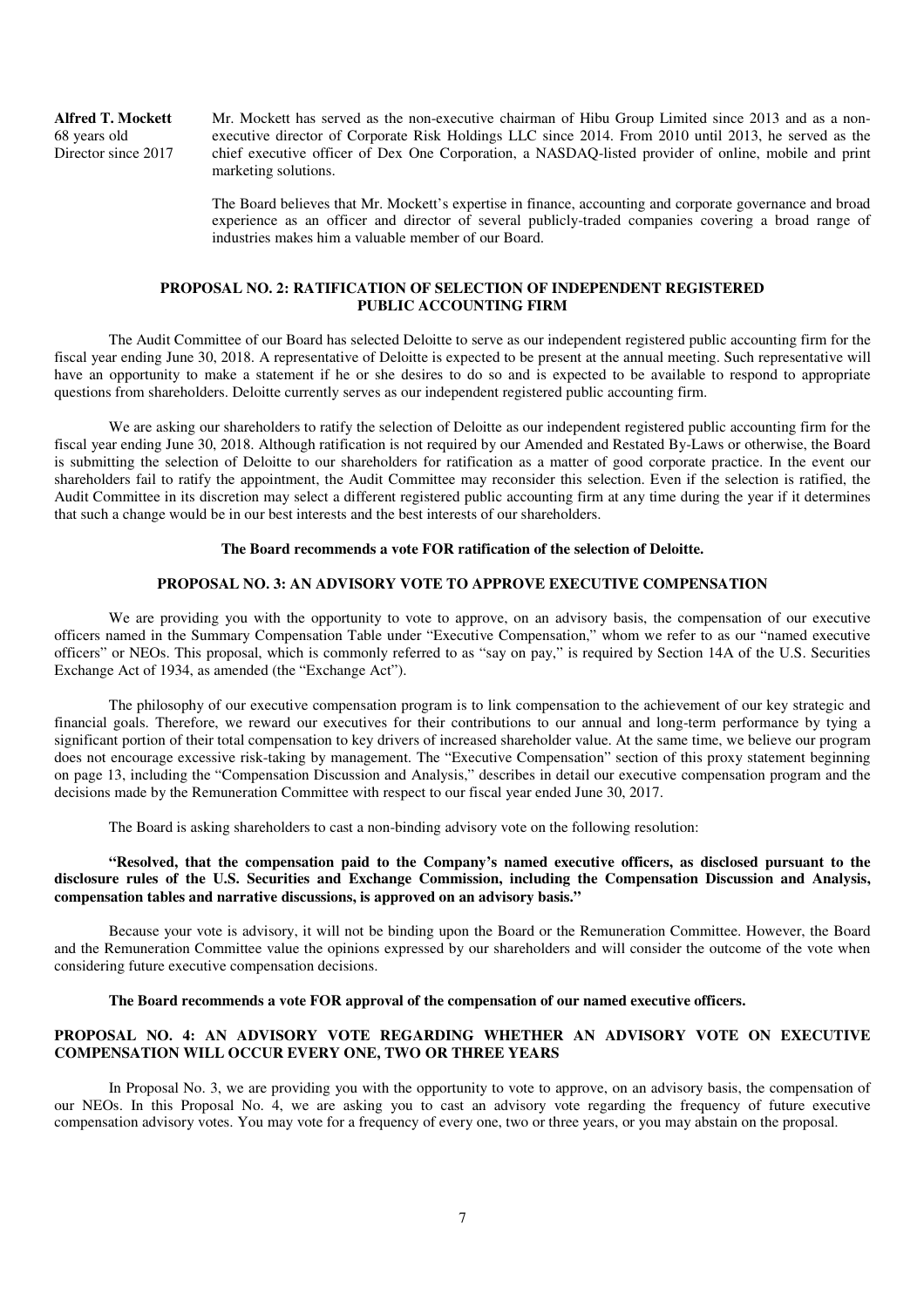**Alfred T. Mockett**
68 years old
Director since 2017

Mr. Mockett has served as the non-executive chairman of Hibu Group Limited since 2013 and as a non-executive director of Corporate Risk Holdings LLC since 2014. From 2010 until 2013, he served as the chief executive officer of Dex One Corporation, a NASDAQ-listed provider of online, mobile and print marketing solutions.

The Board believes that Mr. Mockett's expertise in finance, accounting and corporate governance and broad experience as an officer and director of several publicly-traded companies covering a broad range of industries makes him a valuable member of our Board.

## PROPOSAL NO. 2: RATIFICATION OF SELECTION OF INDEPENDENT REGISTERED PUBLIC ACCOUNTING FIRM

The Audit Committee of our Board has selected Deloitte to serve as our independent registered public accounting firm for the fiscal year ending June 30, 2018. A representative of Deloitte is expected to be present at the annual meeting. Such representative will have an opportunity to make a statement if he or she desires to do so and is expected to be available to respond to appropriate questions from shareholders. Deloitte currently serves as our independent registered public accounting firm.

We are asking our shareholders to ratify the selection of Deloitte as our independent registered public accounting firm for the fiscal year ending June 30, 2018. Although ratification is not required by our Amended and Restated By-Laws or otherwise, the Board is submitting the selection of Deloitte to our shareholders for ratification as a matter of good corporate practice. In the event our shareholders fail to ratify the appointment, the Audit Committee may reconsider this selection. Even if the selection is ratified, the Audit Committee in its discretion may select a different registered public accounting firm at any time during the year if it determines that such a change would be in our best interests and the best interests of our shareholders.

**The Board recommends a vote FOR ratification of the selection of Deloitte.**

## PROPOSAL NO. 3: AN ADVISORY VOTE TO APPROVE EXECUTIVE COMPENSATION

We are providing you with the opportunity to vote to approve, on an advisory basis, the compensation of our executive officers named in the Summary Compensation Table under "Executive Compensation," whom we refer to as our "named executive officers" or NEOs. This proposal, which is commonly referred to as "say on pay," is required by Section 14A of the U.S. Securities Exchange Act of 1934, as amended (the "Exchange Act").

The philosophy of our executive compensation program is to link compensation to the achievement of our key strategic and financial goals. Therefore, we reward our executives for their contributions to our annual and long-term performance by tying a significant portion of their total compensation to key drivers of increased shareholder value. At the same time, we believe our program does not encourage excessive risk-taking by management. The "Executive Compensation" section of this proxy statement beginning on page 13, including the "Compensation Discussion and Analysis," describes in detail our executive compensation program and the decisions made by the Remuneration Committee with respect to our fiscal year ended June 30, 2017.

The Board is asking shareholders to cast a non-binding advisory vote on the following resolution:

**"Resolved, that the compensation paid to the Company's named executive officers, as disclosed pursuant to the disclosure rules of the U.S. Securities and Exchange Commission, including the Compensation Discussion and Analysis, compensation tables and narrative discussions, is approved on an advisory basis."**

Because your vote is advisory, it will not be binding upon the Board or the Remuneration Committee. However, the Board and the Remuneration Committee value the opinions expressed by our shareholders and will consider the outcome of the vote when considering future executive compensation decisions.

**The Board recommends a vote FOR approval of the compensation of our named executive officers.**

## PROPOSAL NO. 4: AN ADVISORY VOTE REGARDING WHETHER AN ADVISORY VOTE ON EXECUTIVE COMPENSATION WILL OCCUR EVERY ONE, TWO OR THREE YEARS

In Proposal No. 3, we are providing you with the opportunity to vote to approve, on an advisory basis, the compensation of our NEOs. In this Proposal No. 4, we are asking you to cast an advisory vote regarding the frequency of future executive compensation advisory votes. You may vote for a frequency of every one, two or three years, or you may abstain on the proposal.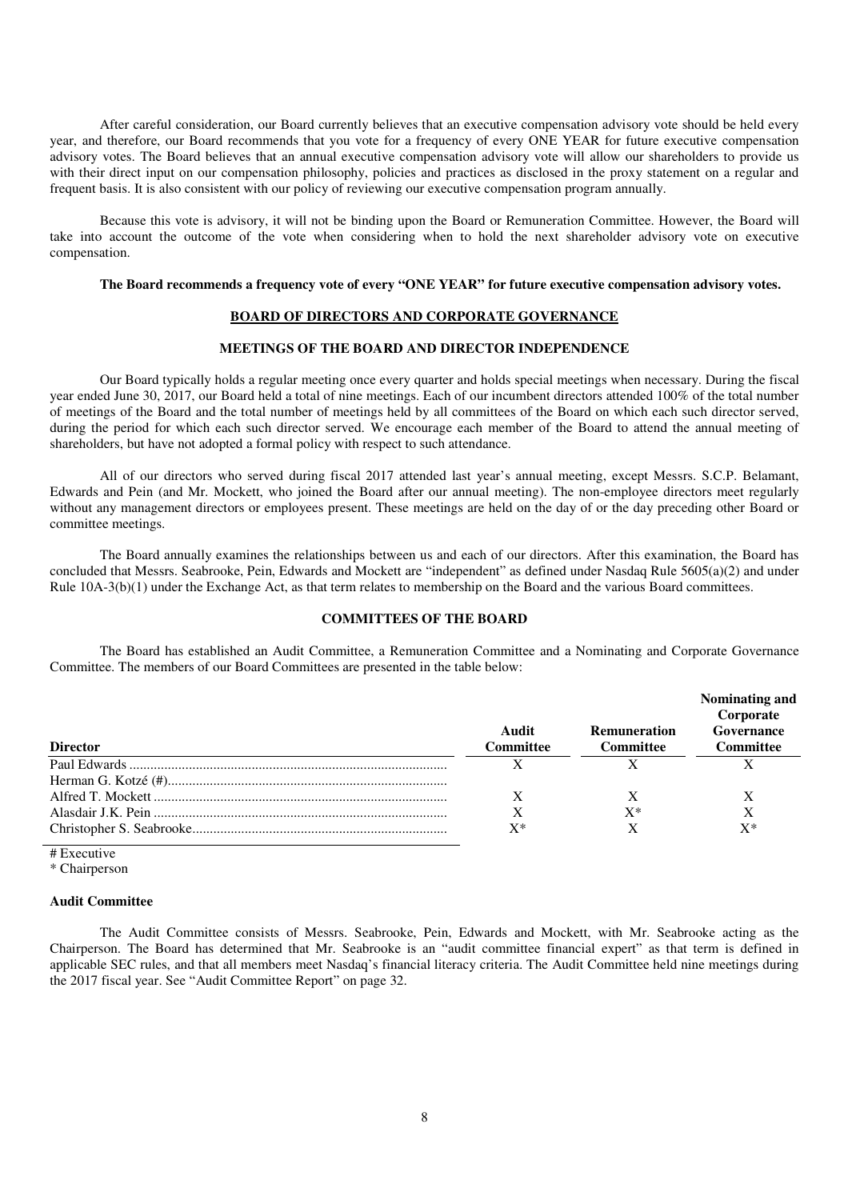After careful consideration, our Board currently believes that an executive compensation advisory vote should be held every year, and therefore, our Board recommends that you vote for a frequency of every ONE YEAR for future executive compensation advisory votes. The Board believes that an annual executive compensation advisory vote will allow our shareholders to provide us with their direct input on our compensation philosophy, policies and practices as disclosed in the proxy statement on a regular and frequent basis. It is also consistent with our policy of reviewing our executive compensation program annually.

Because this vote is advisory, it will not be binding upon the Board or Remuneration Committee. However, the Board will take into account the outcome of the vote when considering when to hold the next shareholder advisory vote on executive compensation.

**The Board recommends a frequency vote of every "ONE YEAR" for future executive compensation advisory votes.**

## BOARD OF DIRECTORS AND CORPORATE GOVERNANCE

### MEETINGS OF THE BOARD AND DIRECTOR INDEPENDENCE

Our Board typically holds a regular meeting once every quarter and holds special meetings when necessary. During the fiscal year ended June 30, 2017, our Board held a total of nine meetings. Each of our incumbent directors attended 100% of the total number of meetings of the Board and the total number of meetings held by all committees of the Board on which each such director served, during the period for which each such director served. We encourage each member of the Board to attend the annual meeting of shareholders, but have not adopted a formal policy with respect to such attendance.

All of our directors who served during fiscal 2017 attended last year's annual meeting, except Messrs. S.C.P. Belamant, Edwards and Pein (and Mr. Mockett, who joined the Board after our annual meeting). The non-employee directors meet regularly without any management directors or employees present. These meetings are held on the day of or the day preceding other Board or committee meetings.

The Board annually examines the relationships between us and each of our directors. After this examination, the Board has concluded that Messrs. Seabrooke, Pein, Edwards and Mockett are "independent" as defined under Nasdaq Rule 5605(a)(2) and under Rule 10A-3(b)(1) under the Exchange Act, as that term relates to membership on the Board and the various Board committees.

### COMMITTEES OF THE BOARD

The Board has established an Audit Committee, a Remuneration Committee and a Nominating and Corporate Governance Committee. The members of our Board Committees are presented in the table below:

| Director | Audit Committee | Remuneration Committee | Nominating and Corporate Governance Committee |
|---|---|---|---|
| Paul Edwards | X | X | X |
| Herman G. Kotzé (#) | | | |
| Alfred T. Mockett | X | X | X |
| Alasdair J.K. Pein | X | X* | X |
| Christopher S. Seabrooke | X* | X | X* |

# Executive
\* Chairperson

**Audit Committee**

The Audit Committee consists of Messrs. Seabrooke, Pein, Edwards and Mockett, with Mr. Seabrooke acting as the Chairperson. The Board has determined that Mr. Seabrooke is an "audit committee financial expert" as that term is defined in applicable SEC rules, and that all members meet Nasdaq's financial literacy criteria. The Audit Committee held nine meetings during the 2017 fiscal year. See "Audit Committee Report" on page 32.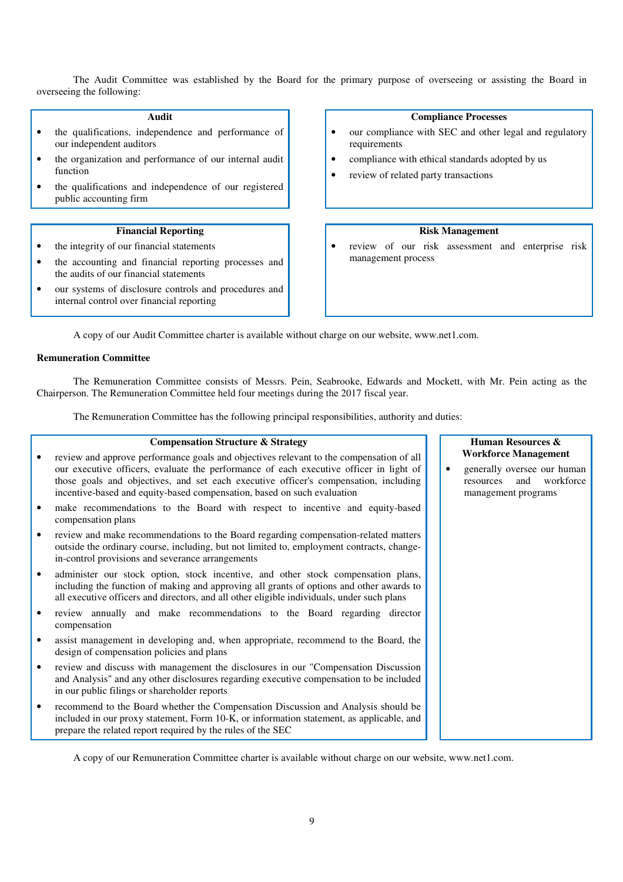The Audit Committee was established by the Board for the primary purpose of overseeing or assisting the Board in overseeing the following:

**Audit**

- the qualifications, independence and performance of our independent auditors
- the organization and performance of our internal audit function
- the qualifications and independence of our registered public accounting firm

**Compliance Processes**

- our compliance with SEC and other legal and regulatory requirements
- compliance with ethical standards adopted by us
- review of related party transactions

**Financial Reporting**

- the integrity of our financial statements
- the accounting and financial reporting processes and the audits of our financial statements
- our systems of disclosure controls and procedures and internal control over financial reporting

**Risk Management**

- review of our risk assessment and enterprise risk management process

A copy of our Audit Committee charter is available without charge on our website, www.net1.com.

**Remuneration Committee**

The Remuneration Committee consists of Messrs. Pein, Seabrooke, Edwards and Mockett, with Mr. Pein acting as the Chairperson. The Remuneration Committee held four meetings during the 2017 fiscal year.

The Remuneration Committee has the following principal responsibilities, authority and duties:

**Compensation Structure & Strategy**

- review and approve performance goals and objectives relevant to the compensation of all our executive officers, evaluate the performance of each executive officer in light of those goals and objectives, and set each executive officer's compensation, including incentive-based and equity-based compensation, based on such evaluation
- make recommendations to the Board with respect to incentive and equity-based compensation plans
- review and make recommendations to the Board regarding compensation-related matters outside the ordinary course, including, but not limited to, employment contracts, change-in-control provisions and severance arrangements
- administer our stock option, stock incentive, and other stock compensation plans, including the function of making and approving all grants of options and other awards to all executive officers and directors, and all other eligible individuals, under such plans
- review annually and make recommendations to the Board regarding director compensation
- assist management in developing and, when appropriate, recommend to the Board, the design of compensation policies and plans
- review and discuss with management the disclosures in our "Compensation Discussion and Analysis" and any other disclosures regarding executive compensation to be included in our public filings or shareholder reports
- recommend to the Board whether the Compensation Discussion and Analysis should be included in our proxy statement, Form 10-K, or information statement, as applicable, and prepare the related report required by the rules of the SEC

**Human Resources & Workforce Management**

- generally oversee our human resources and workforce management programs

A copy of our Remuneration Committee charter is available without charge on our website, www.net1.com.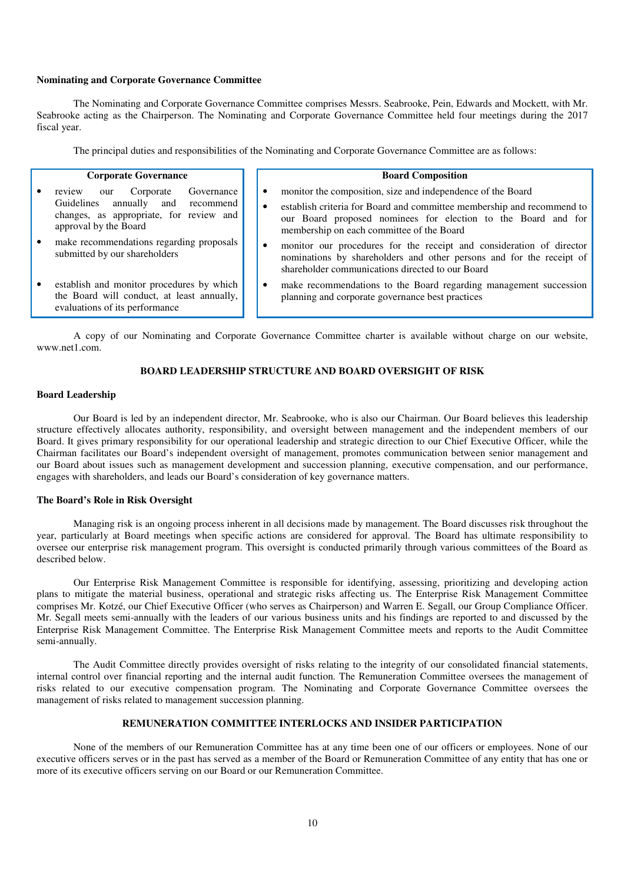**Nominating and Corporate Governance Committee**

The Nominating and Corporate Governance Committee comprises Messrs. Seabrooke, Pein, Edwards and Mockett, with Mr. Seabrooke acting as the Chairperson. The Nominating and Corporate Governance Committee held four meetings during the 2017 fiscal year.

The principal duties and responsibilities of the Nominating and Corporate Governance Committee are as follows:

| Corporate Governance | Board Composition |
| --- | --- |
| • review our Corporate Governance Guidelines annually and recommend changes, as appropriate, for review and approval by the Board<br>• make recommendations regarding proposals submitted by our shareholders<br>• establish and monitor procedures by which the Board will conduct, at least annually, evaluations of its performance | • monitor the composition, size and independence of the Board<br>• establish criteria for Board and committee membership and recommend to our Board proposed nominees for election to the Board and for membership on each committee of the Board<br>• monitor our procedures for the receipt and consideration of director nominations by shareholders and other persons and for the receipt of shareholder communications directed to our Board<br>• make recommendations to the Board regarding management succession planning and corporate governance best practices |

A copy of our Nominating and Corporate Governance Committee charter is available without charge on our website, www.net1.com.

## BOARD LEADERSHIP STRUCTURE AND BOARD OVERSIGHT OF RISK

**Board Leadership**

Our Board is led by an independent director, Mr. Seabrooke, who is also our Chairman. Our Board believes this leadership structure effectively allocates authority, responsibility, and oversight between management and the independent members of our Board. It gives primary responsibility for our operational leadership and strategic direction to our Chief Executive Officer, while the Chairman facilitates our Board's independent oversight of management, promotes communication between senior management and our Board about issues such as management development and succession planning, executive compensation, and our performance, engages with shareholders, and leads our Board's consideration of key governance matters.

**The Board's Role in Risk Oversight**

Managing risk is an ongoing process inherent in all decisions made by management. The Board discusses risk throughout the year, particularly at Board meetings when specific actions are considered for approval. The Board has ultimate responsibility to oversee our enterprise risk management program. This oversight is conducted primarily through various committees of the Board as described below.

Our Enterprise Risk Management Committee is responsible for identifying, assessing, prioritizing and developing action plans to mitigate the material business, operational and strategic risks affecting us. The Enterprise Risk Management Committee comprises Mr. Kotzé, our Chief Executive Officer (who serves as Chairperson) and Warren E. Segall, our Group Compliance Officer. Mr. Segall meets semi-annually with the leaders of our various business units and his findings are reported to and discussed by the Enterprise Risk Management Committee. The Enterprise Risk Management Committee meets and reports to the Audit Committee semi-annually.

The Audit Committee directly provides oversight of risks relating to the integrity of our consolidated financial statements, internal control over financial reporting and the internal audit function. The Remuneration Committee oversees the management of risks related to our executive compensation program. The Nominating and Corporate Governance Committee oversees the management of risks related to management succession planning.

## REMUNERATION COMMITTEE INTERLOCKS AND INSIDER PARTICIPATION

None of the members of our Remuneration Committee has at any time been one of our officers or employees. None of our executive officers serves or in the past has served as a member of the Board or Remuneration Committee of any entity that has one or more of its executive officers serving on our Board or our Remuneration Committee.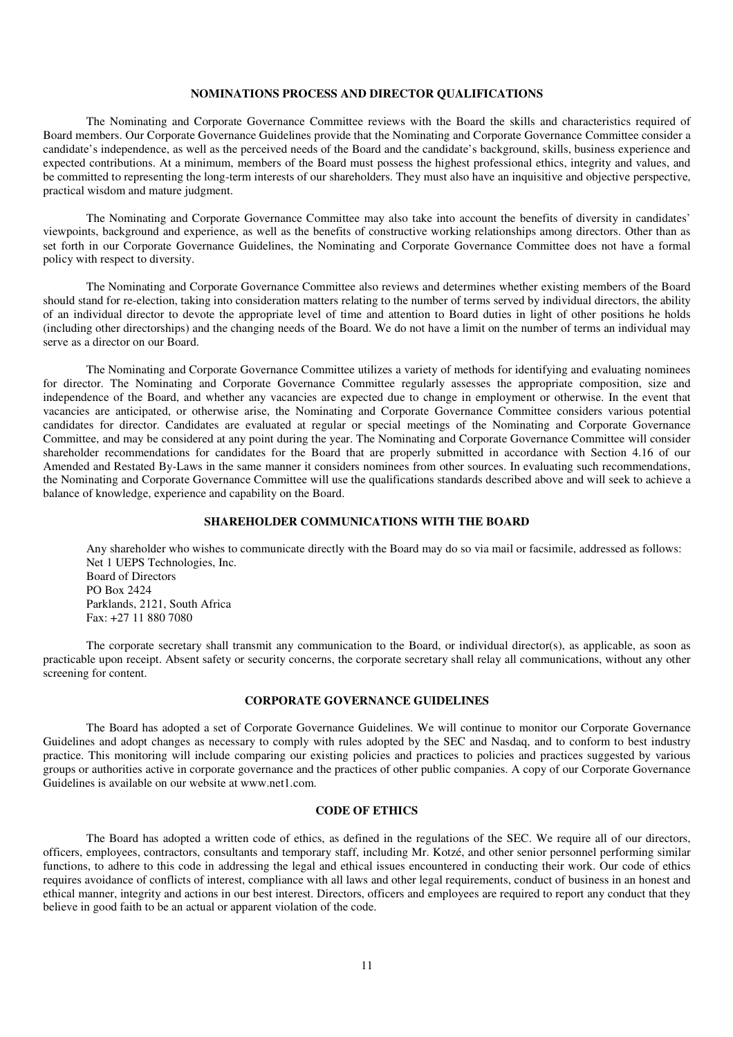## NOMINATIONS PROCESS AND DIRECTOR QUALIFICATIONS

The Nominating and Corporate Governance Committee reviews with the Board the skills and characteristics required of Board members. Our Corporate Governance Guidelines provide that the Nominating and Corporate Governance Committee consider a candidate's independence, as well as the perceived needs of the Board and the candidate's background, skills, business experience and expected contributions. At a minimum, members of the Board must possess the highest professional ethics, integrity and values, and be committed to representing the long-term interests of our shareholders. They must also have an inquisitive and objective perspective, practical wisdom and mature judgment.

The Nominating and Corporate Governance Committee may also take into account the benefits of diversity in candidates' viewpoints, background and experience, as well as the benefits of constructive working relationships among directors. Other than as set forth in our Corporate Governance Guidelines, the Nominating and Corporate Governance Committee does not have a formal policy with respect to diversity.

The Nominating and Corporate Governance Committee also reviews and determines whether existing members of the Board should stand for re-election, taking into consideration matters relating to the number of terms served by individual directors, the ability of an individual director to devote the appropriate level of time and attention to Board duties in light of other positions he holds (including other directorships) and the changing needs of the Board. We do not have a limit on the number of terms an individual may serve as a director on our Board.

The Nominating and Corporate Governance Committee utilizes a variety of methods for identifying and evaluating nominees for director. The Nominating and Corporate Governance Committee regularly assesses the appropriate composition, size and independence of the Board, and whether any vacancies are expected due to change in employment or otherwise. In the event that vacancies are anticipated, or otherwise arise, the Nominating and Corporate Governance Committee considers various potential candidates for director. Candidates are evaluated at regular or special meetings of the Nominating and Corporate Governance Committee, and may be considered at any point during the year. The Nominating and Corporate Governance Committee will consider shareholder recommendations for candidates for the Board that are properly submitted in accordance with Section 4.16 of our Amended and Restated By-Laws in the same manner it considers nominees from other sources. In evaluating such recommendations, the Nominating and Corporate Governance Committee will use the qualifications standards described above and will seek to achieve a balance of knowledge, experience and capability on the Board.

## SHAREHOLDER COMMUNICATIONS WITH THE BOARD

Any shareholder who wishes to communicate directly with the Board may do so via mail or facsimile, addressed as follows:

Net 1 UEPS Technologies, Inc.
Board of Directors
PO Box 2424
Parklands, 2121, South Africa
Fax: +27 11 880 7080

The corporate secretary shall transmit any communication to the Board, or individual director(s), as applicable, as soon as practicable upon receipt. Absent safety or security concerns, the corporate secretary shall relay all communications, without any other screening for content.

## CORPORATE GOVERNANCE GUIDELINES

The Board has adopted a set of Corporate Governance Guidelines. We will continue to monitor our Corporate Governance Guidelines and adopt changes as necessary to comply with rules adopted by the SEC and Nasdaq, and to conform to best industry practice. This monitoring will include comparing our existing policies and practices to policies and practices suggested by various groups or authorities active in corporate governance and the practices of other public companies. A copy of our Corporate Governance Guidelines is available on our website at www.net1.com.

## CODE OF ETHICS

The Board has adopted a written code of ethics, as defined in the regulations of the SEC. We require all of our directors, officers, employees, contractors, consultants and temporary staff, including Mr. Kotzé, and other senior personnel performing similar functions, to adhere to this code in addressing the legal and ethical issues encountered in conducting their work. Our code of ethics requires avoidance of conflicts of interest, compliance with all laws and other legal requirements, conduct of business in an honest and ethical manner, integrity and actions in our best interest. Directors, officers and employees are required to report any conduct that they believe in good faith to be an actual or apparent violation of the code.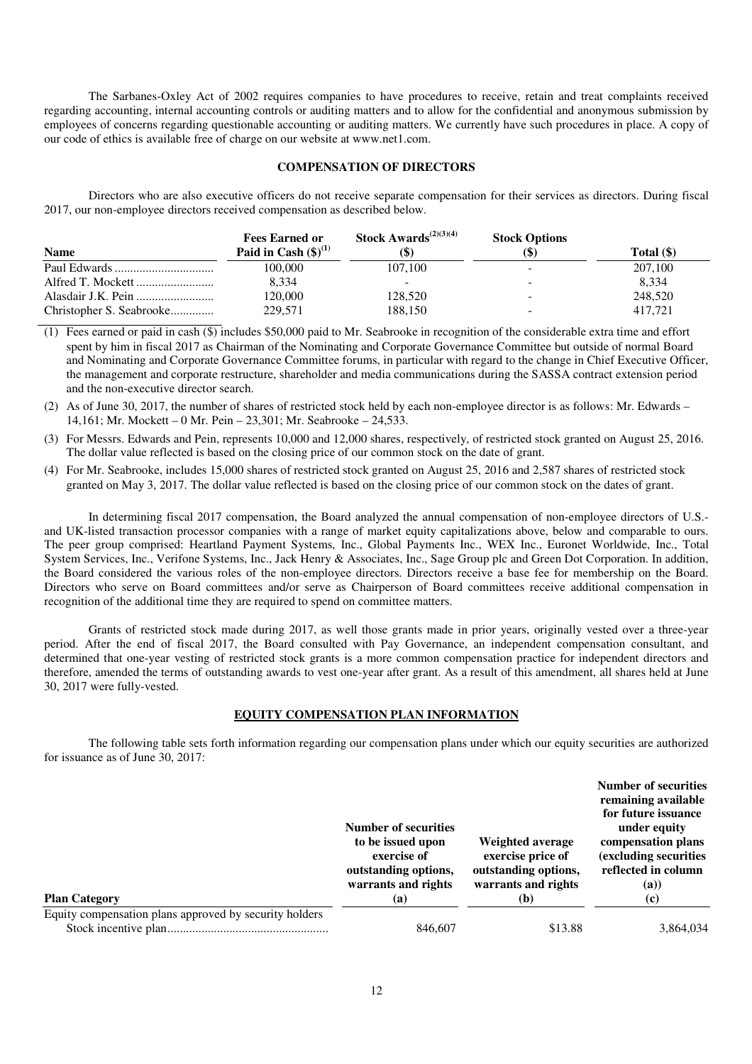The Sarbanes-Oxley Act of 2002 requires companies to have procedures to receive, retain and treat complaints received regarding accounting, internal accounting controls or auditing matters and to allow for the confidential and anonymous submission by employees of concerns regarding questionable accounting or auditing matters. We currently have such procedures in place. A copy of our code of ethics is available free of charge on our website at www.net1.com.

## COMPENSATION OF DIRECTORS

Directors who are also executive officers do not receive separate compensation for their services as directors. During fiscal 2017, our non-employee directors received compensation as described below.

| Name | Fees Earned or Paid in Cash ($)[1] | Stock Awards[2][3][4] ($) | Stock Options ($) | Total ($) |
|---|---|---|---|---|
| Paul Edwards | 100,000 | 107,100 | - | 207,100 |
| Alfred T. Mockett | 8,334 | - | - | 8,334 |
| Alasdair J.K. Pein | 120,000 | 128,520 | - | 248,520 |
| Christopher S. Seabrooke | 229,571 | 188,150 | - | 417,721 |

(1) Fees earned or paid in cash ($) includes $50,000 paid to Mr. Seabrooke in recognition of the considerable extra time and effort spent by him in fiscal 2017 as Chairman of the Nominating and Corporate Governance Committee but outside of normal Board and Nominating and Corporate Governance Committee forums, in particular with regard to the change in Chief Executive Officer, the management and corporate restructure, shareholder and media communications during the SASSA contract extension period and the non-executive director search.

(2) As of June 30, 2017, the number of shares of restricted stock held by each non-employee director is as follows: Mr. Edwards – 14,161; Mr. Mockett – 0 Mr. Pein – 23,301; Mr. Seabrooke – 24,533.

(3) For Messrs. Edwards and Pein, represents 10,000 and 12,000 shares, respectively, of restricted stock granted on August 25, 2016. The dollar value reflected is based on the closing price of our common stock on the date of grant.

(4) For Mr. Seabrooke, includes 15,000 shares of restricted stock granted on August 25, 2016 and 2,587 shares of restricted stock granted on May 3, 2017. The dollar value reflected is based on the closing price of our common stock on the dates of grant.

In determining fiscal 2017 compensation, the Board analyzed the annual compensation of non-employee directors of U.S.- and UK-listed transaction processor companies with a range of market equity capitalizations above, below and comparable to ours. The peer group comprised: Heartland Payment Systems, Inc., Global Payments Inc., WEX Inc., Euronet Worldwide, Inc., Total System Services, Inc., Verifone Systems, Inc., Jack Henry & Associates, Inc., Sage Group plc and Green Dot Corporation. In addition, the Board considered the various roles of the non-employee directors. Directors receive a base fee for membership on the Board. Directors who serve on Board committees and/or serve as Chairperson of Board committees receive additional compensation in recognition of the additional time they are required to spend on committee matters.

Grants of restricted stock made during 2017, as well those grants made in prior years, originally vested over a three-year period. After the end of fiscal 2017, the Board consulted with Pay Governance, an independent compensation consultant, and determined that one-year vesting of restricted stock grants is a more common compensation practice for independent directors and therefore, amended the terms of outstanding awards to vest one-year after grant. As a result of this amendment, all shares held at June 30, 2017 were fully-vested.

## EQUITY COMPENSATION PLAN INFORMATION

The following table sets forth information regarding our compensation plans under which our equity securities are authorized for issuance as of June 30, 2017:

| Plan Category | Number of securities to be issued upon exercise of outstanding options, warrants and rights (a) | Weighted average exercise price of outstanding options, warrants and rights (b) | Number of securities remaining available for future issuance under equity compensation plans (excluding securities reflected in column (a)) (c) |
|---|---|---|---|
| Equity compensation plans approved by security holders | | | |
| Stock incentive plan | 846,607 | $13.88 | 3,864,034 |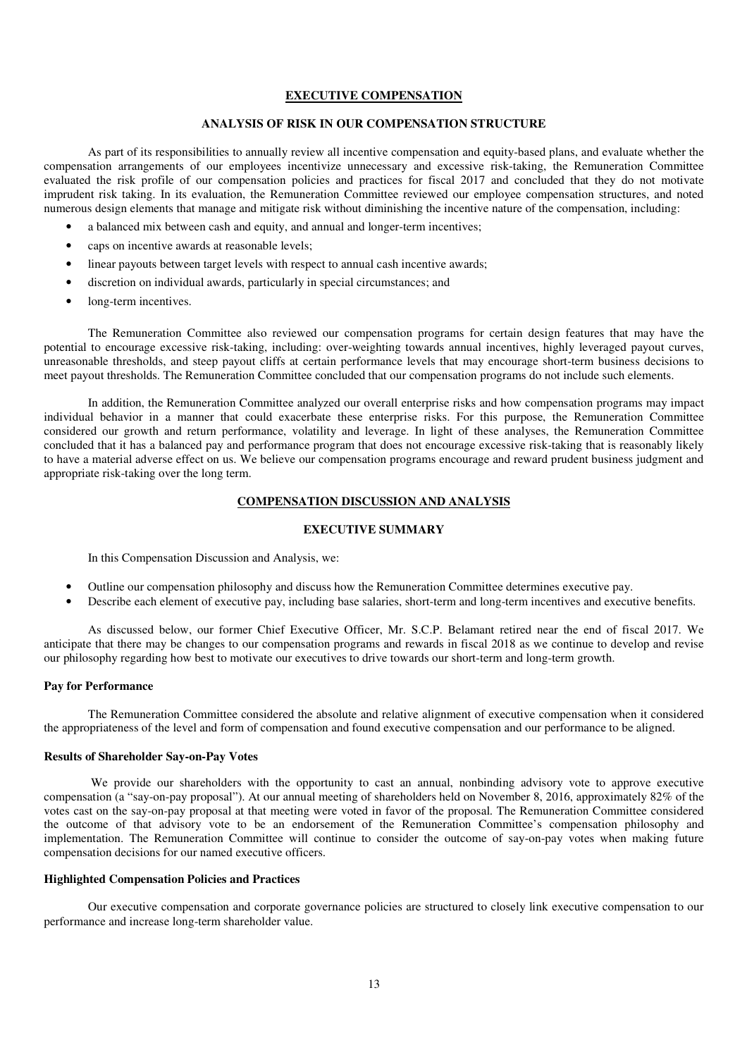## EXECUTIVE COMPENSATION

### ANALYSIS OF RISK IN OUR COMPENSATION STRUCTURE

As part of its responsibilities to annually review all incentive compensation and equity-based plans, and evaluate whether the compensation arrangements of our employees incentivize unnecessary and excessive risk-taking, the Remuneration Committee evaluated the risk profile of our compensation policies and practices for fiscal 2017 and concluded that they do not motivate imprudent risk taking. In its evaluation, the Remuneration Committee reviewed our employee compensation structures, and noted numerous design elements that manage and mitigate risk without diminishing the incentive nature of the compensation, including:

- a balanced mix between cash and equity, and annual and longer-term incentives;
- caps on incentive awards at reasonable levels;
- linear payouts between target levels with respect to annual cash incentive awards;
- discretion on individual awards, particularly in special circumstances; and
- long-term incentives.

The Remuneration Committee also reviewed our compensation programs for certain design features that may have the potential to encourage excessive risk-taking, including: over-weighting towards annual incentives, highly leveraged payout curves, unreasonable thresholds, and steep payout cliffs at certain performance levels that may encourage short-term business decisions to meet payout thresholds. The Remuneration Committee concluded that our compensation programs do not include such elements.

In addition, the Remuneration Committee analyzed our overall enterprise risks and how compensation programs may impact individual behavior in a manner that could exacerbate these enterprise risks. For this purpose, the Remuneration Committee considered our growth and return performance, volatility and leverage. In light of these analyses, the Remuneration Committee concluded that it has a balanced pay and performance program that does not encourage excessive risk-taking that is reasonably likely to have a material adverse effect on us. We believe our compensation programs encourage and reward prudent business judgment and appropriate risk-taking over the long term.

## COMPENSATION DISCUSSION AND ANALYSIS

### EXECUTIVE SUMMARY

In this Compensation Discussion and Analysis, we:

- Outline our compensation philosophy and discuss how the Remuneration Committee determines executive pay.
- Describe each element of executive pay, including base salaries, short-term and long-term incentives and executive benefits.

As discussed below, our former Chief Executive Officer, Mr. S.C.P. Belamant retired near the end of fiscal 2017. We anticipate that there may be changes to our compensation programs and rewards in fiscal 2018 as we continue to develop and revise our philosophy regarding how best to motivate our executives to drive towards our short-term and long-term growth.

#### Pay for Performance

The Remuneration Committee considered the absolute and relative alignment of executive compensation when it considered the appropriateness of the level and form of compensation and found executive compensation and our performance to be aligned.

#### Results of Shareholder Say-on-Pay Votes

We provide our shareholders with the opportunity to cast an annual, nonbinding advisory vote to approve executive compensation (a "say-on-pay proposal"). At our annual meeting of shareholders held on November 8, 2016, approximately 82% of the votes cast on the say-on-pay proposal at that meeting were voted in favor of the proposal. The Remuneration Committee considered the outcome of that advisory vote to be an endorsement of the Remuneration Committee's compensation philosophy and implementation. The Remuneration Committee will continue to consider the outcome of say-on-pay votes when making future compensation decisions for our named executive officers.

#### Highlighted Compensation Policies and Practices

Our executive compensation and corporate governance policies are structured to closely link executive compensation to our performance and increase long-term shareholder value.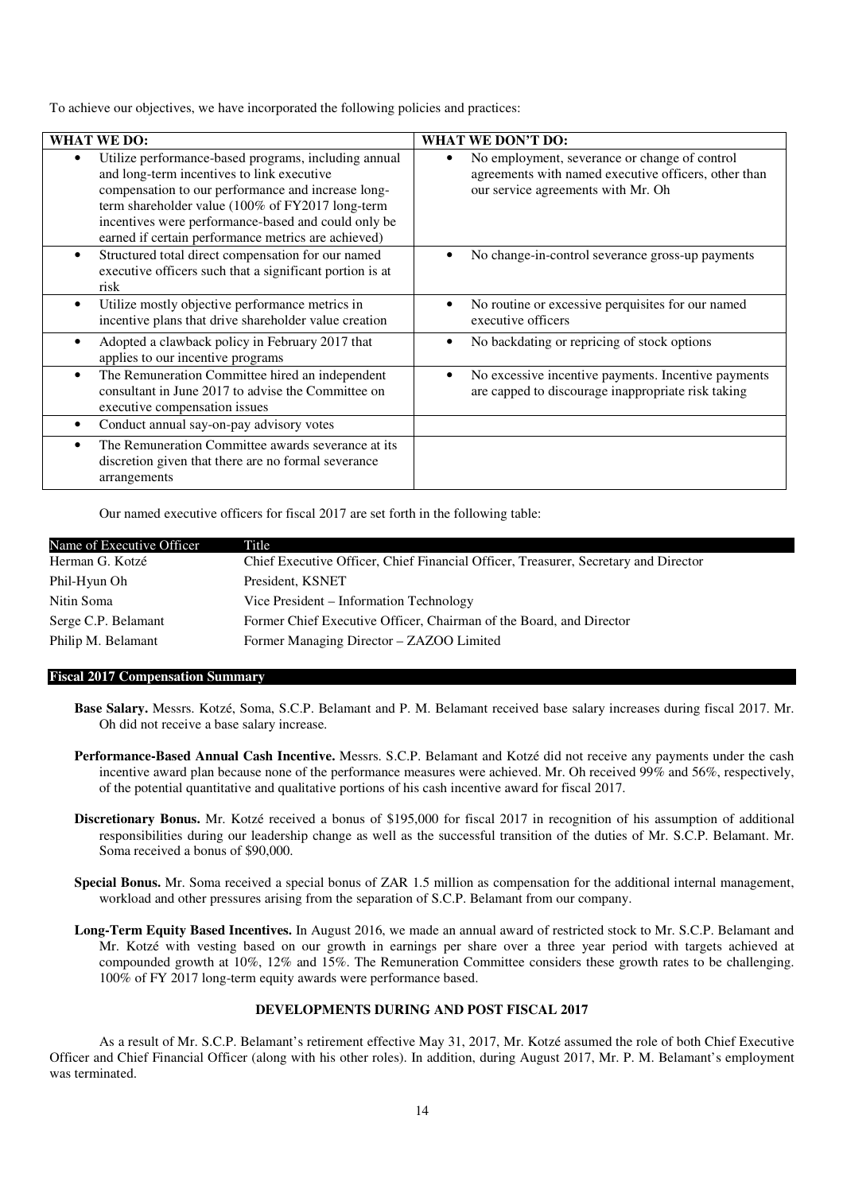To achieve our objectives, we have incorporated the following policies and practices:

| WHAT WE DO: | WHAT WE DON'T DO: |
|---|---|
| • Utilize performance-based programs, including annual and long-term incentives to link executive compensation to our performance and increase long-term shareholder value (100% of FY2017 long-term incentives were performance-based and could only be earned if certain performance metrics are achieved) | • No employment, severance or change of control agreements with named executive officers, other than our service agreements with Mr. Oh |
| • Structured total direct compensation for our named executive officers such that a significant portion is at risk | • No change-in-control severance gross-up payments |
| • Utilize mostly objective performance metrics in incentive plans that drive shareholder value creation | • No routine or excessive perquisites for our named executive officers |
| • Adopted a clawback policy in February 2017 that applies to our incentive programs | • No backdating or repricing of stock options |
| • The Remuneration Committee hired an independent consultant in June 2017 to advise the Committee on executive compensation issues | • No excessive incentive payments. Incentive payments are capped to discourage inappropriate risk taking |
| • Conduct annual say-on-pay advisory votes | |
| • The Remuneration Committee awards severance at its discretion given that there are no formal severance arrangements | |

Our named executive officers for fiscal 2017 are set forth in the following table:

| Name of Executive Officer | Title |
|---|---|
| Herman G. Kotzé | Chief Executive Officer, Chief Financial Officer, Treasurer, Secretary and Director |
| Phil-Hyun Oh | President, KSNET |
| Nitin Soma | Vice President – Information Technology |
| Serge C.P. Belamant | Former Chief Executive Officer, Chairman of the Board, and Director |
| Philip M. Belamant | Former Managing Director – ZAZOO Limited |

## Fiscal 2017 Compensation Summary

**Base Salary.** Messrs. Kotzé, Soma, S.C.P. Belamant and P. M. Belamant received base salary increases during fiscal 2017. Mr. Oh did not receive a base salary increase.

**Performance-Based Annual Cash Incentive.** Messrs. S.C.P. Belamant and Kotzé did not receive any payments under the cash incentive award plan because none of the performance measures were achieved. Mr. Oh received 99% and 56%, respectively, of the potential quantitative and qualitative portions of his cash incentive award for fiscal 2017.

**Discretionary Bonus.** Mr. Kotzé received a bonus of $195,000 for fiscal 2017 in recognition of his assumption of additional responsibilities during our leadership change as well as the successful transition of the duties of Mr. S.C.P. Belamant. Mr. Soma received a bonus of $90,000.

**Special Bonus.** Mr. Soma received a special bonus of ZAR 1.5 million as compensation for the additional internal management, workload and other pressures arising from the separation of S.C.P. Belamant from our company.

**Long-Term Equity Based Incentives.** In August 2016, we made an annual award of restricted stock to Mr. S.C.P. Belamant and Mr. Kotzé with vesting based on our growth in earnings per share over a three year period with targets achieved at compounded growth at 10%, 12% and 15%. The Remuneration Committee considers these growth rates to be challenging. 100% of FY 2017 long-term equity awards were performance based.

## DEVELOPMENTS DURING AND POST FISCAL 2017

As a result of Mr. S.C.P. Belamant's retirement effective May 31, 2017, Mr. Kotzé assumed the role of both Chief Executive Officer and Chief Financial Officer (along with his other roles). In addition, during August 2017, Mr. P. M. Belamant's employment was terminated.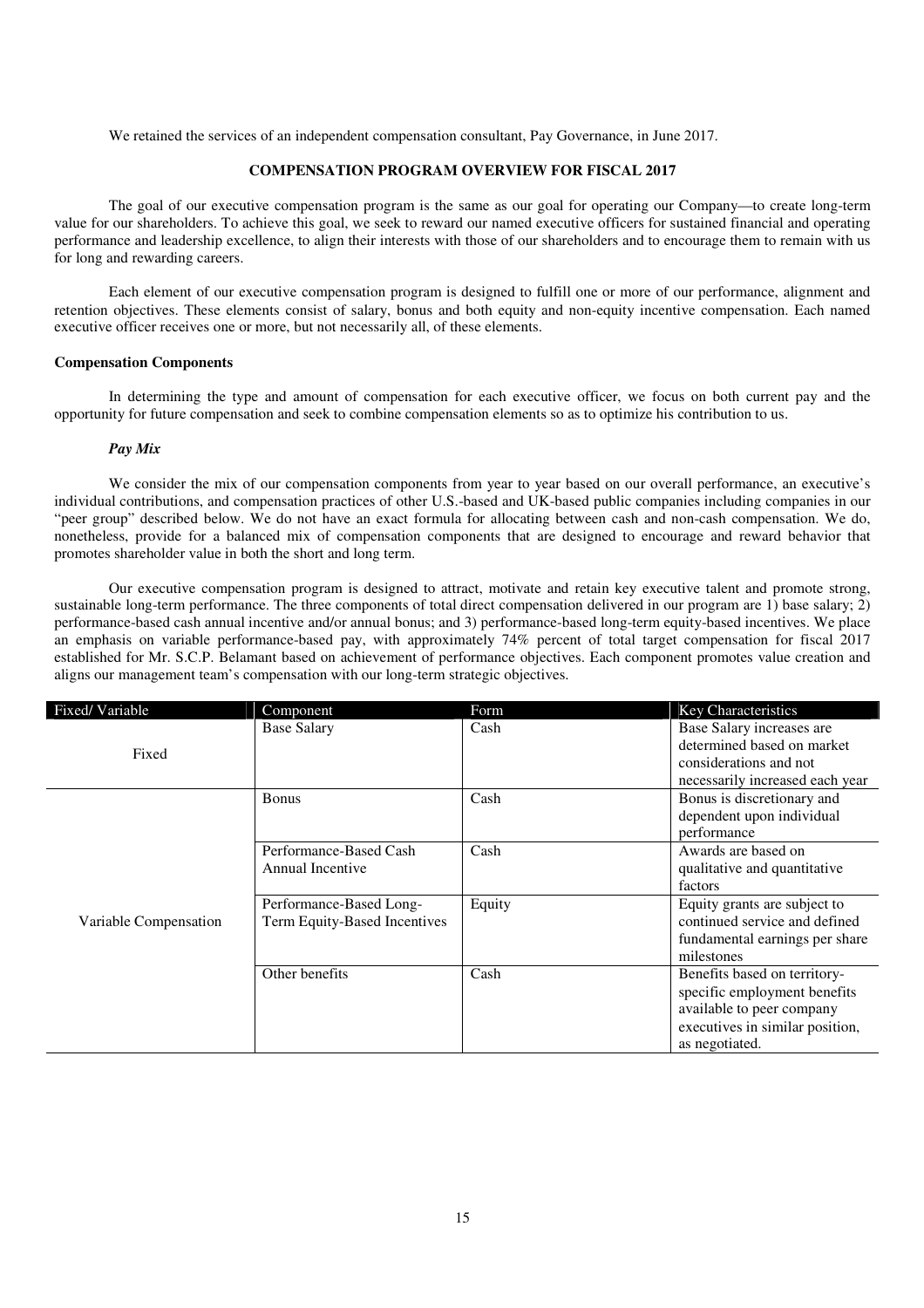We retained the services of an independent compensation consultant, Pay Governance, in June 2017.

## COMPENSATION PROGRAM OVERVIEW FOR FISCAL 2017

The goal of our executive compensation program is the same as our goal for operating our Company—to create long-term value for our shareholders. To achieve this goal, we seek to reward our named executive officers for sustained financial and operating performance and leadership excellence, to align their interests with those of our shareholders and to encourage them to remain with us for long and rewarding careers.

Each element of our executive compensation program is designed to fulfill one or more of our performance, alignment and retention objectives. These elements consist of salary, bonus and both equity and non-equity incentive compensation. Each named executive officer receives one or more, but not necessarily all, of these elements.

### Compensation Components

In determining the type and amount of compensation for each executive officer, we focus on both current pay and the opportunity for future compensation and seek to combine compensation elements so as to optimize his contribution to us.

#### *Pay Mix*

We consider the mix of our compensation components from year to year based on our overall performance, an executive's individual contributions, and compensation practices of other U.S.-based and UK-based public companies including companies in our "peer group" described below. We do not have an exact formula for allocating between cash and non-cash compensation. We do, nonetheless, provide for a balanced mix of compensation components that are designed to encourage and reward behavior that promotes shareholder value in both the short and long term.

Our executive compensation program is designed to attract, motivate and retain key executive talent and promote strong, sustainable long-term performance. The three components of total direct compensation delivered in our program are 1) base salary; 2) performance-based cash annual incentive and/or annual bonus; and 3) performance-based long-term equity-based incentives. We place an emphasis on variable performance-based pay, with approximately 74% percent of total target compensation for fiscal 2017 established for Mr. S.C.P. Belamant based on achievement of performance objectives. Each component promotes value creation and aligns our management team's compensation with our long-term strategic objectives.

| Fixed/ Variable | Component | Form | Key Characteristics |
|---|---|---|---|
| Fixed | Base Salary | Cash | Base Salary increases are determined based on market considerations and not necessarily increased each year |
| Variable Compensation | Bonus | Cash | Bonus is discretionary and dependent upon individual performance |
| | Performance-Based Cash Annual Incentive | Cash | Awards are based on qualitative and quantitative factors |
| | Performance-Based Long-Term Equity-Based Incentives | Equity | Equity grants are subject to continued service and defined fundamental earnings per share milestones |
| | Other benefits | Cash | Benefits based on territory-specific employment benefits available to peer company executives in similar position, as negotiated. |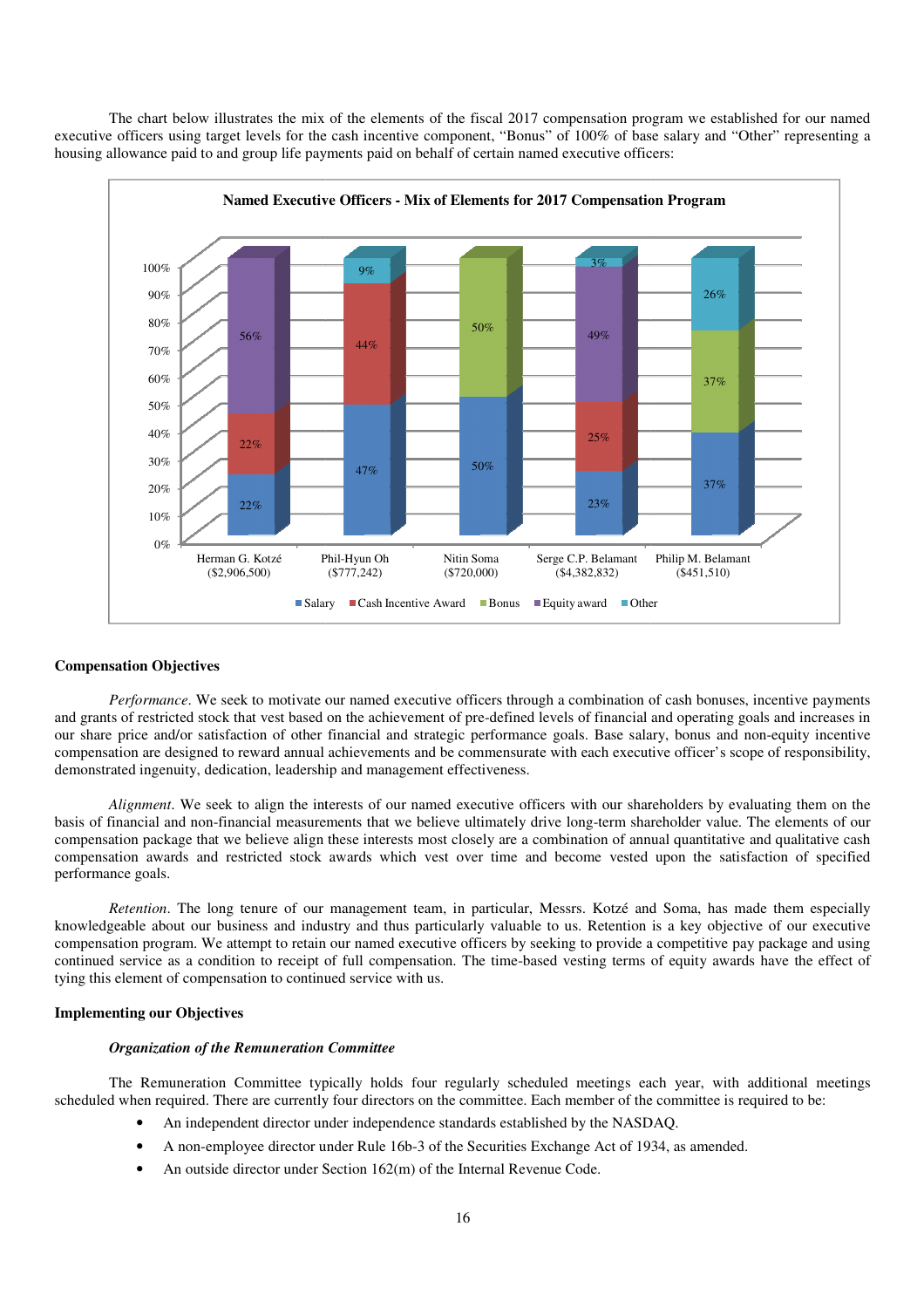The chart below illustrates the mix of the elements of the fiscal 2017 compensation program we established for our named executive officers using target levels for the cash incentive component, "Bonus" of 100% of base salary and "Other" representing a housing allowance paid to and group life payments paid on behalf of certain named executive officers:

**Named Executive Officers - Mix of Elements for 2017 Compensation Program**

| | Salary | Cash Incentive Award | Bonus | Equity award | Other |
|---|---|---|---|---|---|
| Herman G. Kotzé ($2,906,500) | 22% | 22% | | 56% | |
| Phil-Hyun Oh ($777,242) | 47% | 44% | | | 9% |
| Nitin Soma ($720,000) | 50% | | 50% | | |
| Serge C.P. Belamant ($4,382,832) | 23% | 25% | | 49% | 3% |
| Philip M. Belamant ($451,510) | 37% | | 37% | | 26% |

### Compensation Objectives

*Performance*. We seek to motivate our named executive officers through a combination of cash bonuses, incentive payments and grants of restricted stock that vest based on the achievement of pre-defined levels of financial and operating goals and increases in our share price and/or satisfaction of other financial and strategic performance goals. Base salary, bonus and non-equity incentive compensation are designed to reward annual achievements and be commensurate with each executive officer's scope of responsibility, demonstrated ingenuity, dedication, leadership and management effectiveness.

*Alignment*. We seek to align the interests of our named executive officers with our shareholders by evaluating them on the basis of financial and non-financial measurements that we believe ultimately drive long-term shareholder value. The elements of our compensation package that we believe align these interests most closely are a combination of annual quantitative and qualitative cash compensation awards and restricted stock awards which vest over time and become vested upon the satisfaction of specified performance goals.

*Retention*. The long tenure of our management team, in particular, Messrs. Kotzé and Soma, has made them especially knowledgeable about our business and industry and thus particularly valuable to us. Retention is a key objective of our executive compensation program. We attempt to retain our named executive officers by seeking to provide a competitive pay package and using continued service as a condition to receipt of full compensation. The time-based vesting terms of equity awards have the effect of tying this element of compensation to continued service with us.

### Implementing our Objectives

***Organization of the Remuneration Committee***

The Remuneration Committee typically holds four regularly scheduled meetings each year, with additional meetings scheduled when required. There are currently four directors on the committee. Each member of the committee is required to be:

- An independent director under independence standards established by the NASDAQ.
- A non-employee director under Rule 16b-3 of the Securities Exchange Act of 1934, as amended.
- An outside director under Section 162(m) of the Internal Revenue Code.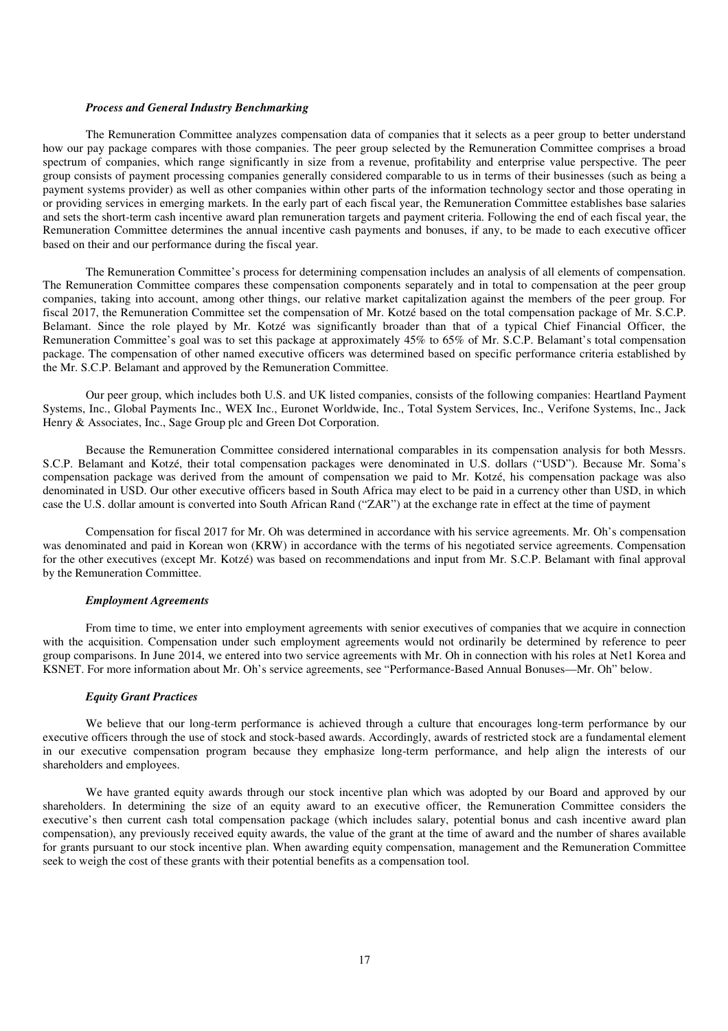### *Process and General Industry Benchmarking*

The Remuneration Committee analyzes compensation data of companies that it selects as a peer group to better understand how our pay package compares with those companies. The peer group selected by the Remuneration Committee comprises a broad spectrum of companies, which range significantly in size from a revenue, profitability and enterprise value perspective. The peer group consists of payment processing companies generally considered comparable to us in terms of their businesses (such as being a payment systems provider) as well as other companies within other parts of the information technology sector and those operating in or providing services in emerging markets. In the early part of each fiscal year, the Remuneration Committee establishes base salaries and sets the short-term cash incentive award plan remuneration targets and payment criteria. Following the end of each fiscal year, the Remuneration Committee determines the annual incentive cash payments and bonuses, if any, to be made to each executive officer based on their and our performance during the fiscal year.

The Remuneration Committee's process for determining compensation includes an analysis of all elements of compensation. The Remuneration Committee compares these compensation components separately and in total to compensation at the peer group companies, taking into account, among other things, our relative market capitalization against the members of the peer group. For fiscal 2017, the Remuneration Committee set the compensation of Mr. Kotzé based on the total compensation package of Mr. S.C.P. Belamant. Since the role played by Mr. Kotzé was significantly broader than that of a typical Chief Financial Officer, the Remuneration Committee's goal was to set this package at approximately 45% to 65% of Mr. S.C.P. Belamant's total compensation package. The compensation of other named executive officers was determined based on specific performance criteria established by the Mr. S.C.P. Belamant and approved by the Remuneration Committee.

Our peer group, which includes both U.S. and UK listed companies, consists of the following companies: Heartland Payment Systems, Inc., Global Payments Inc., WEX Inc., Euronet Worldwide, Inc., Total System Services, Inc., Verifone Systems, Inc., Jack Henry & Associates, Inc., Sage Group plc and Green Dot Corporation.

Because the Remuneration Committee considered international comparables in its compensation analysis for both Messrs. S.C.P. Belamant and Kotzé, their total compensation packages were denominated in U.S. dollars ("USD"). Because Mr. Soma's compensation package was derived from the amount of compensation we paid to Mr. Kotzé, his compensation package was also denominated in USD. Our other executive officers based in South Africa may elect to be paid in a currency other than USD, in which case the U.S. dollar amount is converted into South African Rand ("ZAR") at the exchange rate in effect at the time of payment

Compensation for fiscal 2017 for Mr. Oh was determined in accordance with his service agreements. Mr. Oh's compensation was denominated and paid in Korean won (KRW) in accordance with the terms of his negotiated service agreements. Compensation for the other executives (except Mr. Kotzé) was based on recommendations and input from Mr. S.C.P. Belamant with final approval by the Remuneration Committee.

### *Employment Agreements*

From time to time, we enter into employment agreements with senior executives of companies that we acquire in connection with the acquisition. Compensation under such employment agreements would not ordinarily be determined by reference to peer group comparisons. In June 2014, we entered into two service agreements with Mr. Oh in connection with his roles at Net1 Korea and KSNET. For more information about Mr. Oh's service agreements, see "Performance-Based Annual Bonuses—Mr. Oh" below.

### *Equity Grant Practices*

We believe that our long-term performance is achieved through a culture that encourages long-term performance by our executive officers through the use of stock and stock-based awards. Accordingly, awards of restricted stock are a fundamental element in our executive compensation program because they emphasize long-term performance, and help align the interests of our shareholders and employees.

We have granted equity awards through our stock incentive plan which was adopted by our Board and approved by our shareholders. In determining the size of an equity award to an executive officer, the Remuneration Committee considers the executive's then current cash total compensation package (which includes salary, potential bonus and cash incentive award plan compensation), any previously received equity awards, the value of the grant at the time of award and the number of shares available for grants pursuant to our stock incentive plan. When awarding equity compensation, management and the Remuneration Committee seek to weigh the cost of these grants with their potential benefits as a compensation tool.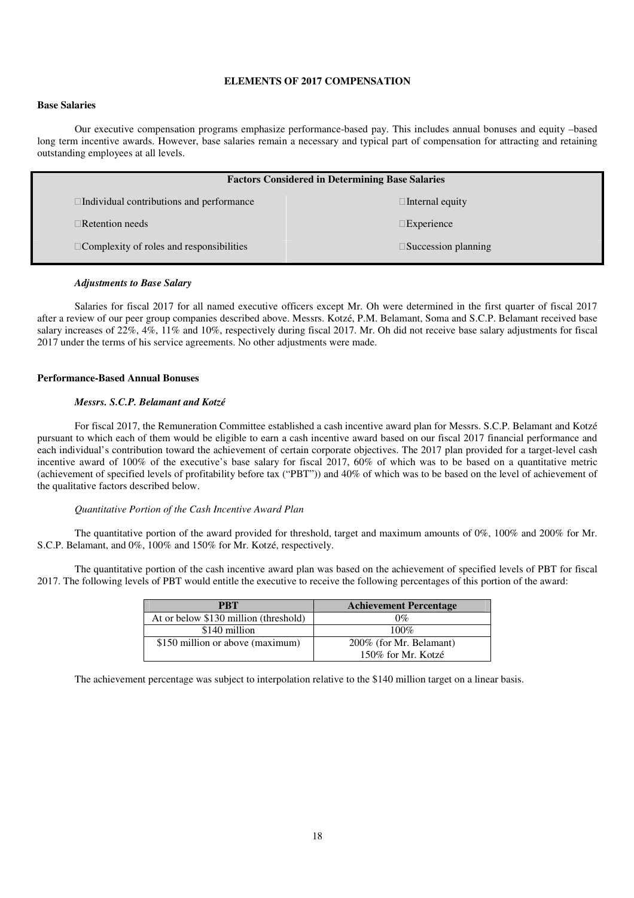## ELEMENTS OF 2017 COMPENSATION

### Base Salaries

Our executive compensation programs emphasize performance-based pay. This includes annual bonuses and equity –based long term incentive awards. However, base salaries remain a necessary and typical part of compensation for attracting and retaining outstanding employees at all levels.

| Factors Considered in Determining Base Salaries | |
|---|---|
| Individual contributions and performance | Internal equity |
| Retention needs | Experience |
| Complexity of roles and responsibilities | Succession planning |

***Adjustments to Base Salary***

Salaries for fiscal 2017 for all named executive officers except Mr. Oh were determined in the first quarter of fiscal 2017 after a review of our peer group companies described above. Messrs. Kotzé, P.M. Belamant, Soma and S.C.P. Belamant received base salary increases of 22%, 4%, 11% and 10%, respectively during fiscal 2017. Mr. Oh did not receive base salary adjustments for fiscal 2017 under the terms of his service agreements. No other adjustments were made.

### Performance-Based Annual Bonuses

***Messrs. S.C.P. Belamant and Kotzé***

For fiscal 2017, the Remuneration Committee established a cash incentive award plan for Messrs. S.C.P. Belamant and Kotzé pursuant to which each of them would be eligible to earn a cash incentive award based on our fiscal 2017 financial performance and each individual's contribution toward the achievement of certain corporate objectives. The 2017 plan provided for a target-level cash incentive award of 100% of the executive's base salary for fiscal 2017, 60% of which was to be based on a quantitative metric (achievement of specified levels of profitability before tax ("PBT")) and 40% of which was to be based on the level of achievement of the qualitative factors described below.

*Quantitative Portion of the Cash Incentive Award Plan*

The quantitative portion of the award provided for threshold, target and maximum amounts of 0%, 100% and 200% for Mr. S.C.P. Belamant, and 0%, 100% and 150% for Mr. Kotzé, respectively.

The quantitative portion of the cash incentive award plan was based on the achievement of specified levels of PBT for fiscal 2017. The following levels of PBT would entitle the executive to receive the following percentages of this portion of the award:

| PBT | Achievement Percentage |
|---|---|
| At or below $130 million (threshold) | 0% |
| $140 million | 100% |
| $150 million or above (maximum) | 200% (for Mr. Belamant)<br>150% for Mr. Kotzé |

The achievement percentage was subject to interpolation relative to the $140 million target on a linear basis.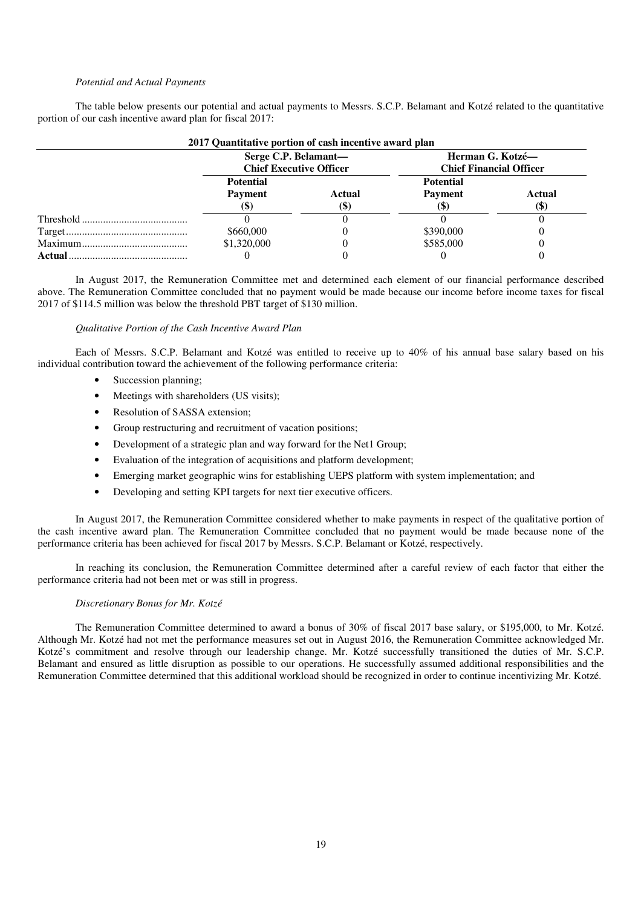*Potential and Actual Payments*

The table below presents our potential and actual payments to Messrs. S.C.P. Belamant and Kotzé related to the quantitative portion of our cash incentive award plan for fiscal 2017:

**2017 Quantitative portion of cash incentive award plan**

| | Serge C.P. Belamant—Chief Executive Officer | | Herman G. Kotzé—Chief Financial Officer | |
|---|---|---|---|---|
| | Potential Payment ($) | Actual ($) | Potential Payment ($) | Actual ($) |
| Threshold | 0 | 0 | 0 | 0 |
| Target | \$660,000 | 0 | \$390,000 | 0 |
| Maximum | \$1,320,000 | 0 | \$585,000 | 0 |
| **Actual** | 0 | 0 | 0 | 0 |

In August 2017, the Remuneration Committee met and determined each element of our financial performance described above. The Remuneration Committee concluded that no payment would be made because our income before income taxes for fiscal 2017 of \$114.5 million was below the threshold PBT target of \$130 million.

*Qualitative Portion of the Cash Incentive Award Plan*

Each of Messrs. S.C.P. Belamant and Kotzé was entitled to receive up to 40% of his annual base salary based on his individual contribution toward the achievement of the following performance criteria:

- Succession planning;
- Meetings with shareholders (US visits);
- Resolution of SASSA extension;
- Group restructuring and recruitment of vacation positions;
- Development of a strategic plan and way forward for the Net1 Group;
- Evaluation of the integration of acquisitions and platform development;
- Emerging market geographic wins for establishing UEPS platform with system implementation; and
- Developing and setting KPI targets for next tier executive officers.

In August 2017, the Remuneration Committee considered whether to make payments in respect of the qualitative portion of the cash incentive award plan. The Remuneration Committee concluded that no payment would be made because none of the performance criteria has been achieved for fiscal 2017 by Messrs. S.C.P. Belamant or Kotzé, respectively.

In reaching its conclusion, the Remuneration Committee determined after a careful review of each factor that either the performance criteria had not been met or was still in progress.

*Discretionary Bonus for Mr. Kotzé*

The Remuneration Committee determined to award a bonus of 30% of fiscal 2017 base salary, or \$195,000, to Mr. Kotzé. Although Mr. Kotzé had not met the performance measures set out in August 2016, the Remuneration Committee acknowledged Mr. Kotzé's commitment and resolve through our leadership change. Mr. Kotzé successfully transitioned the duties of Mr. S.C.P. Belamant and ensured as little disruption as possible to our operations. He successfully assumed additional responsibilities and the Remuneration Committee determined that this additional workload should be recognized in order to continue incentivizing Mr. Kotzé.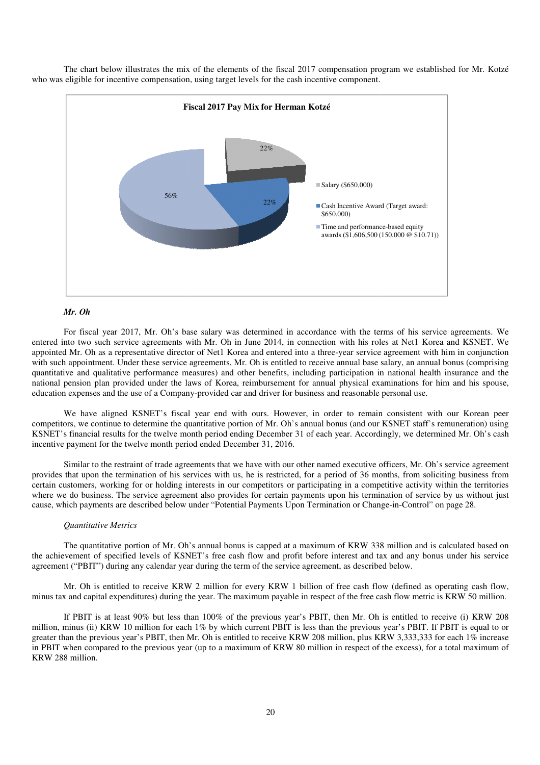The chart below illustrates the mix of the elements of the fiscal 2017 compensation program we established for Mr. Kotzé who was eligible for incentive compensation, using target levels for the cash incentive component.

**Fiscal 2017 Pay Mix for Herman Kotzé**

- Salary ($650,000): 22%
- Cash Incentive Award (Target award: $650,000): 22%
- Time and performance-based equity awards ($1,606,500 (150,000 @ $10.71)): 56%

***Mr. Oh***

For fiscal year 2017, Mr. Oh's base salary was determined in accordance with the terms of his service agreements. We entered into two such service agreements with Mr. Oh in June 2014, in connection with his roles at Net1 Korea and KSNET. We appointed Mr. Oh as a representative director of Net1 Korea and entered into a three-year service agreement with him in conjunction with such appointment. Under these service agreements, Mr. Oh is entitled to receive annual base salary, an annual bonus (comprising quantitative and qualitative performance measures) and other benefits, including participation in national health insurance and the national pension plan provided under the laws of Korea, reimbursement for annual physical examinations for him and his spouse, education expenses and the use of a Company-provided car and driver for business and reasonable personal use.

We have aligned KSNET's fiscal year end with ours. However, in order to remain consistent with our Korean peer competitors, we continue to determine the quantitative portion of Mr. Oh's annual bonus (and our KSNET staff's remuneration) using KSNET's financial results for the twelve month period ending December 31 of each year. Accordingly, we determined Mr. Oh's cash incentive payment for the twelve month period ended December 31, 2016.

Similar to the restraint of trade agreements that we have with our other named executive officers, Mr. Oh's service agreement provides that upon the termination of his services with us, he is restricted, for a period of 36 months, from soliciting business from certain customers, working for or holding interests in our competitors or participating in a competitive activity within the territories where we do business. The service agreement also provides for certain payments upon his termination of service by us without just cause, which payments are described below under "Potential Payments Upon Termination or Change-in-Control" on page 28.

*Quantitative Metrics*

The quantitative portion of Mr. Oh's annual bonus is capped at a maximum of KRW 338 million and is calculated based on the achievement of specified levels of KSNET's free cash flow and profit before interest and tax and any bonus under his service agreement ("PBIT") during any calendar year during the term of the service agreement, as described below.

Mr. Oh is entitled to receive KRW 2 million for every KRW 1 billion of free cash flow (defined as operating cash flow, minus tax and capital expenditures) during the year. The maximum payable in respect of the free cash flow metric is KRW 50 million.

If PBIT is at least 90% but less than 100% of the previous year's PBIT, then Mr. Oh is entitled to receive (i) KRW 208 million, minus (ii) KRW 10 million for each 1% by which current PBIT is less than the previous year's PBIT. If PBIT is equal to or greater than the previous year's PBIT, then Mr. Oh is entitled to receive KRW 208 million, plus KRW 3,333,333 for each 1% increase in PBIT when compared to the previous year (up to a maximum of KRW 80 million in respect of the excess), for a total maximum of KRW 288 million.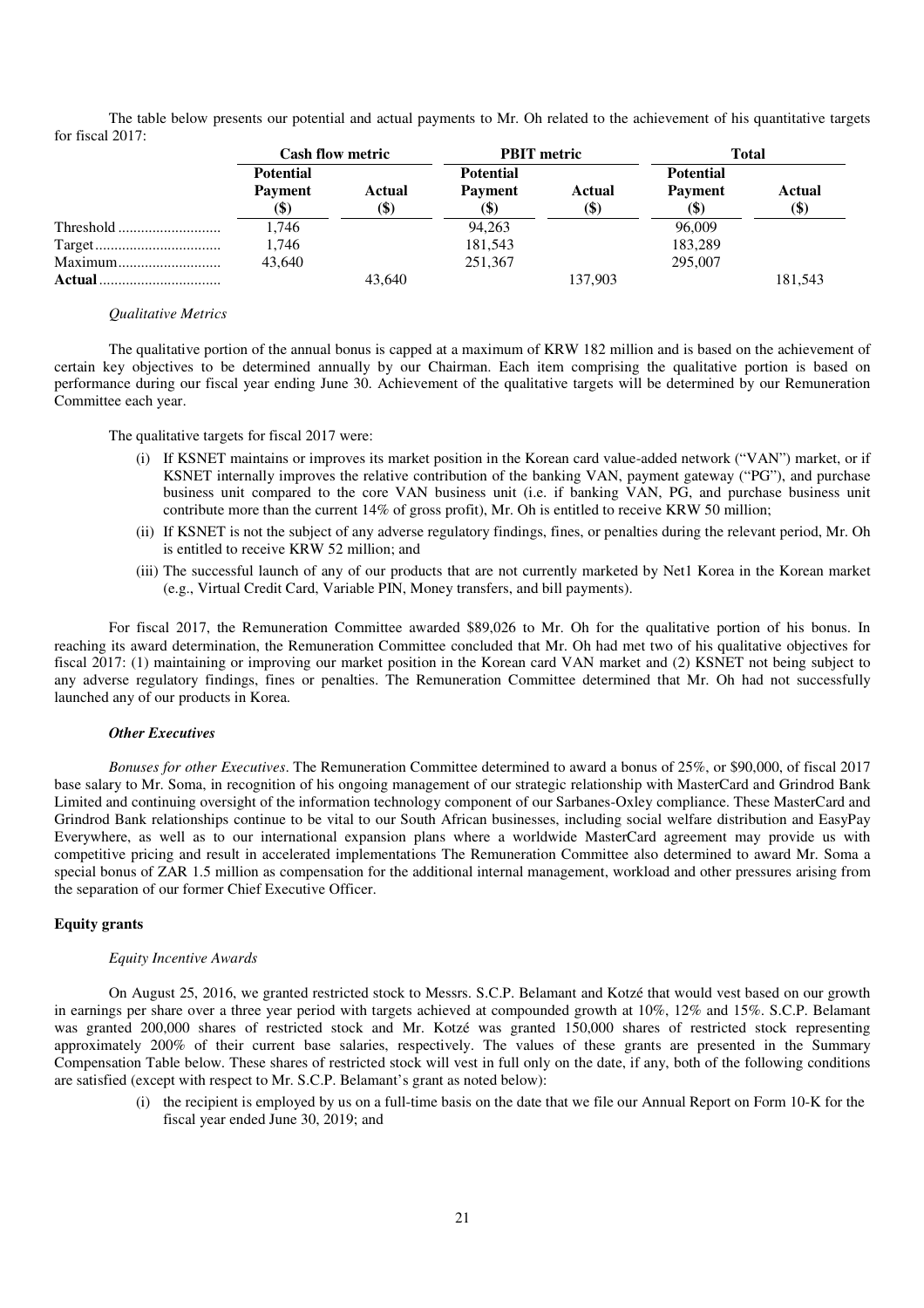The table below presents our potential and actual payments to Mr. Oh related to the achievement of his quantitative targets for fiscal 2017:

| | Cash flow metric | | PBIT metric | | Total | |
|---|---|---|---|---|---|---|
| | Potential Payment ($) | Actual ($) | Potential Payment ($) | Actual ($) | Potential Payment ($) | Actual ($) |
| Threshold | 1,746 | | 94,263 | | 96,009 | |
| Target | 1,746 | | 181,543 | | 183,289 | |
| Maximum | 43,640 | | 251,367 | | 295,007 | |
| **Actual** | | 43,640 | | 137,903 | | 181,543 |

*Qualitative Metrics*

The qualitative portion of the annual bonus is capped at a maximum of KRW 182 million and is based on the achievement of certain key objectives to be determined annually by our Chairman. Each item comprising the qualitative portion is based on performance during our fiscal year ending June 30. Achievement of the qualitative targets will be determined by our Remuneration Committee each year.

The qualitative targets for fiscal 2017 were:

(i) If KSNET maintains or improves its market position in the Korean card value-added network ("VAN") market, or if KSNET internally improves the relative contribution of the banking VAN, payment gateway ("PG"), and purchase business unit compared to the core VAN business unit (i.e. if banking VAN, PG, and purchase business unit contribute more than the current 14% of gross profit), Mr. Oh is entitled to receive KRW 50 million;

(ii) If KSNET is not the subject of any adverse regulatory findings, fines, or penalties during the relevant period, Mr. Oh is entitled to receive KRW 52 million; and

(iii) The successful launch of any of our products that are not currently marketed by Net1 Korea in the Korean market (e.g., Virtual Credit Card, Variable PIN, Money transfers, and bill payments).

For fiscal 2017, the Remuneration Committee awarded $89,026 to Mr. Oh for the qualitative portion of his bonus. In reaching its award determination, the Remuneration Committee concluded that Mr. Oh had met two of his qualitative objectives for fiscal 2017: (1) maintaining or improving our market position in the Korean card VAN market and (2) KSNET not being subject to any adverse regulatory findings, fines or penalties. The Remuneration Committee determined that Mr. Oh had not successfully launched any of our products in Korea.

***Other Executives***

*Bonuses for other Executives*. The Remuneration Committee determined to award a bonus of 25%, or $90,000, of fiscal 2017 base salary to Mr. Soma, in recognition of his ongoing management of our strategic relationship with MasterCard and Grindrod Bank Limited and continuing oversight of the information technology component of our Sarbanes-Oxley compliance. These MasterCard and Grindrod Bank relationships continue to be vital to our South African businesses, including social welfare distribution and EasyPay Everywhere, as well as to our international expansion plans where a worldwide MasterCard agreement may provide us with competitive pricing and result in accelerated implementations The Remuneration Committee also determined to award Mr. Soma a special bonus of ZAR 1.5 million as compensation for the additional internal management, workload and other pressures arising from the separation of our former Chief Executive Officer.

**Equity grants**

*Equity Incentive Awards*

On August 25, 2016, we granted restricted stock to Messrs. S.C.P. Belamant and Kotzé that would vest based on our growth in earnings per share over a three year period with targets achieved at compounded growth at 10%, 12% and 15%. S.C.P. Belamant was granted 200,000 shares of restricted stock and Mr. Kotzé was granted 150,000 shares of restricted stock representing approximately 200% of their current base salaries, respectively. The values of these grants are presented in the Summary Compensation Table below. These shares of restricted stock will vest in full only on the date, if any, both of the following conditions are satisfied (except with respect to Mr. S.C.P. Belamant's grant as noted below):

(i) the recipient is employed by us on a full-time basis on the date that we file our Annual Report on Form 10-K for the fiscal year ended June 30, 2019; and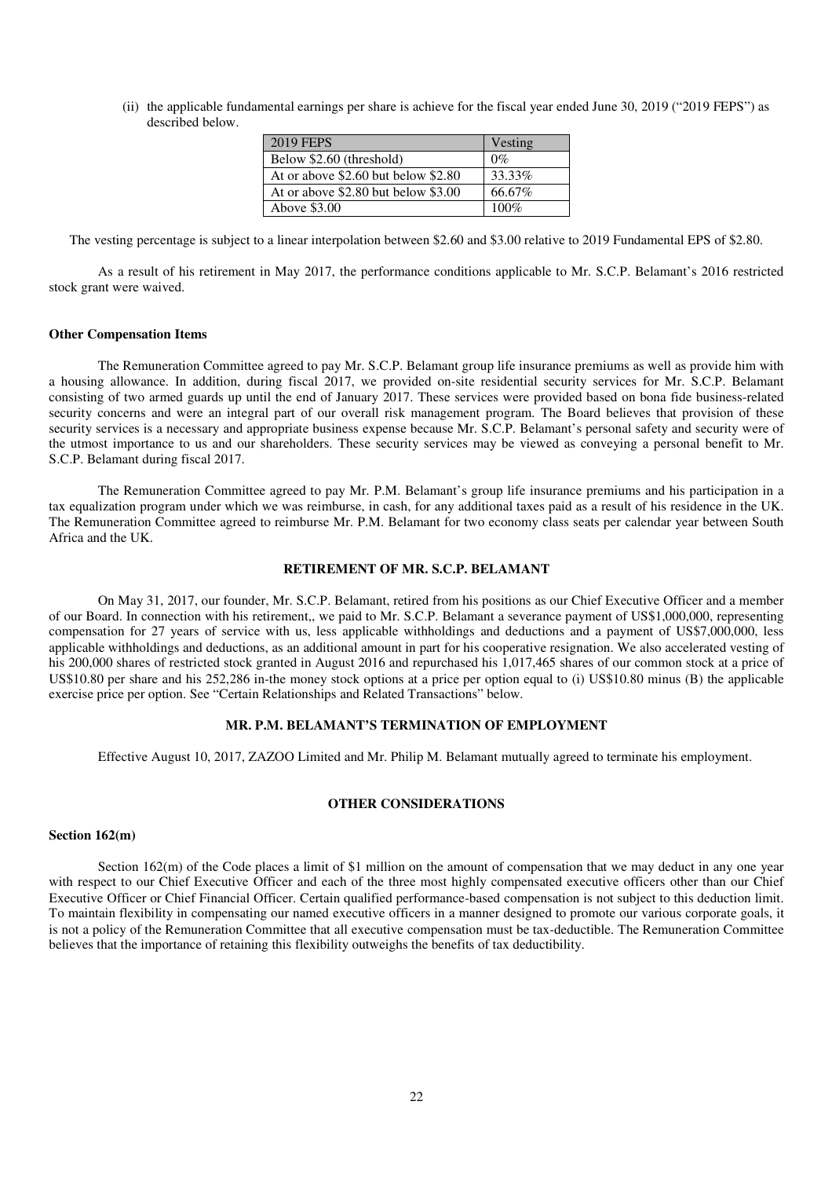(ii) the applicable fundamental earnings per share is achieve for the fiscal year ended June 30, 2019 (“2019 FEPS”) as described below.

| 2019 FEPS | Vesting |
| --- | --- |
| Below $2.60 (threshold) | 0% |
| At or above $2.60 but below $2.80 | 33.33% |
| At or above $2.80 but below $3.00 | 66.67% |
| Above $3.00 | 100% |

The vesting percentage is subject to a linear interpolation between $2.60 and $3.00 relative to 2019 Fundamental EPS of $2.80.

As a result of his retirement in May 2017, the performance conditions applicable to Mr. S.C.P. Belamant’s 2016 restricted stock grant were waived.

**Other Compensation Items**

The Remuneration Committee agreed to pay Mr. S.C.P. Belamant group life insurance premiums as well as provide him with a housing allowance. In addition, during fiscal 2017, we provided on-site residential security services for Mr. S.C.P. Belamant consisting of two armed guards up until the end of January 2017. These services were provided based on bona fide business-related security concerns and were an integral part of our overall risk management program. The Board believes that provision of these security services is a necessary and appropriate business expense because Mr. S.C.P. Belamant’s personal safety and security were of the utmost importance to us and our shareholders. These security services may be viewed as conveying a personal benefit to Mr. S.C.P. Belamant during fiscal 2017.

The Remuneration Committee agreed to pay Mr. P.M. Belamant’s group life insurance premiums and his participation in a tax equalization program under which we was reimburse, in cash, for any additional taxes paid as a result of his residence in the UK. The Remuneration Committee agreed to reimburse Mr. P.M. Belamant for two economy class seats per calendar year between South Africa and the UK.

## RETIREMENT OF MR. S.C.P. BELAMANT

On May 31, 2017, our founder, Mr. S.C.P. Belamant, retired from his positions as our Chief Executive Officer and a member of our Board. In connection with his retirement,, we paid to Mr. S.C.P. Belamant a severance payment of US$1,000,000, representing compensation for 27 years of service with us, less applicable withholdings and deductions and a payment of US$7,000,000, less applicable withholdings and deductions, as an additional amount in part for his cooperative resignation. We also accelerated vesting of his 200,000 shares of restricted stock granted in August 2016 and repurchased his 1,017,465 shares of our common stock at a price of US$10.80 per share and his 252,286 in-the money stock options at a price per option equal to (i) US$10.80 minus (B) the applicable exercise price per option. See “Certain Relationships and Related Transactions” below.

## MR. P.M. BELAMANT’S TERMINATION OF EMPLOYMENT

Effective August 10, 2017, ZAZOO Limited and Mr. Philip M. Belamant mutually agreed to terminate his employment.

## OTHER CONSIDERATIONS

**Section 162(m)**

Section 162(m) of the Code places a limit of $1 million on the amount of compensation that we may deduct in any one year with respect to our Chief Executive Officer and each of the three most highly compensated executive officers other than our Chief Executive Officer or Chief Financial Officer. Certain qualified performance-based compensation is not subject to this deduction limit. To maintain flexibility in compensating our named executive officers in a manner designed to promote our various corporate goals, it is not a policy of the Remuneration Committee that all executive compensation must be tax-deductible. The Remuneration Committee believes that the importance of retaining this flexibility outweighs the benefits of tax deductibility.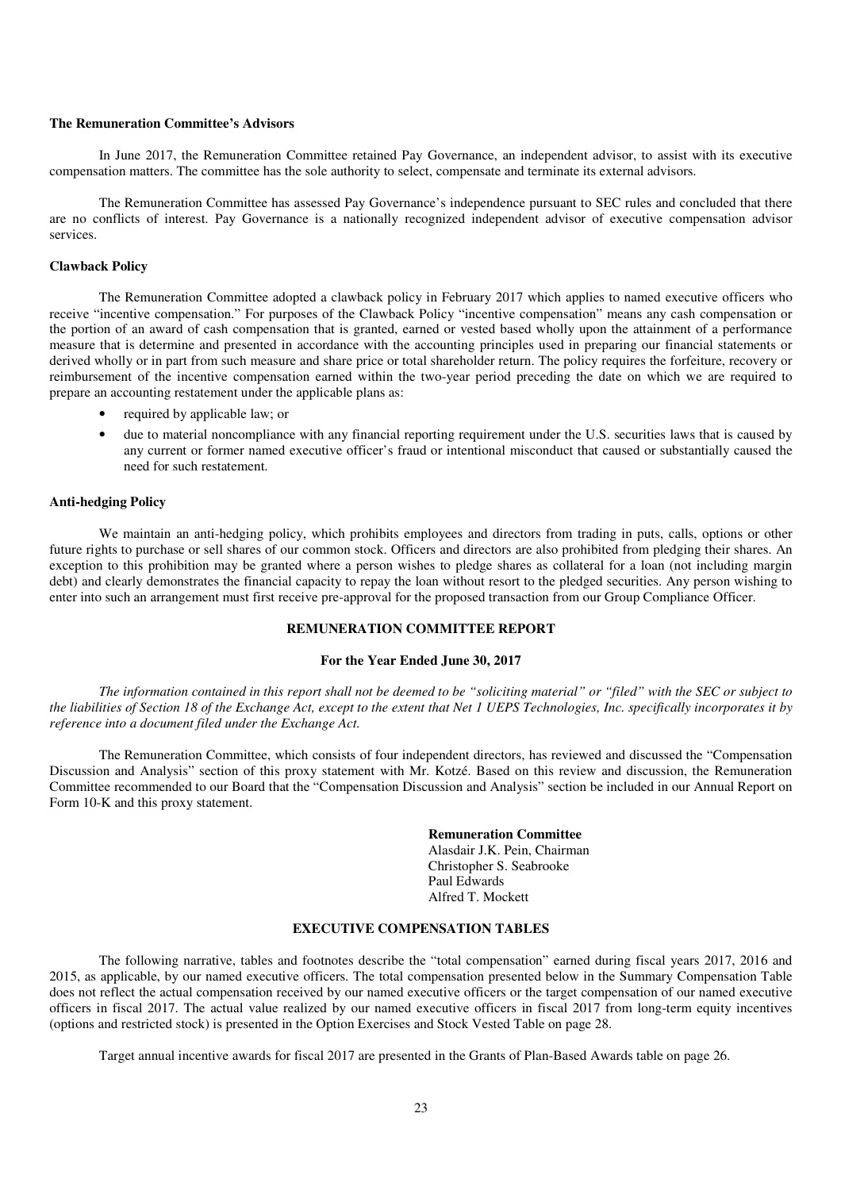**The Remuneration Committee's Advisors**

In June 2017, the Remuneration Committee retained Pay Governance, an independent advisor, to assist with its executive compensation matters. The committee has the sole authority to select, compensate and terminate its external advisors.

The Remuneration Committee has assessed Pay Governance's independence pursuant to SEC rules and concluded that there are no conflicts of interest. Pay Governance is a nationally recognized independent advisor of executive compensation advisor services.

**Clawback Policy**

The Remuneration Committee adopted a clawback policy in February 2017 which applies to named executive officers who receive "incentive compensation." For purposes of the Clawback Policy "incentive compensation" means any cash compensation or the portion of an award of cash compensation that is granted, earned or vested based wholly upon the attainment of a performance measure that is determine and presented in accordance with the accounting principles used in preparing our financial statements or derived wholly or in part from such measure and share price or total shareholder return. The policy requires the forfeiture, recovery or reimbursement of the incentive compensation earned within the two-year period preceding the date on which we are required to prepare an accounting restatement under the applicable plans as:

- required by applicable law; or
- due to material noncompliance with any financial reporting requirement under the U.S. securities laws that is caused by any current or former named executive officer's fraud or intentional misconduct that caused or substantially caused the need for such restatement.

**Anti-hedging Policy**

We maintain an anti-hedging policy, which prohibits employees and directors from trading in puts, calls, options or other future rights to purchase or sell shares of our common stock. Officers and directors are also prohibited from pledging their shares. An exception to this prohibition may be granted where a person wishes to pledge shares as collateral for a loan (not including margin debt) and clearly demonstrates the financial capacity to repay the loan without resort to the pledged securities. Any person wishing to enter into such an arrangement must first receive pre-approval for the proposed transaction from our Group Compliance Officer.

## REMUNERATION COMMITTEE REPORT

### For the Year Ended June 30, 2017

*The information contained in this report shall not be deemed to be "soliciting material" or "filed" with the SEC or subject to the liabilities of Section 18 of the Exchange Act, except to the extent that Net 1 UEPS Technologies, Inc. specifically incorporates it by reference into a document filed under the Exchange Act.*

The Remuneration Committee, which consists of four independent directors, has reviewed and discussed the "Compensation Discussion and Analysis" section of this proxy statement with Mr. Kotzé. Based on this review and discussion, the Remuneration Committee recommended to our Board that the "Compensation Discussion and Analysis" section be included in our Annual Report on Form 10-K and this proxy statement.

**Remuneration Committee**
Alasdair J.K. Pein, Chairman
Christopher S. Seabrooke
Paul Edwards
Alfred T. Mockett

## EXECUTIVE COMPENSATION TABLES

The following narrative, tables and footnotes describe the "total compensation" earned during fiscal years 2017, 2016 and 2015, as applicable, by our named executive officers. The total compensation presented below in the Summary Compensation Table does not reflect the actual compensation received by our named executive officers or the target compensation of our named executive officers in fiscal 2017. The actual value realized by our named executive officers in fiscal 2017 from long-term equity incentives (options and restricted stock) is presented in the Option Exercises and Stock Vested Table on page 28.

Target annual incentive awards for fiscal 2017 are presented in the Grants of Plan-Based Awards table on page 26.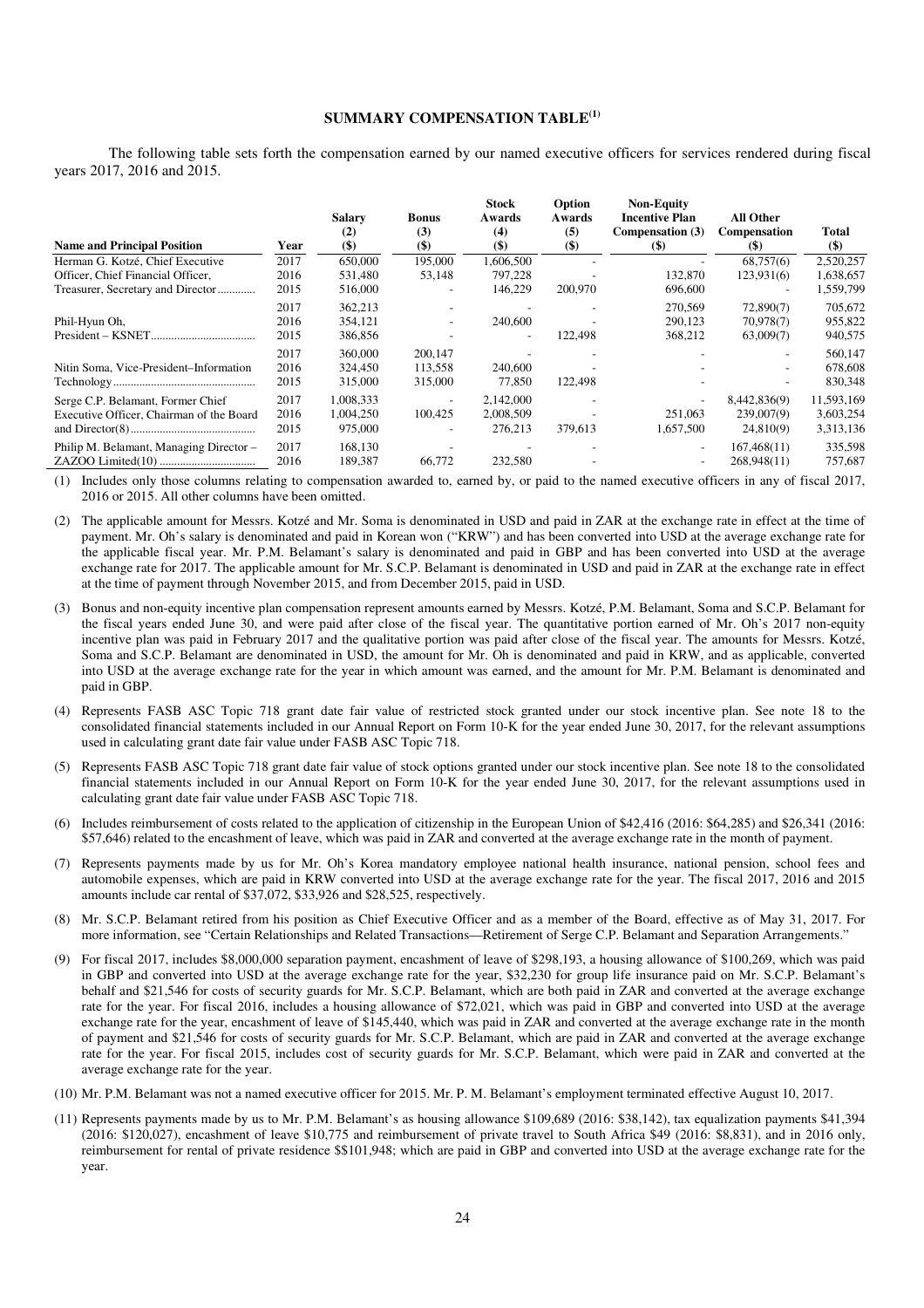## SUMMARY COMPENSATION TABLE[(1)]

The following table sets forth the compensation earned by our named executive officers for services rendered during fiscal years 2017, 2016 and 2015.

| Name and Principal Position | Year | Salary (2) ($) | Bonus (3) ($) | Stock Awards (4) ($) | Option Awards (5) ($) | Non-Equity Incentive Plan Compensation (3) ($) | All Other Compensation ($) | Total ($) |
|---|---|---|---|---|---|---|---|---|
| Herman G. Kotzé, Chief Executive Officer, Chief Financial Officer, Treasurer, Secretary and Director | 2017 | 650,000 | 195,000 | 1,606,500 | - | - | 68,757(6) | 2,520,257 |
| | 2016 | 531,480 | 53,148 | 797,228 | - | 132,870 | 123,931(6) | 1,638,657 |
| | 2015 | 516,000 | - | 146,229 | 200,970 | 696,600 | - | 1,559,799 |
| Phil-Hyun Oh, President – KSNET | 2017 | 362,213 | - | - | - | 270,569 | 72,890(7) | 705,672 |
| | 2016 | 354,121 | - | 240,600 | - | 290,123 | 70,978(7) | 955,822 |
| | 2015 | 386,856 | - | - | 122,498 | 368,212 | 63,009(7) | 940,575 |
| Nitin Soma, Vice-President–Information Technology | 2017 | 360,000 | 200,147 | - | - | - | - | 560,147 |
| | 2016 | 324,450 | 113,558 | 240,600 | - | - | - | 678,608 |
| | 2015 | 315,000 | 315,000 | 77,850 | 122,498 | - | - | 830,348 |
| Serge C.P. Belamant, Former Chief Executive Officer, Chairman of the Board and Director(8) | 2017 | 1,008,333 | - | 2,142,000 | - | - | 8,442,836(9) | 11,593,169 |
| | 2016 | 1,004,250 | 100,425 | 2,008,509 | - | 251,063 | 239,007(9) | 3,603,254 |
| | 2015 | 975,000 | - | 276,213 | 379,613 | 1,657,500 | 24,810(9) | 3,313,136 |
| Philip M. Belamant, Managing Director – ZAZOO Limited(10) | 2017 | 168,130 | - | - | - | - | 167,468(11) | 335,598 |
| | 2016 | 189,387 | 66,772 | 232,580 | - | - | 268,948(11) | 757,687 |

(1) Includes only those columns relating to compensation awarded to, earned by, or paid to the named executive officers in any of fiscal 2017, 2016 or 2015. All other columns have been omitted.

(2) The applicable amount for Messrs. Kotzé and Mr. Soma is denominated in USD and paid in ZAR at the exchange rate in effect at the time of payment. Mr. Oh's salary is denominated and paid in Korean won ("KRW") and has been converted into USD at the average exchange rate for the applicable fiscal year. Mr. P.M. Belamant's salary is denominated and paid in GBP and has been converted into USD at the average exchange rate for 2017. The applicable amount for Mr. S.C.P. Belamant is denominated in USD and paid in ZAR at the exchange rate in effect at the time of payment through November 2015, and from December 2015, paid in USD.

(3) Bonus and non-equity incentive plan compensation represent amounts earned by Messrs. Kotzé, P.M. Belamant, Soma and S.C.P. Belamant for the fiscal years ended June 30, and were paid after close of the fiscal year. The quantitative portion earned of Mr. Oh's 2017 non-equity incentive plan was paid in February 2017 and the qualitative portion was paid after close of the fiscal year. The amounts for Messrs. Kotzé, Soma and S.C.P. Belamant are denominated in USD, the amount for Mr. Oh is denominated and paid in KRW, and as applicable, converted into USD at the average exchange rate for the year in which amount was earned, and the amount for Mr. P.M. Belamant is denominated and paid in GBP.

(4) Represents FASB ASC Topic 718 grant date fair value of restricted stock granted under our stock incentive plan. See note 18 to the consolidated financial statements included in our Annual Report on Form 10-K for the year ended June 30, 2017, for the relevant assumptions used in calculating grant date fair value under FASB ASC Topic 718.

(5) Represents FASB ASC Topic 718 grant date fair value of stock options granted under our stock incentive plan. See note 18 to the consolidated financial statements included in our Annual Report on Form 10-K for the year ended June 30, 2017, for the relevant assumptions used in calculating grant date fair value under FASB ASC Topic 718.

(6) Includes reimbursement of costs related to the application of citizenship in the European Union of $42,416 (2016: $64,285) and $26,341 (2016: $57,646) related to the encashment of leave, which was paid in ZAR and converted at the average exchange rate in the month of payment.

(7) Represents payments made by us for Mr. Oh's Korea mandatory employee national health insurance, national pension, school fees and automobile expenses, which are paid in KRW converted into USD at the average exchange rate for the year. The fiscal 2017, 2016 and 2015 amounts include car rental of $37,072, $33,926 and $28,525, respectively.

(8) Mr. S.C.P. Belamant retired from his position as Chief Executive Officer and as a member of the Board, effective as of May 31, 2017. For more information, see "Certain Relationships and Related Transactions—Retirement of Serge C.P. Belamant and Separation Arrangements."

(9) For fiscal 2017, includes $8,000,000 separation payment, encashment of leave of $298,193, a housing allowance of $100,269, which was paid in GBP and converted into USD at the average exchange rate for the year, $32,230 for group life insurance paid on Mr. S.C.P. Belamant's behalf and $21,546 for costs of security guards for Mr. S.C.P. Belamant, which are both paid in ZAR and converted at the average exchange rate for the year. For fiscal 2016, includes a housing allowance of $72,021, which was paid in GBP and converted into USD at the average exchange rate for the year, encashment of leave of $145,440, which was paid in ZAR and converted at the average exchange rate in the month of payment and $21,546 for costs of security guards for Mr. S.C.P. Belamant, which are paid in ZAR and converted at the average exchange rate for the year. For fiscal 2015, includes cost of security guards for Mr. S.C.P. Belamant, which were paid in ZAR and converted at the average exchange rate for the year.

(10) Mr. P.M. Belamant was not a named executive officer for 2015. Mr. P. M. Belamant's employment terminated effective August 10, 2017.

(11) Represents payments made by us to Mr. P.M. Belamant's as housing allowance $109,689 (2016: $38,142), tax equalization payments $41,394 (2016: $120,027), encashment of leave $10,775 and reimbursement of private travel to South Africa $49 (2016: $8,831), and in 2016 only, reimbursement for rental of private residence $$101,948; which are paid in GBP and converted into USD at the average exchange rate for the year.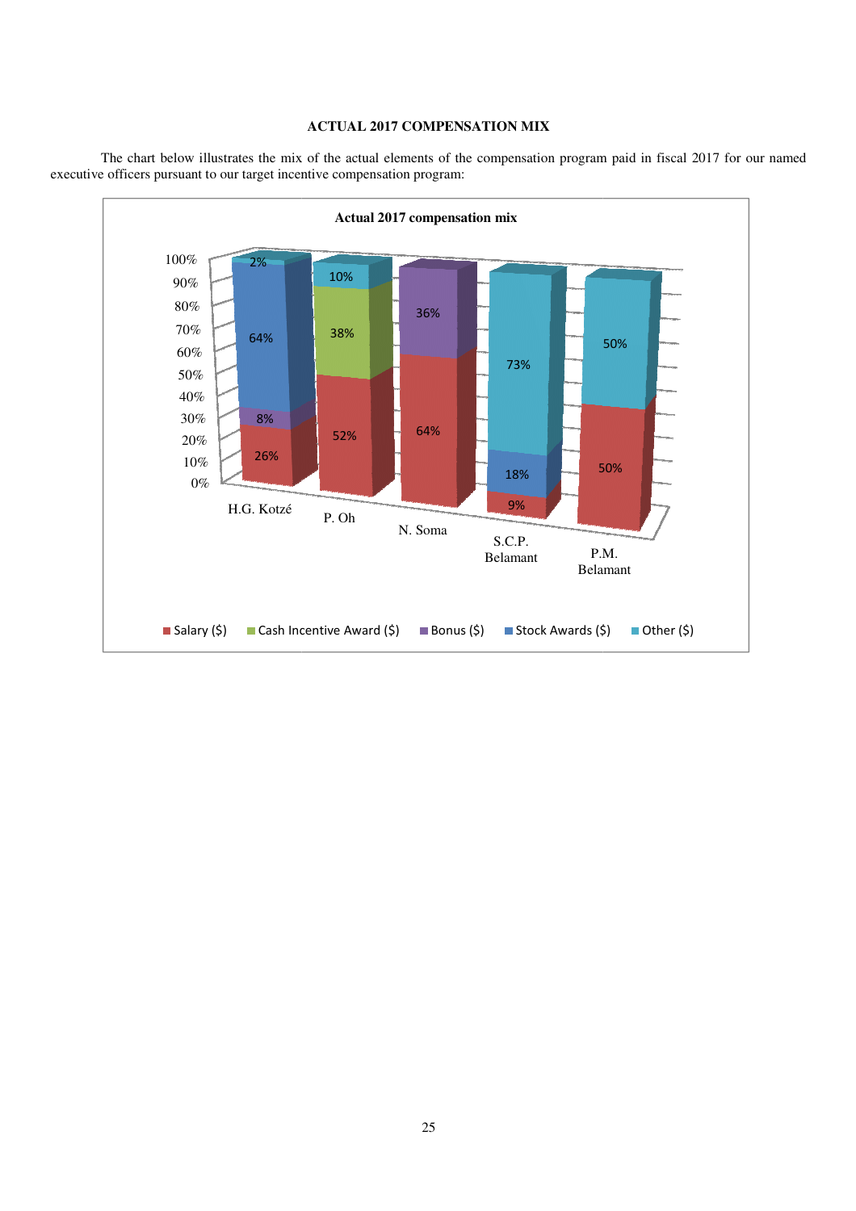**ACTUAL 2017 COMPENSATION MIX**

The chart below illustrates the mix of the actual elements of the compensation program paid in fiscal 2017 for our named executive officers pursuant to our target incentive compensation program:

**Actual 2017 compensation mix**

| | Salary ($) | Cash Incentive Award ($) | Bonus ($) | Stock Awards ($) | Other ($) |
|---|---|---|---|---|---|
| H.G. Kotzé | 26% | | 8% | 64% | 2% |
| P. Oh | 52% | 38% | | | 10% |
| N. Soma | 64% | | 36% | | |
| S.C.P. Belamant | 9% | | | 18% | 73% |
| P.M. Belamant | 50% | | | | 50% |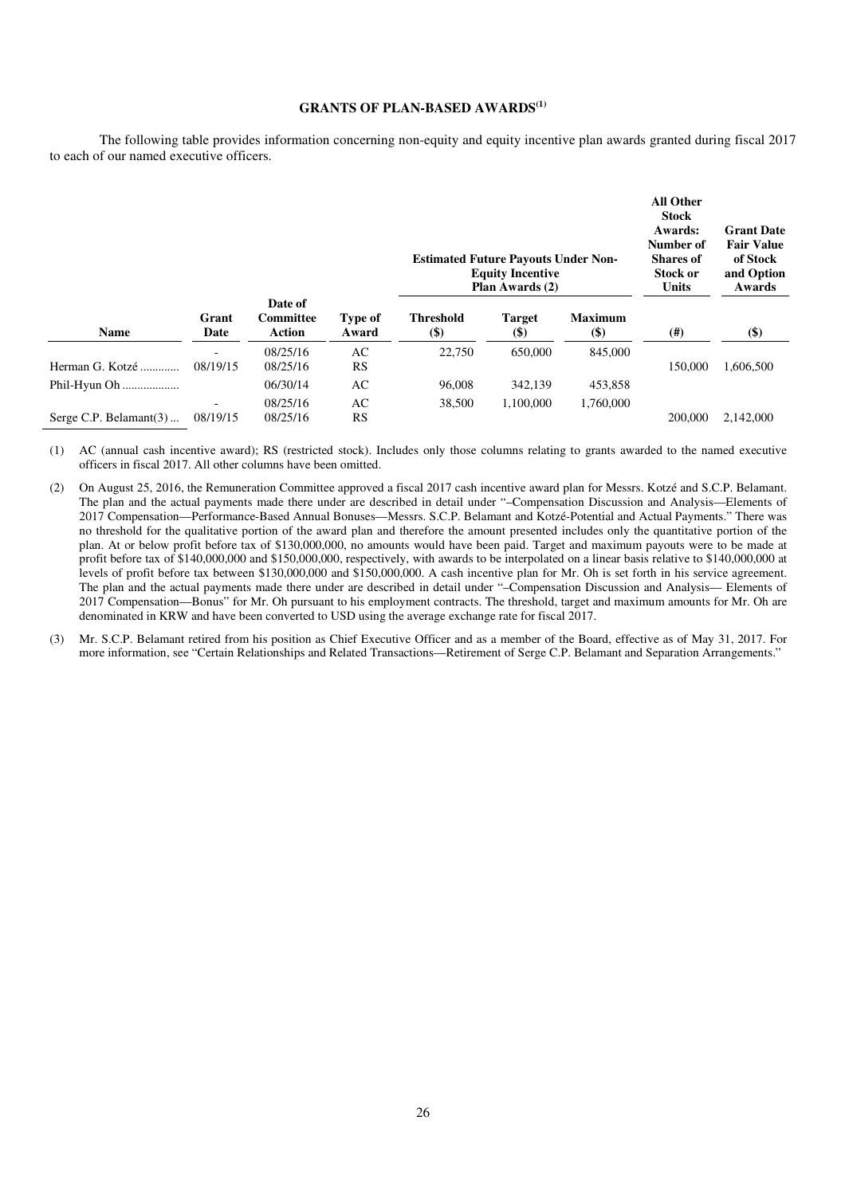## GRANTS OF PLAN-BASED AWARDS[(1)]

The following table provides information concerning non-equity and equity incentive plan awards granted during fiscal 2017 to each of our named executive officers.

| Name | Grant Date | Date of Committee Action | Type of Award | Estimated Future Payouts Under Non-Equity Incentive Plan Awards (2) | | | All Other Stock Awards: Number of Shares of Stock or Units | Grant Date Fair Value of Stock and Option Awards |
|---|---|---|---|---|---|---|---|---|
| | | | | Threshold ($) | Target ($) | Maximum ($) | (#) | ($) |
| Herman G. Kotzé | - | 08/25/16 | AC | 22,750 | 650,000 | 845,000 | | |
| | 08/19/15 | 08/25/16 | RS | | | | 150,000 | 1,606,500 |
| Phil-Hyun Oh | | 06/30/14 | AC | 96,008 | 342,139 | 453,858 | | |
| Serge C.P. Belamant(3) | - | 08/25/16 | AC | 38,500 | 1,100,000 | 1,760,000 | | |
| | 08/19/15 | 08/25/16 | RS | | | | 200,000 | 2,142,000 |

(1) AC (annual cash incentive award); RS (restricted stock). Includes only those columns relating to grants awarded to the named executive officers in fiscal 2017. All other columns have been omitted.

(2) On August 25, 2016, the Remuneration Committee approved a fiscal 2017 cash incentive award plan for Messrs. Kotzé and S.C.P. Belamant. The plan and the actual payments made there under are described in detail under "–Compensation Discussion and Analysis—Elements of 2017 Compensation—Performance-Based Annual Bonuses—Messrs. S.C.P. Belamant and Kotzé-Potential and Actual Payments." There was no threshold for the qualitative portion of the award plan and therefore the amount presented includes only the quantitative portion of the plan. At or below profit before tax of $130,000,000, no amounts would have been paid. Target and maximum payouts were to be made at profit before tax of $140,000,000 and $150,000,000, respectively, with awards to be interpolated on a linear basis relative to $140,000,000 at levels of profit before tax between $130,000,000 and $150,000,000. A cash incentive plan for Mr. Oh is set forth in his service agreement. The plan and the actual payments made there under are described in detail under "–Compensation Discussion and Analysis— Elements of 2017 Compensation—Bonus" for Mr. Oh pursuant to his employment contracts. The threshold, target and maximum amounts for Mr. Oh are denominated in KRW and have been converted to USD using the average exchange rate for fiscal 2017.

(3) Mr. S.C.P. Belamant retired from his position as Chief Executive Officer and as a member of the Board, effective as of May 31, 2017. For more information, see "Certain Relationships and Related Transactions—Retirement of Serge C.P. Belamant and Separation Arrangements."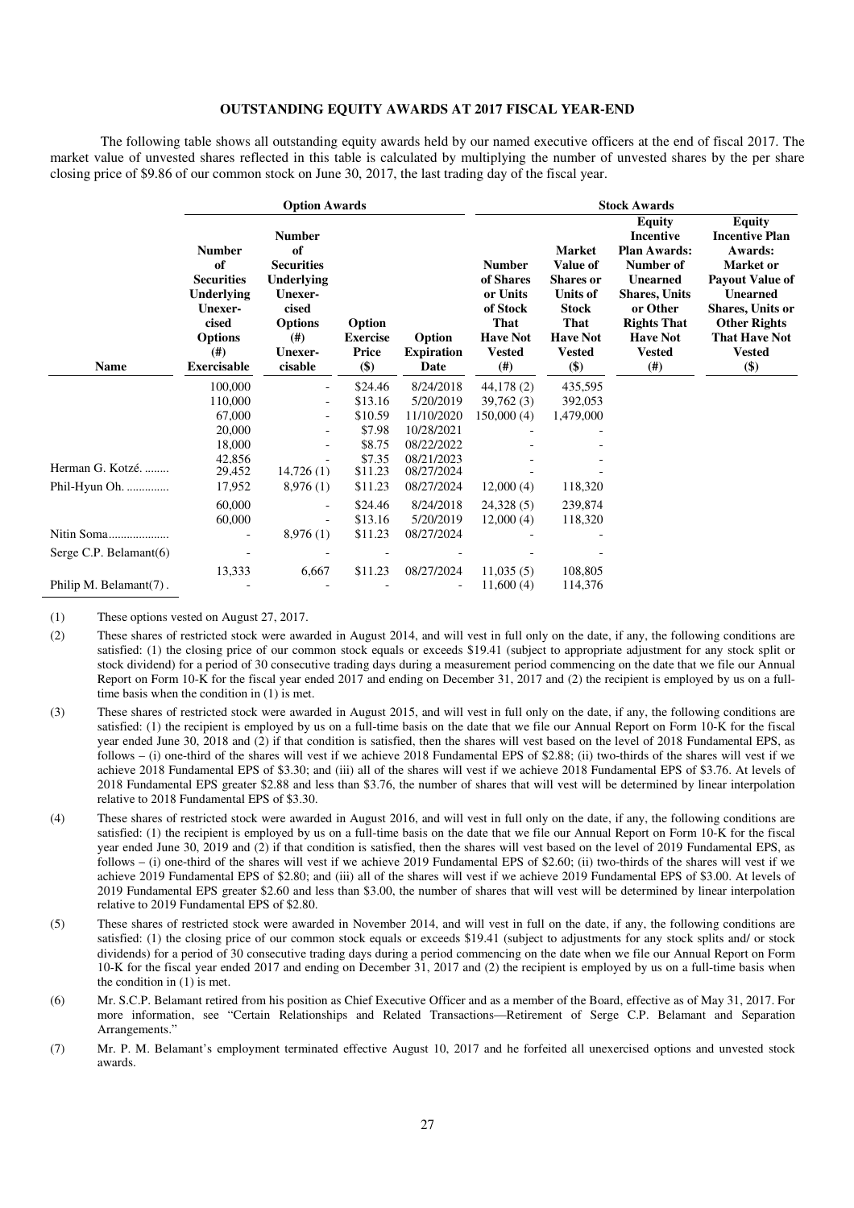**OUTSTANDING EQUITY AWARDS AT 2017 FISCAL YEAR-END**

The following table shows all outstanding equity awards held by our named executive officers at the end of fiscal 2017. The market value of unvested shares reflected in this table is calculated by multiplying the number of unvested shares by the per share closing price of $9.86 of our common stock on June 30, 2017, the last trading day of the fiscal year.

| | Option Awards | | | | Stock Awards | | | |
|---|---|---|---|---|---|---|---|---|
| **Name** | **Number of Securities Underlying Unexer-cised Options (#) Exercisable** | **Number of Securities Underlying Unexer-cised Options (#) Unexer-cisable** | **Option Exercise Price ($)** | **Option Expiration Date** | **Number of Shares or Units of Stock That Have Not Vested (#)** | **Market Value of Shares or Units of Stock That Have Not Vested ($)** | **Equity Incentive Plan Awards: Number of Unearned Shares, Units or Other Rights That Have Not Vested (#)** | **Equity Incentive Plan Awards: Market or Payout Value of Unearned Shares, Units or Other Rights That Have Not Vested ($)** |
| | 100,000 | - | $24.46 | 8/24/2018 | 44,178 (2) | 435,595 | | |
| | 110,000 | - | $13.16 | 5/20/2019 | 39,762 (3) | 392,053 | | |
| | 67,000 | - | $10.59 | 11/10/2020 | 150,000 (4) | 1,479,000 | | |
| | 20,000 | - | $7.98 | 10/28/2021 | - | - | | |
| | 18,000 | - | $8.75 | 08/22/2022 | - | - | | |
| | 42,856 | - | $7.35 | 08/21/2023 | - | - | | |
| Herman G. Kotzé ........ | 29,452 | 14,726 (1) | $11.23 | 08/27/2024 | - | - | | |
| Phil-Hyun Oh. ............. | 17,952 | 8,976 (1) | $11.23 | 08/27/2024 | 12,000 (4) | 118,320 | | |
| | 60,000 | - | $24.46 | 8/24/2018 | 24,328 (5) | 239,874 | | |
| | 60,000 | - | $13.16 | 5/20/2019 | 12,000 (4) | 118,320 | | |
| Nitin Soma................... | - | 8,976 (1) | $11.23 | 08/27/2024 | - | - | | |
| Serge C.P. Belamant(6) | - | - | - | - | - | - | | |
| | 13,333 | 6,667 | $11.23 | 08/27/2024 | 11,035 (5) | 108,805 | | |
| Philip M. Belamant(7) . | - | - | - | - | 11,600 (4) | 114,376 | | |

(1) These options vested on August 27, 2017.

(2) These shares of restricted stock were awarded in August 2014, and will vest in full only on the date, if any, the following conditions are satisfied: (1) the closing price of our common stock equals or exceeds $19.41 (subject to appropriate adjustment for any stock split or stock dividend) for a period of 30 consecutive trading days during a measurement period commencing on the date that we file our Annual Report on Form 10-K for the fiscal year ended 2017 and ending on December 31, 2017 and (2) the recipient is employed by us on a full-time basis when the condition in (1) is met.

(3) These shares of restricted stock were awarded in August 2015, and will vest in full only on the date, if any, the following conditions are satisfied: (1) the recipient is employed by us on a full-time basis on the date that we file our Annual Report on Form 10-K for the fiscal year ended June 30, 2018 and (2) if that condition is satisfied, then the shares will vest based on the level of 2018 Fundamental EPS, as follows – (i) one-third of the shares will vest if we achieve 2018 Fundamental EPS of $2.88; (ii) two-thirds of the shares will vest if we achieve 2018 Fundamental EPS of $3.30; and (iii) all of the shares will vest if we achieve 2018 Fundamental EPS of $3.76. At levels of 2018 Fundamental EPS greater $2.88 and less than $3.76, the number of shares that will vest will be determined by linear interpolation relative to 2018 Fundamental EPS of $3.30.

(4) These shares of restricted stock were awarded in August 2016, and will vest in full only on the date, if any, the following conditions are satisfied: (1) the recipient is employed by us on a full-time basis on the date that we file our Annual Report on Form 10-K for the fiscal year ended June 30, 2019 and (2) if that condition is satisfied, then the shares will vest based on the level of 2019 Fundamental EPS, as follows – (i) one-third of the shares will vest if we achieve 2019 Fundamental EPS of $2.60; (ii) two-thirds of the shares will vest if we achieve 2019 Fundamental EPS of $2.80; and (iii) all of the shares will vest if we achieve 2019 Fundamental EPS of $3.00. At levels of 2019 Fundamental EPS greater $2.60 and less than $3.00, the number of shares that will vest will be determined by linear interpolation relative to 2019 Fundamental EPS of $2.80.

(5) These shares of restricted stock were awarded in November 2014, and will vest in full on the date, if any, the following conditions are satisfied: (1) the closing price of our common stock equals or exceeds $19.41 (subject to adjustments for any stock splits and/ or stock dividends) for a period of 30 consecutive trading days during a period commencing on the date when we file our Annual Report on Form 10-K for the fiscal year ended 2017 and ending on December 31, 2017 and (2) the recipient is employed by us on a full-time basis when the condition in (1) is met.

(6) Mr. S.C.P. Belamant retired from his position as Chief Executive Officer and as a member of the Board, effective as of May 31, 2017. For more information, see "Certain Relationships and Related Transactions—Retirement of Serge C.P. Belamant and Separation Arrangements."

(7) Mr. P. M. Belamant's employment terminated effective August 10, 2017 and he forfeited all unexercised options and unvested stock awards.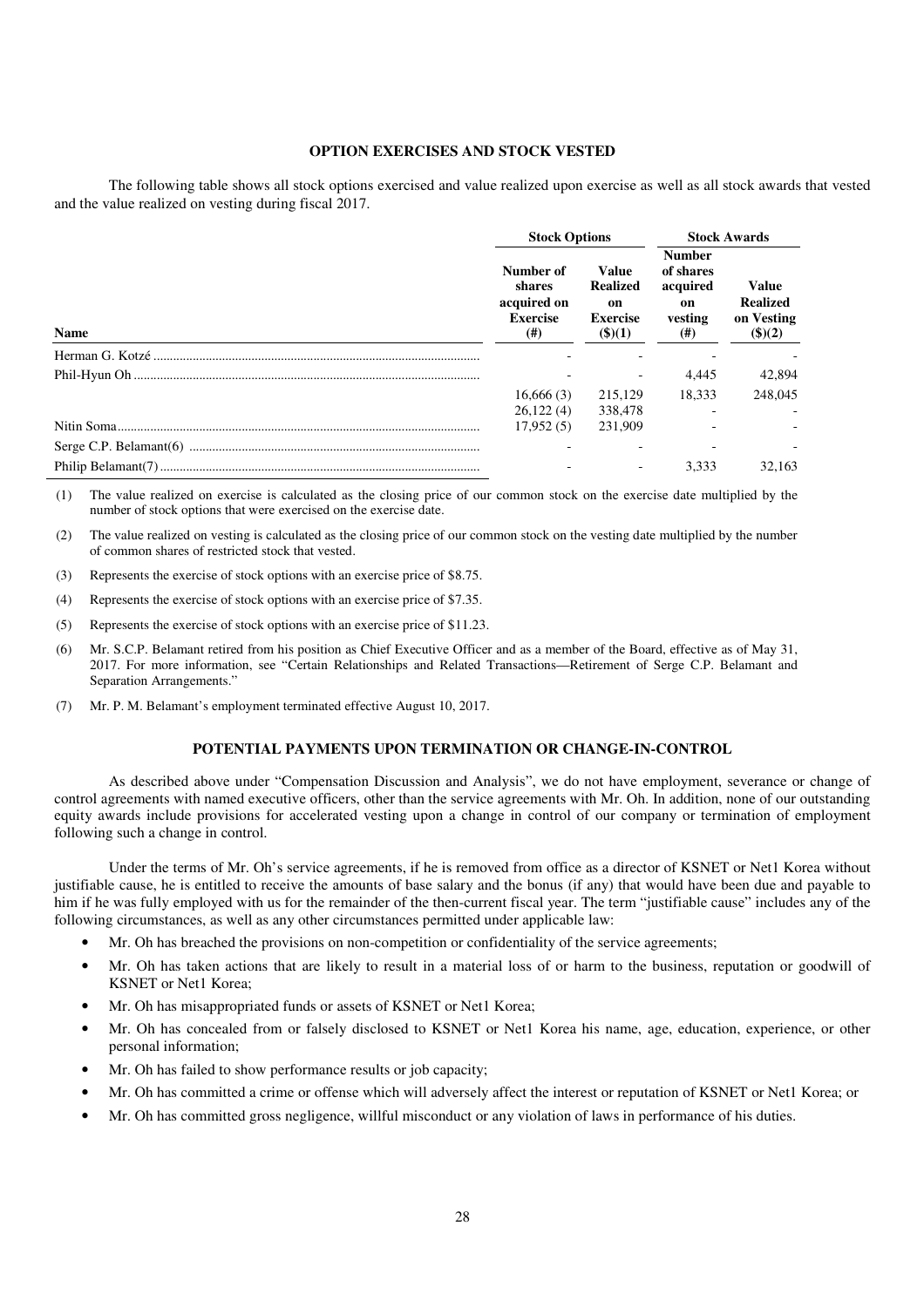## OPTION EXERCISES AND STOCK VESTED

The following table shows all stock options exercised and value realized upon exercise as well as all stock awards that vested and the value realized on vesting during fiscal 2017.

| | Stock Options | | Stock Awards | |
|---|---|---|---|---|
| Name | Number of shares acquired on Exercise (#) | Value Realized on Exercise ($)(1) | Number of shares acquired on vesting (#) | Value Realized on Vesting ($)(2) |
| Herman G. Kotzé | - | - | - | - |
| Phil-Hyun Oh | - | - | 4,445 | 42,894 |
| | 16,666 (3) | 215,129 | 18,333 | 248,045 |
| | 26,122 (4) | 338,478 | - | - |
| Nitin Soma | 17,952 (5) | 231,909 | - | - |
| Serge C.P. Belamant(6) | - | - | - | - |
| Philip Belamant(7) | - | - | 3,333 | 32,163 |

(1) The value realized on exercise is calculated as the closing price of our common stock on the exercise date multiplied by the number of stock options that were exercised on the exercise date.

(2) The value realized on vesting is calculated as the closing price of our common stock on the vesting date multiplied by the number of common shares of restricted stock that vested.

(3) Represents the exercise of stock options with an exercise price of $8.75.

(4) Represents the exercise of stock options with an exercise price of $7.35.

(5) Represents the exercise of stock options with an exercise price of $11.23.

(6) Mr. S.C.P. Belamant retired from his position as Chief Executive Officer and as a member of the Board, effective as of May 31, 2017. For more information, see "Certain Relationships and Related Transactions—Retirement of Serge C.P. Belamant and Separation Arrangements."

(7) Mr. P. M. Belamant's employment terminated effective August 10, 2017.

## POTENTIAL PAYMENTS UPON TERMINATION OR CHANGE-IN-CONTROL

As described above under "Compensation Discussion and Analysis", we do not have employment, severance or change of control agreements with named executive officers, other than the service agreements with Mr. Oh. In addition, none of our outstanding equity awards include provisions for accelerated vesting upon a change in control of our company or termination of employment following such a change in control.

Under the terms of Mr. Oh's service agreements, if he is removed from office as a director of KSNET or Net1 Korea without justifiable cause, he is entitled to receive the amounts of base salary and the bonus (if any) that would have been due and payable to him if he was fully employed with us for the remainder of the then-current fiscal year. The term "justifiable cause" includes any of the following circumstances, as well as any other circumstances permitted under applicable law:

- Mr. Oh has breached the provisions on non-competition or confidentiality of the service agreements;
- Mr. Oh has taken actions that are likely to result in a material loss of or harm to the business, reputation or goodwill of KSNET or Net1 Korea;
- Mr. Oh has misappropriated funds or assets of KSNET or Net1 Korea;
- Mr. Oh has concealed from or falsely disclosed to KSNET or Net1 Korea his name, age, education, experience, or other personal information;
- Mr. Oh has failed to show performance results or job capacity;
- Mr. Oh has committed a crime or offense which will adversely affect the interest or reputation of KSNET or Net1 Korea; or
- Mr. Oh has committed gross negligence, willful misconduct or any violation of laws in performance of his duties.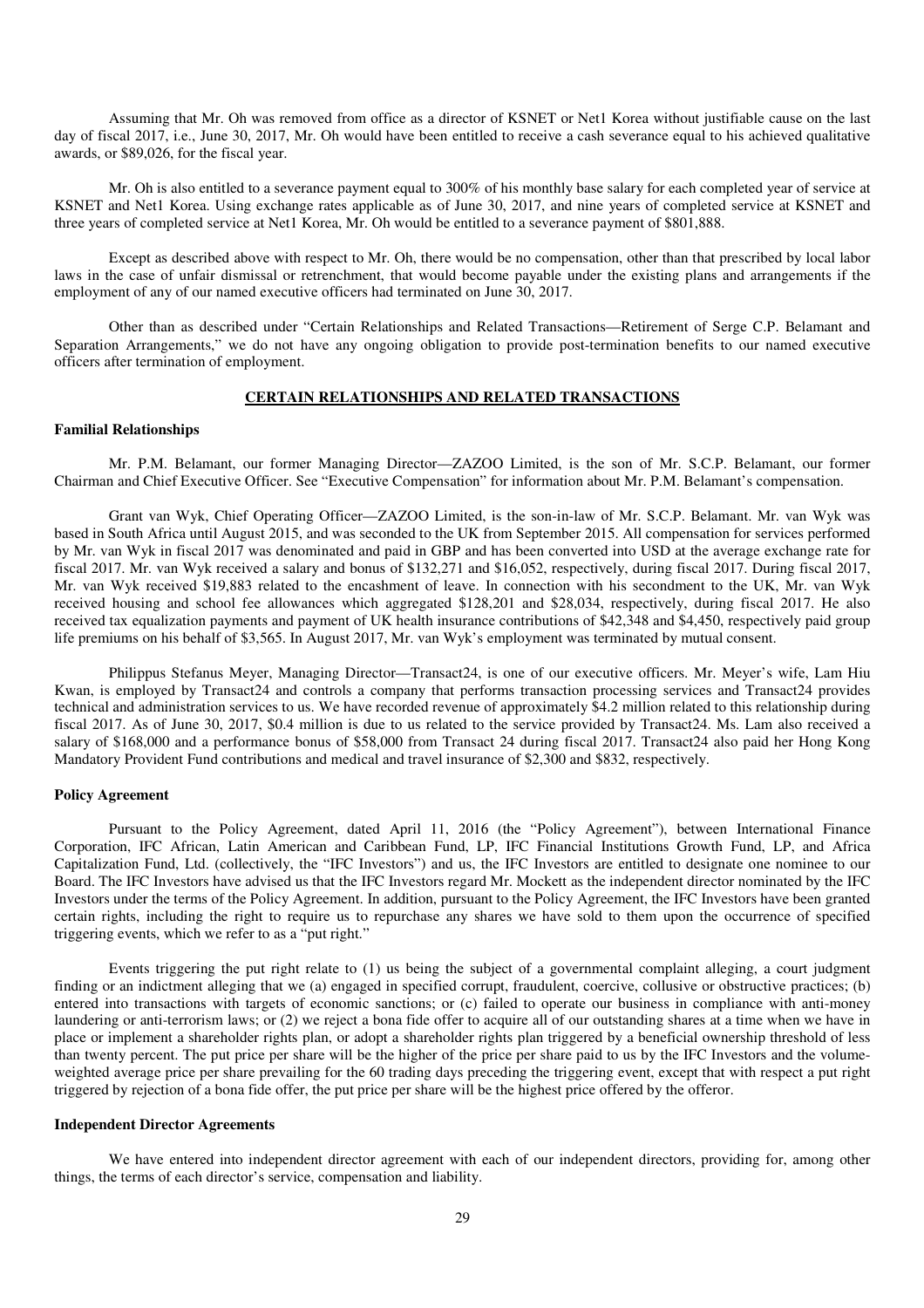Assuming that Mr. Oh was removed from office as a director of KSNET or Net1 Korea without justifiable cause on the last day of fiscal 2017, i.e., June 30, 2017, Mr. Oh would have been entitled to receive a cash severance equal to his achieved qualitative awards, or $89,026, for the fiscal year.

Mr. Oh is also entitled to a severance payment equal to 300% of his monthly base salary for each completed year of service at KSNET and Net1 Korea. Using exchange rates applicable as of June 30, 2017, and nine years of completed service at KSNET and three years of completed service at Net1 Korea, Mr. Oh would be entitled to a severance payment of $801,888.

Except as described above with respect to Mr. Oh, there would be no compensation, other than that prescribed by local labor laws in the case of unfair dismissal or retrenchment, that would become payable under the existing plans and arrangements if the employment of any of our named executive officers had terminated on June 30, 2017.

Other than as described under "Certain Relationships and Related Transactions—Retirement of Serge C.P. Belamant and Separation Arrangements," we do not have any ongoing obligation to provide post-termination benefits to our named executive officers after termination of employment.

## CERTAIN RELATIONSHIPS AND RELATED TRANSACTIONS

### Familial Relationships

Mr. P.M. Belamant, our former Managing Director—ZAZOO Limited, is the son of Mr. S.C.P. Belamant, our former Chairman and Chief Executive Officer. See "Executive Compensation" for information about Mr. P.M. Belamant's compensation.

Grant van Wyk, Chief Operating Officer—ZAZOO Limited, is the son-in-law of Mr. S.C.P. Belamant. Mr. van Wyk was based in South Africa until August 2015, and was seconded to the UK from September 2015. All compensation for services performed by Mr. van Wyk in fiscal 2017 was denominated and paid in GBP and has been converted into USD at the average exchange rate for fiscal 2017. Mr. van Wyk received a salary and bonus of $132,271 and $16,052, respectively, during fiscal 2017. During fiscal 2017, Mr. van Wyk received $19,883 related to the encashment of leave. In connection with his secondment to the UK, Mr. van Wyk received housing and school fee allowances which aggregated $128,201 and $28,034, respectively, during fiscal 2017. He also received tax equalization payments and payment of UK health insurance contributions of $42,348 and $4,450, respectively paid group life premiums on his behalf of $3,565. In August 2017, Mr. van Wyk's employment was terminated by mutual consent.

Philippus Stefanus Meyer, Managing Director—Transact24, is one of our executive officers. Mr. Meyer's wife, Lam Hiu Kwan, is employed by Transact24 and controls a company that performs transaction processing services and Transact24 provides technical and administration services to us. We have recorded revenue of approximately $4.2 million related to this relationship during fiscal 2017. As of June 30, 2017, $0.4 million is due to us related to the service provided by Transact24. Ms. Lam also received a salary of $168,000 and a performance bonus of $58,000 from Transact 24 during fiscal 2017. Transact24 also paid her Hong Kong Mandatory Provident Fund contributions and medical and travel insurance of $2,300 and $832, respectively.

### Policy Agreement

Pursuant to the Policy Agreement, dated April 11, 2016 (the "Policy Agreement"), between International Finance Corporation, IFC African, Latin American and Caribbean Fund, LP, IFC Financial Institutions Growth Fund, LP, and Africa Capitalization Fund, Ltd. (collectively, the "IFC Investors") and us, the IFC Investors are entitled to designate one nominee to our Board. The IFC Investors have advised us that the IFC Investors regard Mr. Mockett as the independent director nominated by the IFC Investors under the terms of the Policy Agreement. In addition, pursuant to the Policy Agreement, the IFC Investors have been granted certain rights, including the right to require us to repurchase any shares we have sold to them upon the occurrence of specified triggering events, which we refer to as a "put right."

Events triggering the put right relate to (1) us being the subject of a governmental complaint alleging, a court judgment finding or an indictment alleging that we (a) engaged in specified corrupt, fraudulent, coercive, collusive or obstructive practices; (b) entered into transactions with targets of economic sanctions; or (c) failed to operate our business in compliance with anti-money laundering or anti-terrorism laws; or (2) we reject a bona fide offer to acquire all of our outstanding shares at a time when we have in place or implement a shareholder rights plan, or adopt a shareholder rights plan triggered by a beneficial ownership threshold of less than twenty percent. The put price per share will be the higher of the price per share paid to us by the IFC Investors and the volume-weighted average price per share prevailing for the 60 trading days preceding the triggering event, except that with respect a put right triggered by rejection of a bona fide offer, the put price per share will be the highest price offered by the offeror.

### Independent Director Agreements

We have entered into independent director agreement with each of our independent directors, providing for, among other things, the terms of each director's service, compensation and liability.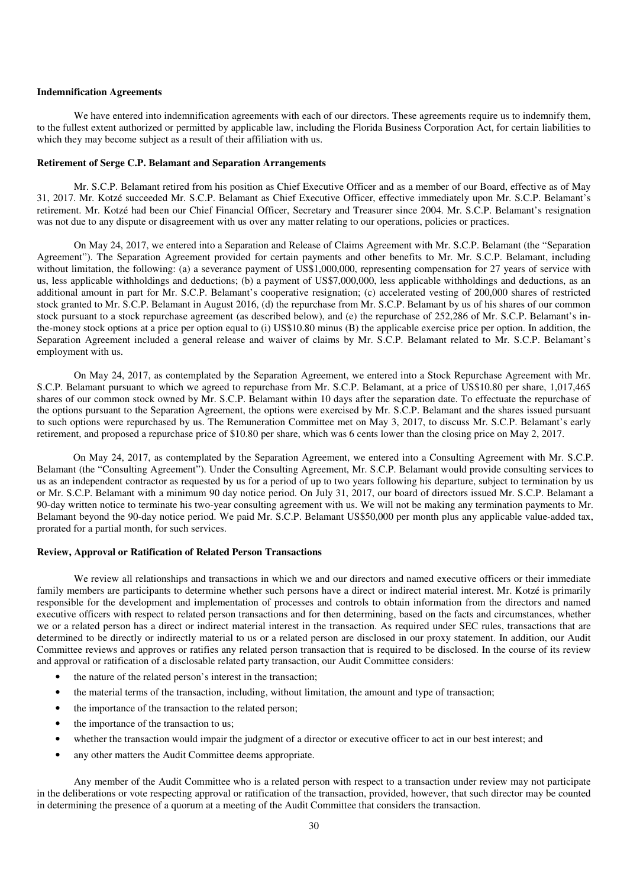**Indemnification Agreements**

We have entered into indemnification agreements with each of our directors. These agreements require us to indemnify them, to the fullest extent authorized or permitted by applicable law, including the Florida Business Corporation Act, for certain liabilities to which they may become subject as a result of their affiliation with us.

**Retirement of Serge C.P. Belamant and Separation Arrangements**

Mr. S.C.P. Belamant retired from his position as Chief Executive Officer and as a member of our Board, effective as of May 31, 2017. Mr. Kotzé succeeded Mr. S.C.P. Belamant as Chief Executive Officer, effective immediately upon Mr. S.C.P. Belamant's retirement. Mr. Kotzé had been our Chief Financial Officer, Secretary and Treasurer since 2004. Mr. S.C.P. Belamant's resignation was not due to any dispute or disagreement with us over any matter relating to our operations, policies or practices.

On May 24, 2017, we entered into a Separation and Release of Claims Agreement with Mr. S.C.P. Belamant (the "Separation Agreement"). The Separation Agreement provided for certain payments and other benefits to Mr. Mr. S.C.P. Belamant, including without limitation, the following: (a) a severance payment of US$1,000,000, representing compensation for 27 years of service with us, less applicable withholdings and deductions; (b) a payment of US$7,000,000, less applicable withholdings and deductions, as an additional amount in part for Mr. S.C.P. Belamant's cooperative resignation; (c) accelerated vesting of 200,000 shares of restricted stock granted to Mr. S.C.P. Belamant in August 2016, (d) the repurchase from Mr. S.C.P. Belamant by us of his shares of our common stock pursuant to a stock repurchase agreement (as described below), and (e) the repurchase of 252,286 of Mr. S.C.P. Belamant's in-the-money stock options at a price per option equal to (i) US$10.80 minus (B) the applicable exercise price per option. In addition, the Separation Agreement included a general release and waiver of claims by Mr. S.C.P. Belamant related to Mr. S.C.P. Belamant's employment with us.

On May 24, 2017, as contemplated by the Separation Agreement, we entered into a Stock Repurchase Agreement with Mr. S.C.P. Belamant pursuant to which we agreed to repurchase from Mr. S.C.P. Belamant, at a price of US$10.80 per share, 1,017,465 shares of our common stock owned by Mr. S.C.P. Belamant within 10 days after the separation date. To effectuate the repurchase of the options pursuant to the Separation Agreement, the options were exercised by Mr. S.C.P. Belamant and the shares issued pursuant to such options were repurchased by us. The Remuneration Committee met on May 3, 2017, to discuss Mr. S.C.P. Belamant's early retirement, and proposed a repurchase price of $10.80 per share, which was 6 cents lower than the closing price on May 2, 2017.

On May 24, 2017, as contemplated by the Separation Agreement, we entered into a Consulting Agreement with Mr. S.C.P. Belamant (the "Consulting Agreement"). Under the Consulting Agreement, Mr. S.C.P. Belamant would provide consulting services to us as an independent contractor as requested by us for a period of up to two years following his departure, subject to termination by us or Mr. S.C.P. Belamant with a minimum 90 day notice period. On July 31, 2017, our board of directors issued Mr. S.C.P. Belamant a 90-day written notice to terminate his two-year consulting agreement with us. We will not be making any termination payments to Mr. Belamant beyond the 90-day notice period. We paid Mr. S.C.P. Belamant US$50,000 per month plus any applicable value-added tax, prorated for a partial month, for such services.

**Review, Approval or Ratification of Related Person Transactions**

We review all relationships and transactions in which we and our directors and named executive officers or their immediate family members are participants to determine whether such persons have a direct or indirect material interest. Mr. Kotzé is primarily responsible for the development and implementation of processes and controls to obtain information from the directors and named executive officers with respect to related person transactions and for then determining, based on the facts and circumstances, whether we or a related person has a direct or indirect material interest in the transaction. As required under SEC rules, transactions that are determined to be directly or indirectly material to us or a related person are disclosed in our proxy statement. In addition, our Audit Committee reviews and approves or ratifies any related person transaction that is required to be disclosed. In the course of its review and approval or ratification of a disclosable related party transaction, our Audit Committee considers:

- the nature of the related person's interest in the transaction;
- the material terms of the transaction, including, without limitation, the amount and type of transaction;
- the importance of the transaction to the related person;
- the importance of the transaction to us;
- whether the transaction would impair the judgment of a director or executive officer to act in our best interest; and
- any other matters the Audit Committee deems appropriate.

Any member of the Audit Committee who is a related person with respect to a transaction under review may not participate in the deliberations or vote respecting approval or ratification of the transaction, provided, however, that such director may be counted in determining the presence of a quorum at a meeting of the Audit Committee that considers the transaction.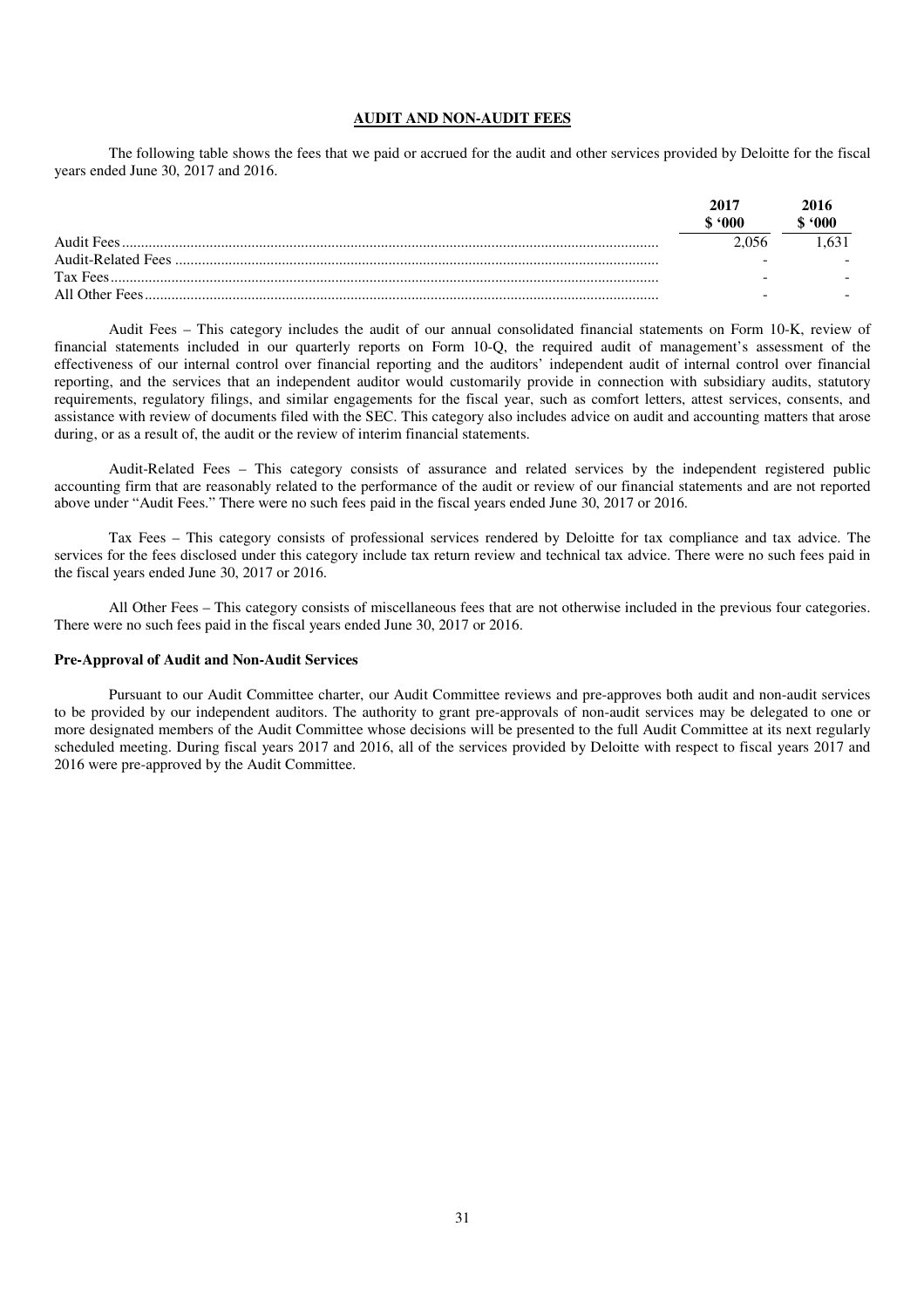## AUDIT AND NON-AUDIT FEES

The following table shows the fees that we paid or accrued for the audit and other services provided by Deloitte for the fiscal years ended June 30, 2017 and 2016.

| | 2017 \$ '000 | 2016 \$ '000 |
|---|---|---|
| Audit Fees | 2,056 | 1,631 |
| Audit-Related Fees | - | - |
| Tax Fees | - | - |
| All Other Fees | - | - |

Audit Fees – This category includes the audit of our annual consolidated financial statements on Form 10-K, review of financial statements included in our quarterly reports on Form 10-Q, the required audit of management's assessment of the effectiveness of our internal control over financial reporting and the auditors' independent audit of internal control over financial reporting, and the services that an independent auditor would customarily provide in connection with subsidiary audits, statutory requirements, regulatory filings, and similar engagements for the fiscal year, such as comfort letters, attest services, consents, and assistance with review of documents filed with the SEC. This category also includes advice on audit and accounting matters that arose during, or as a result of, the audit or the review of interim financial statements.

Audit-Related Fees – This category consists of assurance and related services by the independent registered public accounting firm that are reasonably related to the performance of the audit or review of our financial statements and are not reported above under "Audit Fees." There were no such fees paid in the fiscal years ended June 30, 2017 or 2016.

Tax Fees – This category consists of professional services rendered by Deloitte for tax compliance and tax advice. The services for the fees disclosed under this category include tax return review and technical tax advice. There were no such fees paid in the fiscal years ended June 30, 2017 or 2016.

All Other Fees – This category consists of miscellaneous fees that are not otherwise included in the previous four categories. There were no such fees paid in the fiscal years ended June 30, 2017 or 2016.

### Pre-Approval of Audit and Non-Audit Services

Pursuant to our Audit Committee charter, our Audit Committee reviews and pre-approves both audit and non-audit services to be provided by our independent auditors. The authority to grant pre-approvals of non-audit services may be delegated to one or more designated members of the Audit Committee whose decisions will be presented to the full Audit Committee at its next regularly scheduled meeting. During fiscal years 2017 and 2016, all of the services provided by Deloitte with respect to fiscal years 2017 and 2016 were pre-approved by the Audit Committee.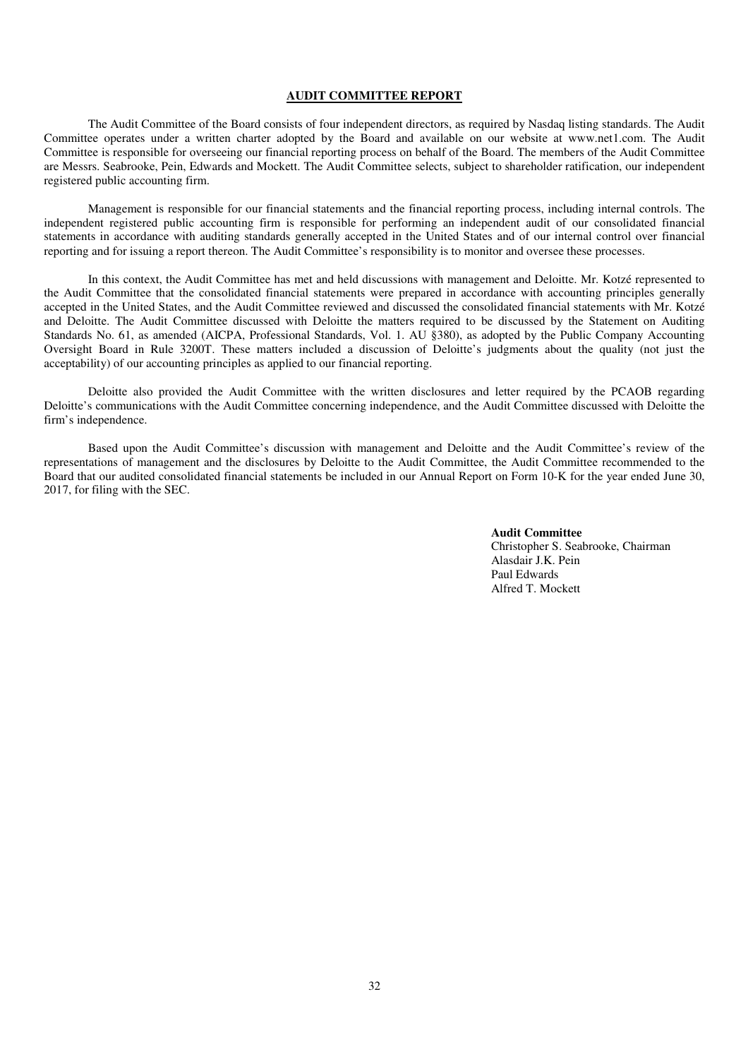## AUDIT COMMITTEE REPORT

The Audit Committee of the Board consists of four independent directors, as required by Nasdaq listing standards. The Audit Committee operates under a written charter adopted by the Board and available on our website at www.net1.com. The Audit Committee is responsible for overseeing our financial reporting process on behalf of the Board. The members of the Audit Committee are Messrs. Seabrooke, Pein, Edwards and Mockett. The Audit Committee selects, subject to shareholder ratification, our independent registered public accounting firm.

Management is responsible for our financial statements and the financial reporting process, including internal controls. The independent registered public accounting firm is responsible for performing an independent audit of our consolidated financial statements in accordance with auditing standards generally accepted in the United States and of our internal control over financial reporting and for issuing a report thereon. The Audit Committee's responsibility is to monitor and oversee these processes.

In this context, the Audit Committee has met and held discussions with management and Deloitte. Mr. Kotzé represented to the Audit Committee that the consolidated financial statements were prepared in accordance with accounting principles generally accepted in the United States, and the Audit Committee reviewed and discussed the consolidated financial statements with Mr. Kotzé and Deloitte. The Audit Committee discussed with Deloitte the matters required to be discussed by the Statement on Auditing Standards No. 61, as amended (AICPA, Professional Standards, Vol. 1. AU §380), as adopted by the Public Company Accounting Oversight Board in Rule 3200T. These matters included a discussion of Deloitte's judgments about the quality (not just the acceptability) of our accounting principles as applied to our financial reporting.

Deloitte also provided the Audit Committee with the written disclosures and letter required by the PCAOB regarding Deloitte's communications with the Audit Committee concerning independence, and the Audit Committee discussed with Deloitte the firm's independence.

Based upon the Audit Committee's discussion with management and Deloitte and the Audit Committee's review of the representations of management and the disclosures by Deloitte to the Audit Committee, the Audit Committee recommended to the Board that our audited consolidated financial statements be included in our Annual Report on Form 10-K for the year ended June 30, 2017, for filing with the SEC.

**Audit Committee**
Christopher S. Seabrooke, Chairman
Alasdair J.K. Pein
Paul Edwards
Alfred T. Mockett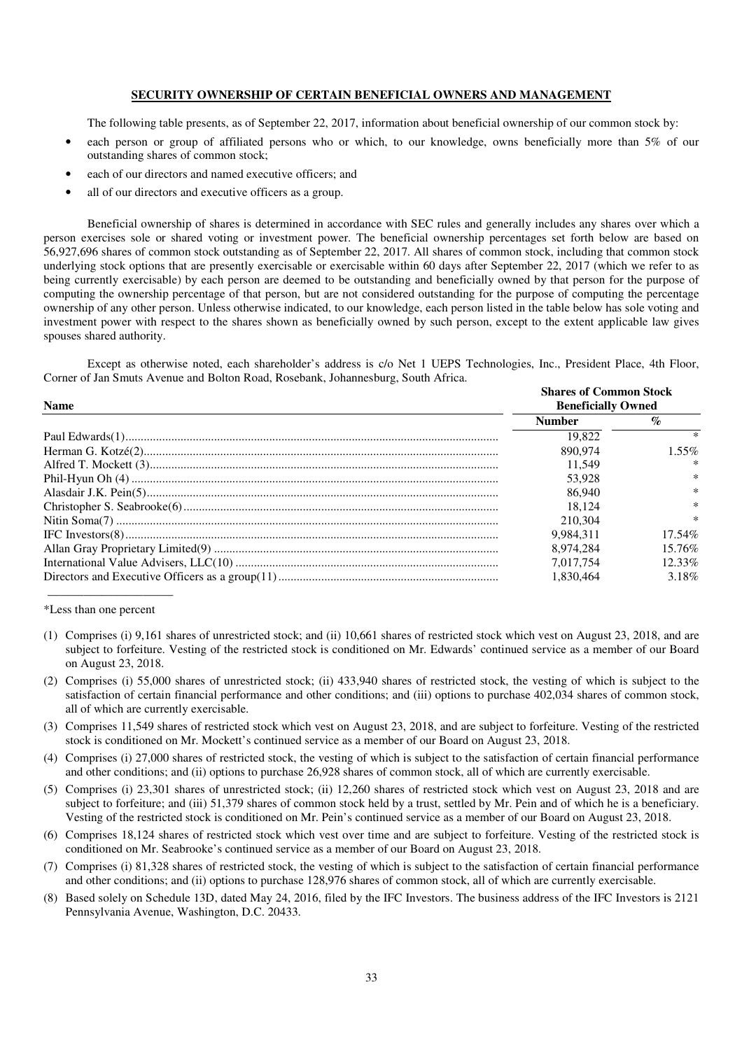## SECURITY OWNERSHIP OF CERTAIN BENEFICIAL OWNERS AND MANAGEMENT

The following table presents, as of September 22, 2017, information about beneficial ownership of our common stock by:

- each person or group of affiliated persons who or which, to our knowledge, owns beneficially more than 5% of our outstanding shares of common stock;
- each of our directors and named executive officers; and
- all of our directors and executive officers as a group.

Beneficial ownership of shares is determined in accordance with SEC rules and generally includes any shares over which a person exercises sole or shared voting or investment power. The beneficial ownership percentages set forth below are based on 56,927,696 shares of common stock outstanding as of September 22, 2017. All shares of common stock, including that common stock underlying stock options that are presently exercisable or exercisable within 60 days after September 22, 2017 (which we refer to as being currently exercisable) by each person are deemed to be outstanding and beneficially owned by that person for the purpose of computing the ownership percentage of that person, but are not considered outstanding for the purpose of computing the percentage ownership of any other person. Unless otherwise indicated, to our knowledge, each person listed in the table below has sole voting and investment power with respect to the shares shown as beneficially owned by such person, except to the extent applicable law gives spouses shared authority.

Except as otherwise noted, each shareholder's address is c/o Net 1 UEPS Technologies, Inc., President Place, 4th Floor, Corner of Jan Smuts Avenue and Bolton Road, Rosebank, Johannesburg, South Africa.

| Name | Shares of Common Stock Beneficially Owned | |
|---|---|---|
| | Number | % |
| Paul Edwards(1) | 19,822 | * |
| Herman G. Kotzé(2) | 890,974 | 1.55% |
| Alfred T. Mockett (3) | 11,549 | * |
| Phil-Hyun Oh (4) | 53,928 | * |
| Alasdair J.K. Pein(5) | 86,940 | * |
| Christopher S. Seabrooke(6) | 18,124 | * |
| Nitin Soma(7) | 210,304 | * |
| IFC Investors(8) | 9,984,311 | 17.54% |
| Allan Gray Proprietary Limited(9) | 8,974,284 | 15.76% |
| International Value Advisers, LLC(10) | 7,017,754 | 12.33% |
| Directors and Executive Officers as a group(11) | 1,830,464 | 3.18% |

*Less than one percent

(1) Comprises (i) 9,161 shares of unrestricted stock; and (ii) 10,661 shares of restricted stock which vest on August 23, 2018, and are subject to forfeiture. Vesting of the restricted stock is conditioned on Mr. Edwards' continued service as a member of our Board on August 23, 2018.

(2) Comprises (i) 55,000 shares of unrestricted stock; (ii) 433,940 shares of restricted stock, the vesting of which is subject to the satisfaction of certain financial performance and other conditions; and (iii) options to purchase 402,034 shares of common stock, all of which are currently exercisable.

(3) Comprises 11,549 shares of restricted stock which vest on August 23, 2018, and are subject to forfeiture. Vesting of the restricted stock is conditioned on Mr. Mockett's continued service as a member of our Board on August 23, 2018.

(4) Comprises (i) 27,000 shares of restricted stock, the vesting of which is subject to the satisfaction of certain financial performance and other conditions; and (ii) options to purchase 26,928 shares of common stock, all of which are currently exercisable.

(5) Comprises (i) 23,301 shares of unrestricted stock; (ii) 12,260 shares of restricted stock which vest on August 23, 2018 and are subject to forfeiture; and (iii) 51,379 shares of common stock held by a trust, settled by Mr. Pein and of which he is a beneficiary. Vesting of the restricted stock is conditioned on Mr. Pein's continued service as a member of our Board on August 23, 2018.

(6) Comprises 18,124 shares of restricted stock which vest over time and are subject to forfeiture. Vesting of the restricted stock is conditioned on Mr. Seabrooke's continued service as a member of our Board on August 23, 2018.

(7) Comprises (i) 81,328 shares of restricted stock, the vesting of which is subject to the satisfaction of certain financial performance and other conditions; and (ii) options to purchase 128,976 shares of common stock, all of which are currently exercisable.

(8) Based solely on Schedule 13D, dated May 24, 2016, filed by the IFC Investors. The business address of the IFC Investors is 2121 Pennsylvania Avenue, Washington, D.C. 20433.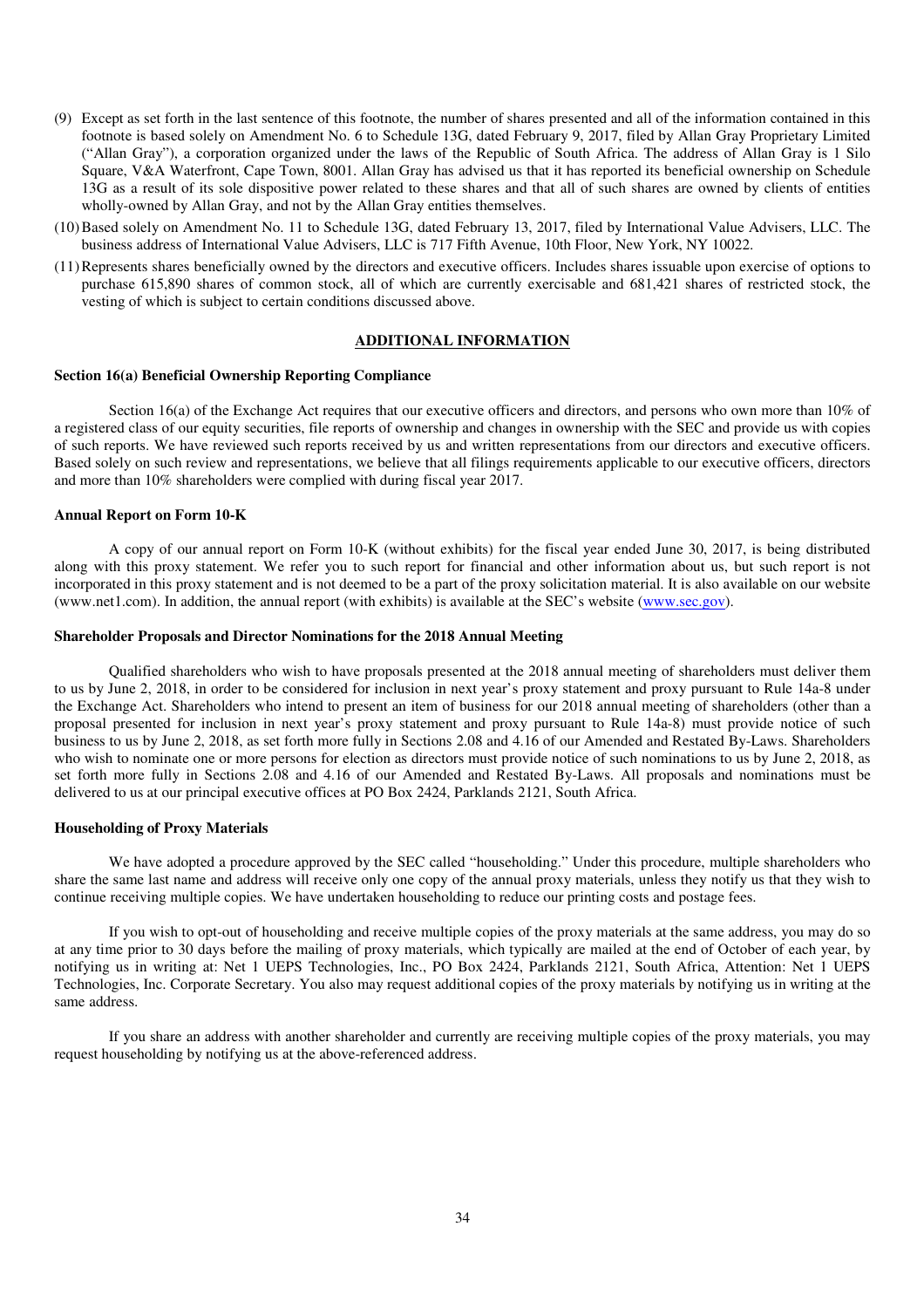(9) Except as set forth in the last sentence of this footnote, the number of shares presented and all of the information contained in this footnote is based solely on Amendment No. 6 to Schedule 13G, dated February 9, 2017, filed by Allan Gray Proprietary Limited ("Allan Gray"), a corporation organized under the laws of the Republic of South Africa. The address of Allan Gray is 1 Silo Square, V&A Waterfront, Cape Town, 8001. Allan Gray has advised us that it has reported its beneficial ownership on Schedule 13G as a result of its sole dispositive power related to these shares and that all of such shares are owned by clients of entities wholly-owned by Allan Gray, and not by the Allan Gray entities themselves.

(10) Based solely on Amendment No. 11 to Schedule 13G, dated February 13, 2017, filed by International Value Advisers, LLC. The business address of International Value Advisers, LLC is 717 Fifth Avenue, 10th Floor, New York, NY 10022.

(11) Represents shares beneficially owned by the directors and executive officers. Includes shares issuable upon exercise of options to purchase 615,890 shares of common stock, all of which are currently exercisable and 681,421 shares of restricted stock, the vesting of which is subject to certain conditions discussed above.

## ADDITIONAL INFORMATION

### Section 16(a) Beneficial Ownership Reporting Compliance

Section 16(a) of the Exchange Act requires that our executive officers and directors, and persons who own more than 10% of a registered class of our equity securities, file reports of ownership and changes in ownership with the SEC and provide us with copies of such reports. We have reviewed such reports received by us and written representations from our directors and executive officers. Based solely on such review and representations, we believe that all filings requirements applicable to our executive officers, directors and more than 10% shareholders were complied with during fiscal year 2017.

### Annual Report on Form 10-K

A copy of our annual report on Form 10-K (without exhibits) for the fiscal year ended June 30, 2017, is being distributed along with this proxy statement. We refer you to such report for financial and other information about us, but such report is not incorporated in this proxy statement and is not deemed to be a part of the proxy solicitation material. It is also available on our website (www.net1.com). In addition, the annual report (with exhibits) is available at the SEC's website (www.sec.gov).

### Shareholder Proposals and Director Nominations for the 2018 Annual Meeting

Qualified shareholders who wish to have proposals presented at the 2018 annual meeting of shareholders must deliver them to us by June 2, 2018, in order to be considered for inclusion in next year's proxy statement and proxy pursuant to Rule 14a-8 under the Exchange Act. Shareholders who intend to present an item of business for our 2018 annual meeting of shareholders (other than a proposal presented for inclusion in next year's proxy statement and proxy pursuant to Rule 14a-8) must provide notice of such business to us by June 2, 2018, as set forth more fully in Sections 2.08 and 4.16 of our Amended and Restated By-Laws. Shareholders who wish to nominate one or more persons for election as directors must provide notice of such nominations to us by June 2, 2018, as set forth more fully in Sections 2.08 and 4.16 of our Amended and Restated By-Laws. All proposals and nominations must be delivered to us at our principal executive offices at PO Box 2424, Parklands 2121, South Africa.

### Householding of Proxy Materials

We have adopted a procedure approved by the SEC called "householding." Under this procedure, multiple shareholders who share the same last name and address will receive only one copy of the annual proxy materials, unless they notify us that they wish to continue receiving multiple copies. We have undertaken householding to reduce our printing costs and postage fees.

If you wish to opt-out of householding and receive multiple copies of the proxy materials at the same address, you may do so at any time prior to 30 days before the mailing of proxy materials, which typically are mailed at the end of October of each year, by notifying us in writing at: Net 1 UEPS Technologies, Inc., PO Box 2424, Parklands 2121, South Africa, Attention: Net 1 UEPS Technologies, Inc. Corporate Secretary. You also may request additional copies of the proxy materials by notifying us in writing at the same address.

If you share an address with another shareholder and currently are receiving multiple copies of the proxy materials, you may request householding by notifying us at the above-referenced address.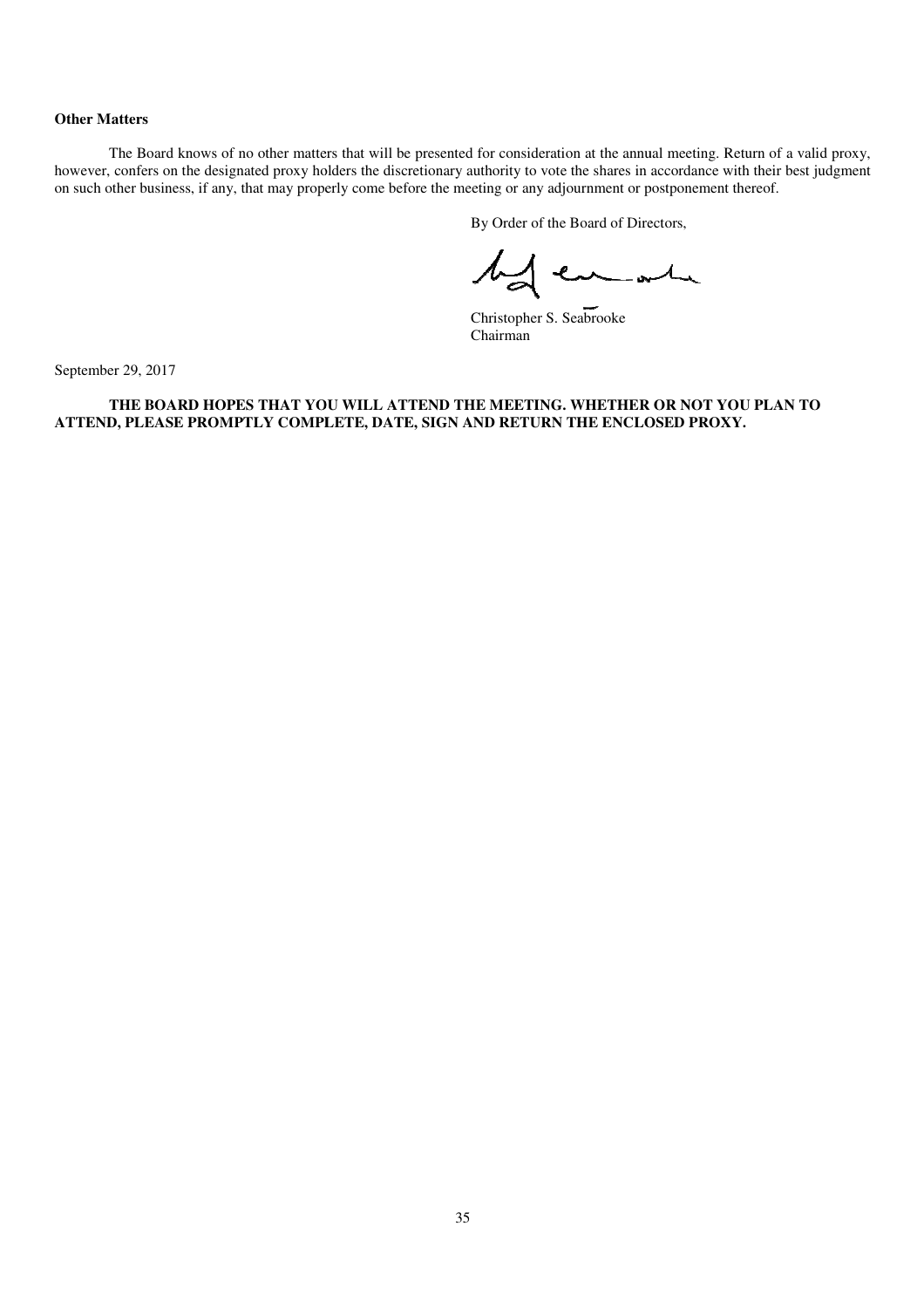**Other Matters**

The Board knows of no other matters that will be presented for consideration at the annual meeting. Return of a valid proxy, however, confers on the designated proxy holders the discretionary authority to vote the shares in accordance with their best judgment on such other business, if any, that may properly come before the meeting or any adjournment or postponement thereof.

By Order of the Board of Directors,

Christopher S. Seabrooke
Chairman

September 29, 2017

**THE BOARD HOPES THAT YOU WILL ATTEND THE MEETING. WHETHER OR NOT YOU PLAN TO ATTEND, PLEASE PROMPTLY COMPLETE, DATE, SIGN AND RETURN THE ENCLOSED PROXY.**